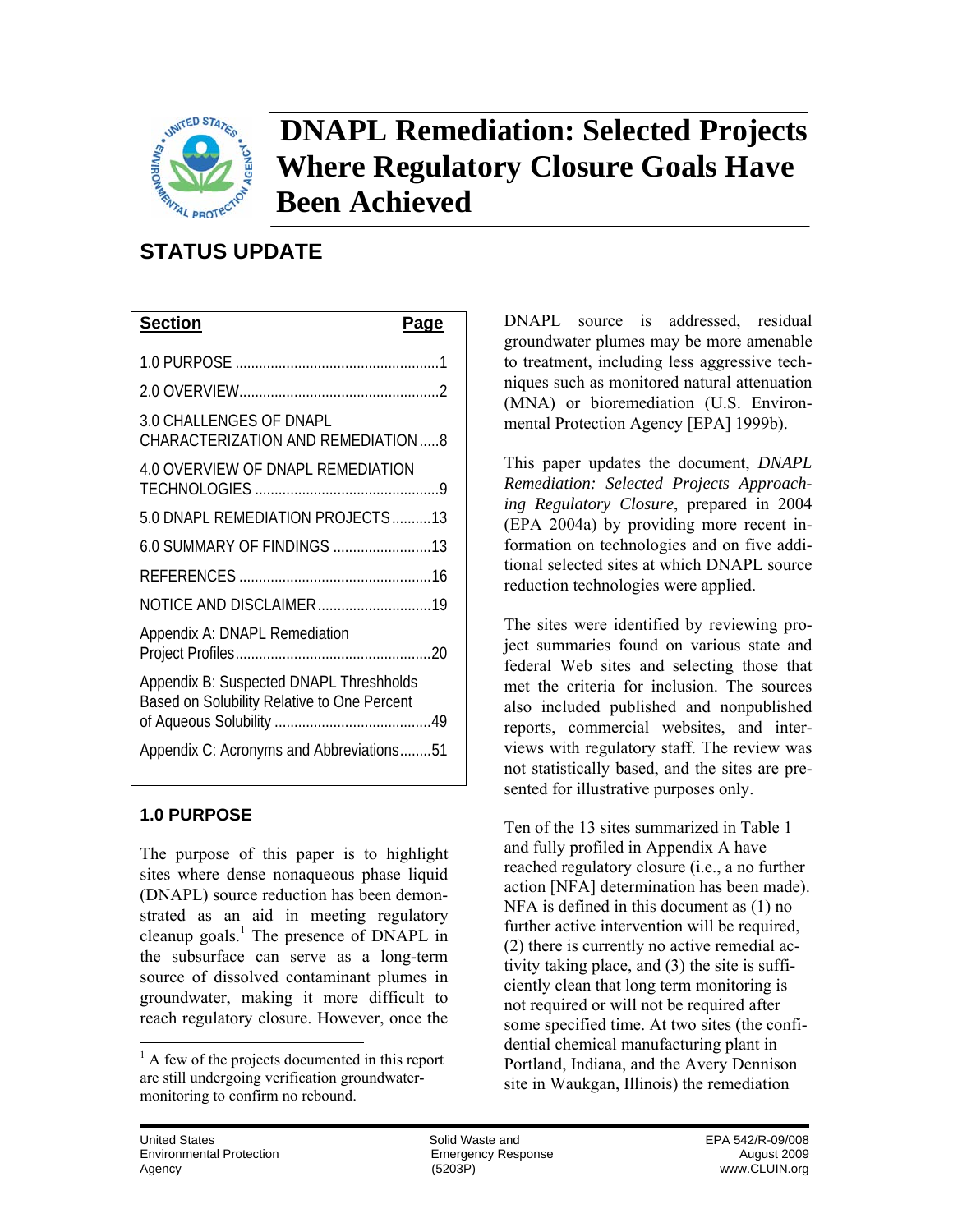# DNAPL Remediation: Selected Projects Where Regulatory Closure Goals Have Been Achieved

## STATUS UPDATE

| Section | Page |
|---|---|
| 1.0 PURPOSE | 1 |
| 2.0 OVERVIEW | 2 |
| 3.0 CHALLENGES OF DNAPL CHARACTERIZATION AND REMEDIATION | 8 |
| 4.0 OVERVIEW OF DNAPL REMEDIATION TECHNOLOGIES | 9 |
| 5.0 DNAPL REMEDIATION PROJECTS | 13 |
| 6.0 SUMMARY OF FINDINGS | 13 |
| REFERENCES | 16 |
| NOTICE AND DISCLAIMER | 19 |
| Appendix A: DNAPL Remediation Project Profiles | 20 |
| Appendix B: Suspected DNAPL Threshholds Based on Solubility Relative to One Percent of Aqueous Solubility | 49 |
| Appendix C: Acronyms and Abbreviations | 51 |

### 1.0 PURPOSE

The purpose of this paper is to highlight sites where dense nonaqueous phase liquid (DNAPL) source reduction has been demonstrated as an aid in meeting regulatory cleanup goals.[1] The presence of DNAPL in the subsurface can serve as a long-term source of dissolved contaminant plumes in groundwater, making it more difficult to reach regulatory closure. However, once the DNAPL source is addressed, residual groundwater plumes may be more amenable to treatment, including less aggressive techniques such as monitored natural attenuation (MNA) or bioremediation (U.S. Environmental Protection Agency [EPA] 1999b).

This paper updates the document, *DNAPL Remediation: Selected Projects Approaching Regulatory Closure*, prepared in 2004 (EPA 2004a) by providing more recent information on technologies and on five additional selected sites at which DNAPL source reduction technologies were applied.

The sites were identified by reviewing project summaries found on various state and federal Web sites and selecting those that met the criteria for inclusion. The sources also included published and nonpublished reports, commercial websites, and interviews with regulatory staff. The review was not statistically based, and the sites are presented for illustrative purposes only.

Ten of the 13 sites summarized in Table 1 and fully profiled in Appendix A have reached regulatory closure (i.e., a no further action [NFA] determination has been made). NFA is defined in this document as (1) no further active intervention will be required, (2) there is currently no active remedial activity taking place, and (3) the site is sufficiently clean that long term monitoring is not required or will not be required after some specified time. At two sites (the confidential chemical manufacturing plant in Portland, Indiana, and the Avery Dennison site in Waukgan, Illinois) the remediation

[1] A few of the projects documented in this report are still undergoing verification groundwater-monitoring to confirm no rebound.

United States Environmental Protection Agency — Solid Waste and Emergency Response (5203P) — EPA 542/R-09/008 August 2009 www.CLUIN.org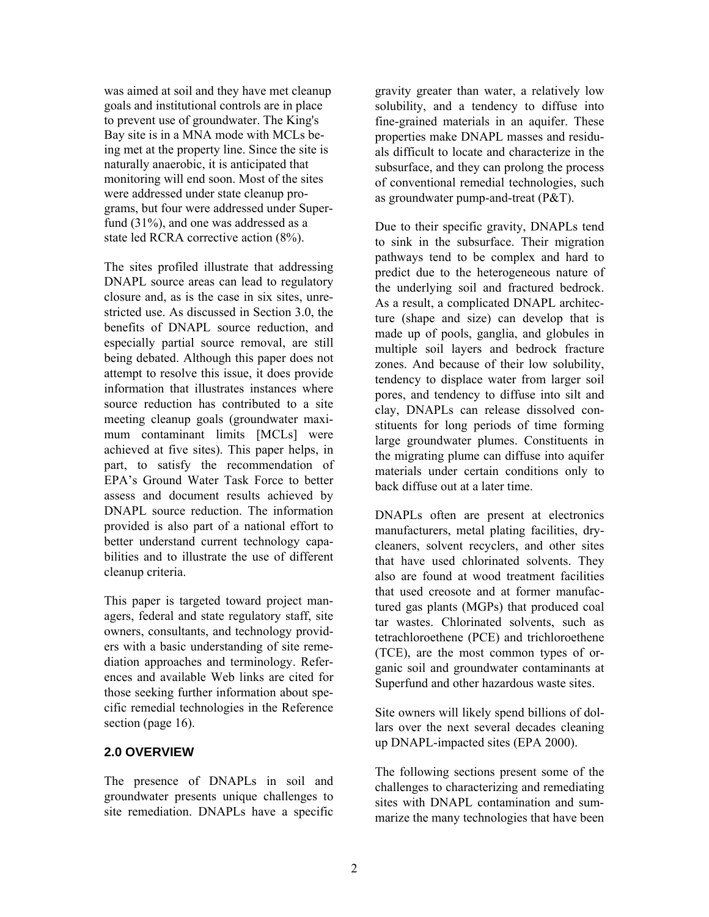was aimed at soil and they have met cleanup goals and institutional controls are in place to prevent use of groundwater. The King's Bay site is in a MNA mode with MCLs being met at the property line. Since the site is naturally anaerobic, it is anticipated that monitoring will end soon. Most of the sites were addressed under state cleanup programs, but four were addressed under Superfund (31%), and one was addressed as a state led RCRA corrective action (8%).

The sites profiled illustrate that addressing DNAPL source areas can lead to regulatory closure and, as is the case in six sites, unrestricted use. As discussed in Section 3.0, the benefits of DNAPL source reduction, and especially partial source removal, are still being debated. Although this paper does not attempt to resolve this issue, it does provide information that illustrates instances where source reduction has contributed to a site meeting cleanup goals (groundwater maximum contaminant limits [MCLs] were achieved at five sites). This paper helps, in part, to satisfy the recommendation of EPA's Ground Water Task Force to better assess and document results achieved by DNAPL source reduction. The information provided is also part of a national effort to better understand current technology capabilities and to illustrate the use of different cleanup criteria.

This paper is targeted toward project managers, federal and state regulatory staff, site owners, consultants, and technology providers with a basic understanding of site remediation approaches and terminology. References and available Web links are cited for those seeking further information about specific remedial technologies in the Reference section (page 16).

## 2.0 OVERVIEW

The presence of DNAPLs in soil and groundwater presents unique challenges to site remediation. DNAPLs have a specific gravity greater than water, a relatively low solubility, and a tendency to diffuse into fine-grained materials in an aquifer. These properties make DNAPL masses and residuals difficult to locate and characterize in the subsurface, and they can prolong the process of conventional remedial technologies, such as groundwater pump-and-treat (P&T).

Due to their specific gravity, DNAPLs tend to sink in the subsurface. Their migration pathways tend to be complex and hard to predict due to the heterogeneous nature of the underlying soil and fractured bedrock. As a result, a complicated DNAPL architecture (shape and size) can develop that is made up of pools, ganglia, and globules in multiple soil layers and bedrock fracture zones. And because of their low solubility, tendency to displace water from larger soil pores, and tendency to diffuse into silt and clay, DNAPLs can release dissolved constituents for long periods of time forming large groundwater plumes. Constituents in the migrating plume can diffuse into aquifer materials under certain conditions only to back diffuse out at a later time.

DNAPLs often are present at electronics manufacturers, metal plating facilities, drycleaners, solvent recyclers, and other sites that have used chlorinated solvents. They also are found at wood treatment facilities that used creosote and at former manufactured gas plants (MGPs) that produced coal tar wastes. Chlorinated solvents, such as tetrachloroethene (PCE) and trichloroethene (TCE), are the most common types of organic soil and groundwater contaminants at Superfund and other hazardous waste sites.

Site owners will likely spend billions of dollars over the next several decades cleaning up DNAPL-impacted sites (EPA 2000).

The following sections present some of the challenges to characterizing and remediating sites with DNAPL contamination and summarize the many technologies that have been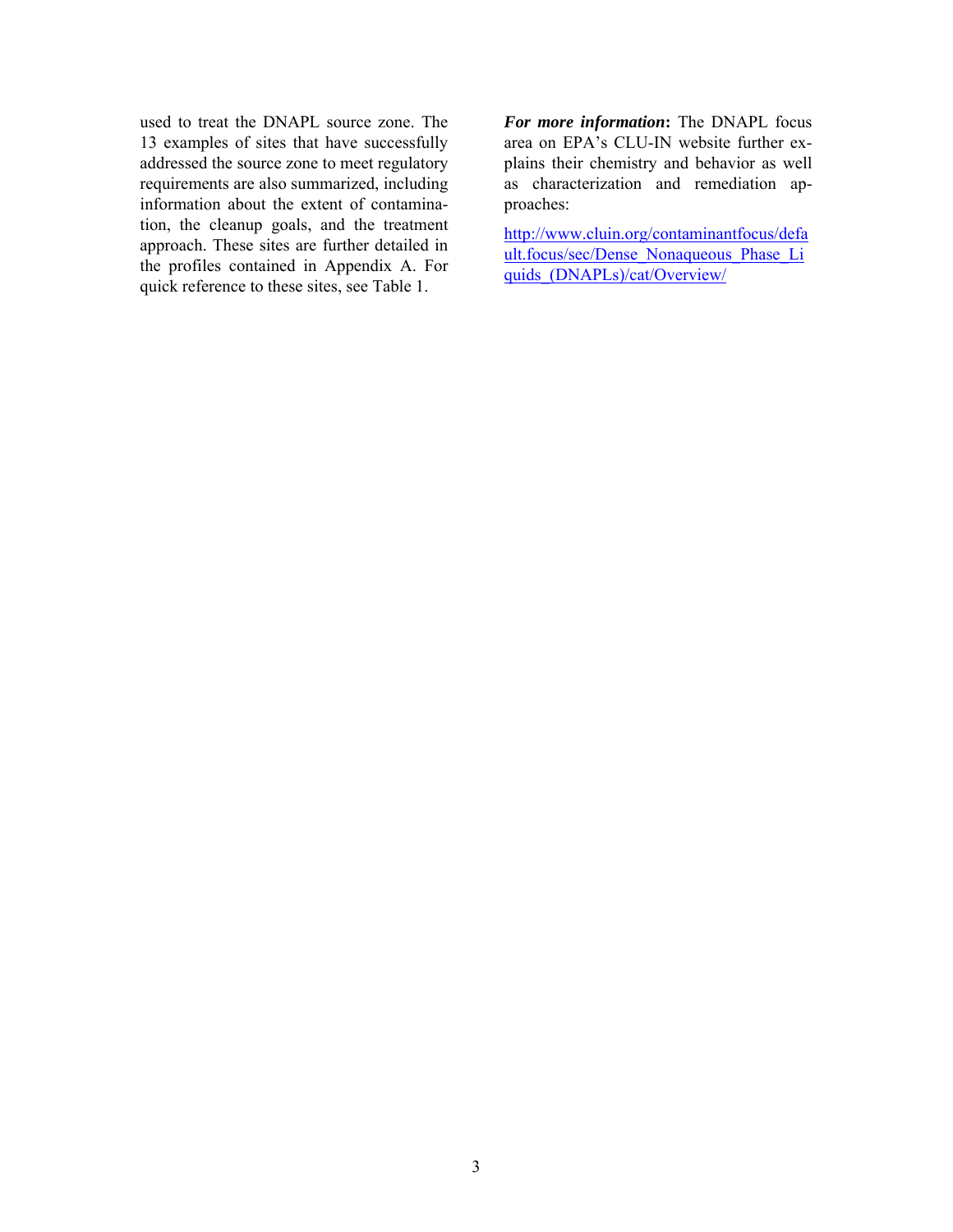used to treat the DNAPL source zone. The 13 examples of sites that have successfully addressed the source zone to meet regulatory requirements are also summarized, including information about the extent of contamination, the cleanup goals, and the treatment approach. These sites are further detailed in the profiles contained in Appendix A. For quick reference to these sites, see Table 1.

***For more information*:** The DNAPL focus area on EPA's CLU-IN website further explains their chemistry and behavior as well as characterization and remediation approaches:

http://www.cluin.org/contaminantfocus/default.focus/sec/Dense_Nonaqueous_Phase_Liquids_(DNAPLs)/cat/Overview/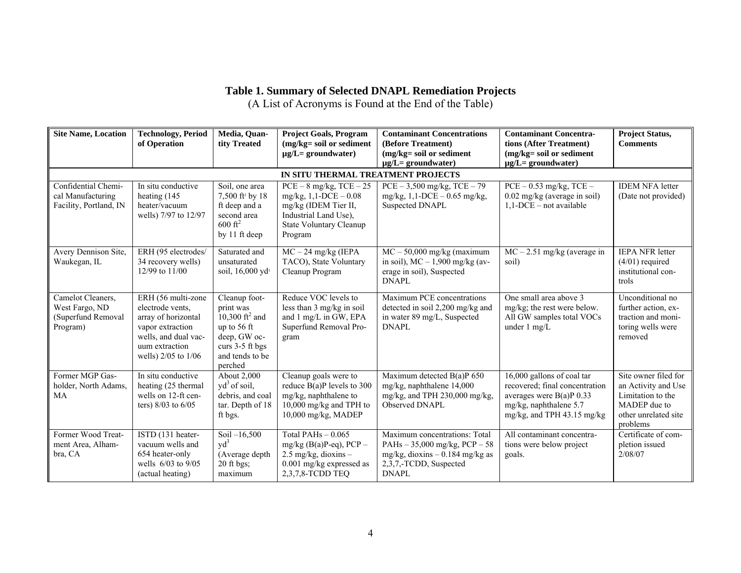**Table 1. Summary of Selected DNAPL Remediation Projects**
(A List of Acronyms is Found at the End of the Table)

| Site Name, Location | Technology, Period of Operation | Media, Quantity Treated | Project Goals, Program (mg/kg= soil or sediment µg/L= groundwater) | Contaminant Concentrations (Before Treatment) (mg/kg= soil or sediment µg/L= groundwater) | Contaminant Concentrations (After Treatment) (mg/kg= soil or sediment µg/L= groundwater) | Project Status, Comments |
|---|---|---|---|---|---|---|
| **IN SITU THERMAL TREATMENT PROJECTS** | | | | | | |
| Confidential Chemical Manufacturing Facility, Portland, IN | In situ conductive heating (145 heater/vacuum wells) 7/97 to 12/97 | Soil, one area 7,500 $ft^2$ by 18 ft deep and a second area 600 $ft^2$ by 11 ft deep | PCE – 8 mg/kg, TCE – 25 mg/kg, 1,1-DCE – 0.08 mg/kg (IDEM Tier II, Industrial Land Use), State Voluntary Cleanup Program | PCE – 3,500 mg/kg, TCE – 79 mg/kg, 1,1-DCE – 0.65 mg/kg, Suspected DNAPL | PCE – 0.53 mg/kg, TCE – 0.02 mg/kg (average in soil) 1,1-DCE – not available | IDEM NFA letter (Date not provided) |
| Avery Dennison Site, Waukegan, IL | ERH (95 electrodes/ 34 recovery wells) 12/99 to 11/00 | Saturated and unsaturated soil, 16,000 $yd^3$ | MC – 24 mg/kg (IEPA TACO), State Voluntary Cleanup Program | MC – 50,000 mg/kg (maximum in soil), MC – 1,900 mg/kg (average in soil), Suspected DNAPL | MC – 2.51 mg/kg (average in soil) | IEPA NFR letter (4/01) required institutional controls |
| Camelot Cleaners, West Fargo, ND (Superfund Removal Program) | ERH (56 multi-zone electrode vents, array of horizontal vapor extraction wells, and dual vacuum extraction wells) 2/05 to 1/06 | Cleanup footprint was 10,300 $ft^2$ and up to 56 ft deep, GW occurs 3-5 ft bgs and tends to be perched | Reduce VOC levels to less than 3 mg/kg in soil and 1 mg/L in GW, EPA Superfund Removal Program | Maximum PCE concentrations detected in soil 2,200 mg/kg and in water 89 mg/L, Suspected DNAPL | One small area above 3 mg/kg; the rest were below. All GW samples total VOCs under 1 mg/L | Unconditional no further action, extraction and monitoring wells were removed |
| Former MGP Gasholder, North Adams, MA | In situ conductive heating (25 thermal wells on 12-ft centers) 8/03 to 6/05 | About 2,000 $yd^3$ of soil, debris, and coal tar. Depth of 18 ft bgs. | Cleanup goals were to reduce B(a)P levels to 300 mg/kg, naphthalene to 10,000 mg/kg and TPH to 10,000 mg/kg, MADEP | Maximum detected B(a)P 650 mg/kg, naphthalene 14,000 mg/kg, and TPH 230,000 mg/kg, Observed DNAPL | 16,000 gallons of coal tar recovered; final concentration averages were B(a)P 0.33 mg/kg, naphthalene 5.7 mg/kg, and TPH 43.15 mg/kg | Site owner filed for an Activity and Use Limitation to the MADEP due to other unrelated site problems |
| Former Wood Treatment Area, Alhambra, CA | ISTD (131 heater-vacuum wells and 654 heater-only wells 6/03 to 9/05 (actual heating) | Soil –16,500 $yd^3$ (Average depth 20 ft bgs; maximum | Total PAHs – 0.065 mg/kg (B(a)P-eq), PCP – 2.5 mg/kg, dioxins – 0.001 mg/kg expressed as 2,3,7,8-TCDD TEQ | Maximum concentrations: Total PAHs – 35,000 mg/kg, PCP – 58 mg/kg, dioxins – 0.184 mg/kg as 2,3,7,-TCDD, Suspected DNAPL | All contaminant concentrations were below project goals. | Certificate of completion issued 2/08/07 |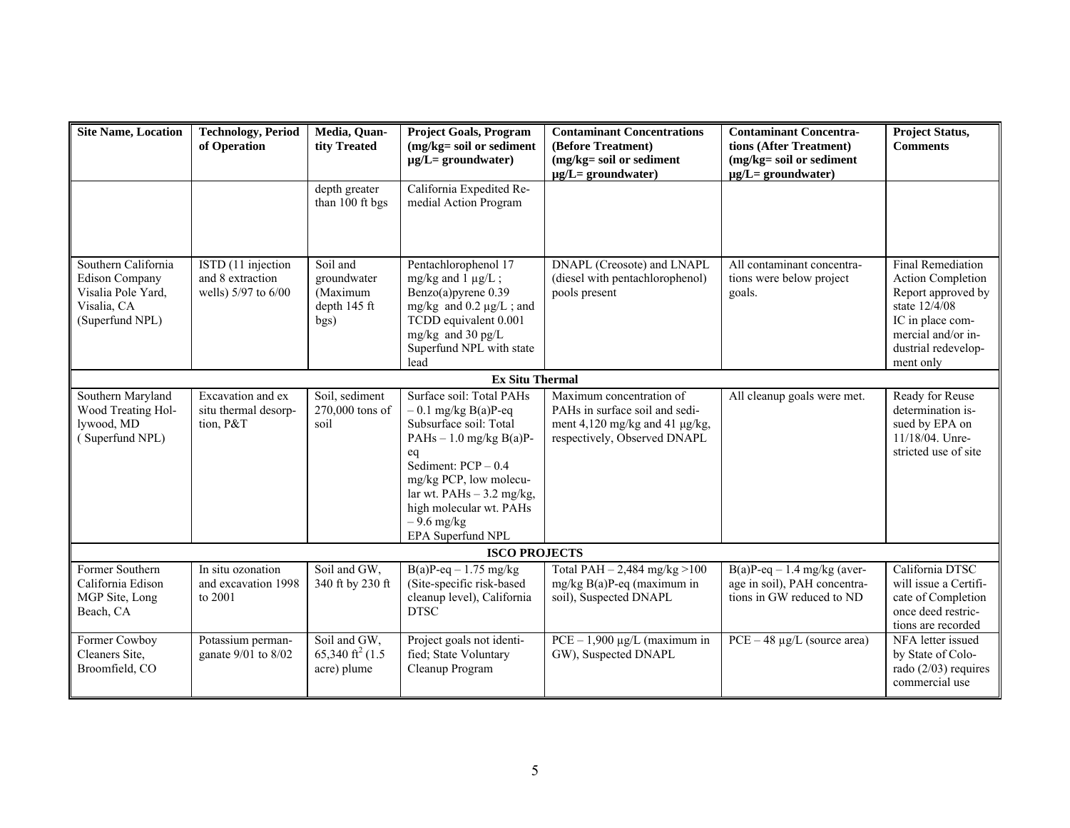| Site Name, Location | Technology, Period of Operation | Media, Quantity Treated | Project Goals, Program (mg/kg= soil or sediment µg/L= groundwater) | Contaminant Concentrations (Before Treatment) (mg/kg= soil or sediment µg/L= groundwater) | Contaminant Concentrations (After Treatment) (mg/kg= soil or sediment µg/L= groundwater) | Project Status, Comments |
|---|---|---|---|---|---|---|
| | | depth greater than 100 ft bgs | California Expedited Remedial Action Program | | | |
| Southern California Edison Company Visalia Pole Yard, Visalia, CA (Superfund NPL) | ISTD (11 injection and 8 extraction wells) 5/97 to 6/00 | Soil and groundwater (Maximum depth 145 ft bgs) | Pentachlorophenol 17 mg/kg and 1 µg/L ; Benzo(a)pyrene 0.39 mg/kg and 0.2 µg/L ; and TCDD equivalent 0.001 mg/kg and 30 pg/L Superfund NPL with state lead | DNAPL (Creosote) and LNAPL (diesel with pentachlorophenol) pools present | All contaminant concentrations were below project goals. | Final Remediation Action Completion Report approved by state 12/4/08 IC in place commercial and/or industrial redevelopment only |
| **Ex Situ Thermal** | | | | | | |
| Southern Maryland Wood Treating Hollywood, MD ( Superfund NPL) | Excavation and ex situ thermal desorption, P&T | Soil, sediment 270,000 tons of soil | Surface soil: Total PAHs – 0.1 mg/kg B(a)P-eq Subsurface soil: Total PAHs – 1.0 mg/kg B(a)P-eq Sediment: PCP – 0.4 mg/kg PCP, low molecular wt. PAHs – 3.2 mg/kg, high molecular wt. PAHs – 9.6 mg/kg EPA Superfund NPL | Maximum concentration of PAHs in surface soil and sediment 4,120 mg/kg and 41 µg/kg, respectively, Observed DNAPL | All cleanup goals were met. | Ready for Reuse determination issued by EPA on 11/18/04. Unrestricted use of site |
| **ISCO PROJECTS** | | | | | | |
| Former Southern California Edison MGP Site, Long Beach, CA | In situ ozonation and excavation 1998 to 2001 | Soil and GW, 340 ft by 230 ft | B(a)P-eq – 1.75 mg/kg (Site-specific risk-based cleanup level), California DTSC | Total PAH – 2,484 mg/kg >100 mg/kg B(a)P-eq (maximum in soil), Suspected DNAPL | B(a)P-eq – 1.4 mg/kg (average in soil), PAH concentrations in GW reduced to ND | California DTSC will issue a Certificate of Completion once deed restrictions are recorded |
| Former Cowboy Cleaners Site, Broomfield, CO | Potassium permanganate 9/01 to 8/02 | Soil and GW, 65,340 ft$^2$ (1.5 acre) plume | Project goals not identified; State Voluntary Cleanup Program | PCE – 1,900 µg/L (maximum in GW), Suspected DNAPL | PCE – 48 µg/L (source area) | NFA letter issued by State of Colorado (2/03) requires commercial use |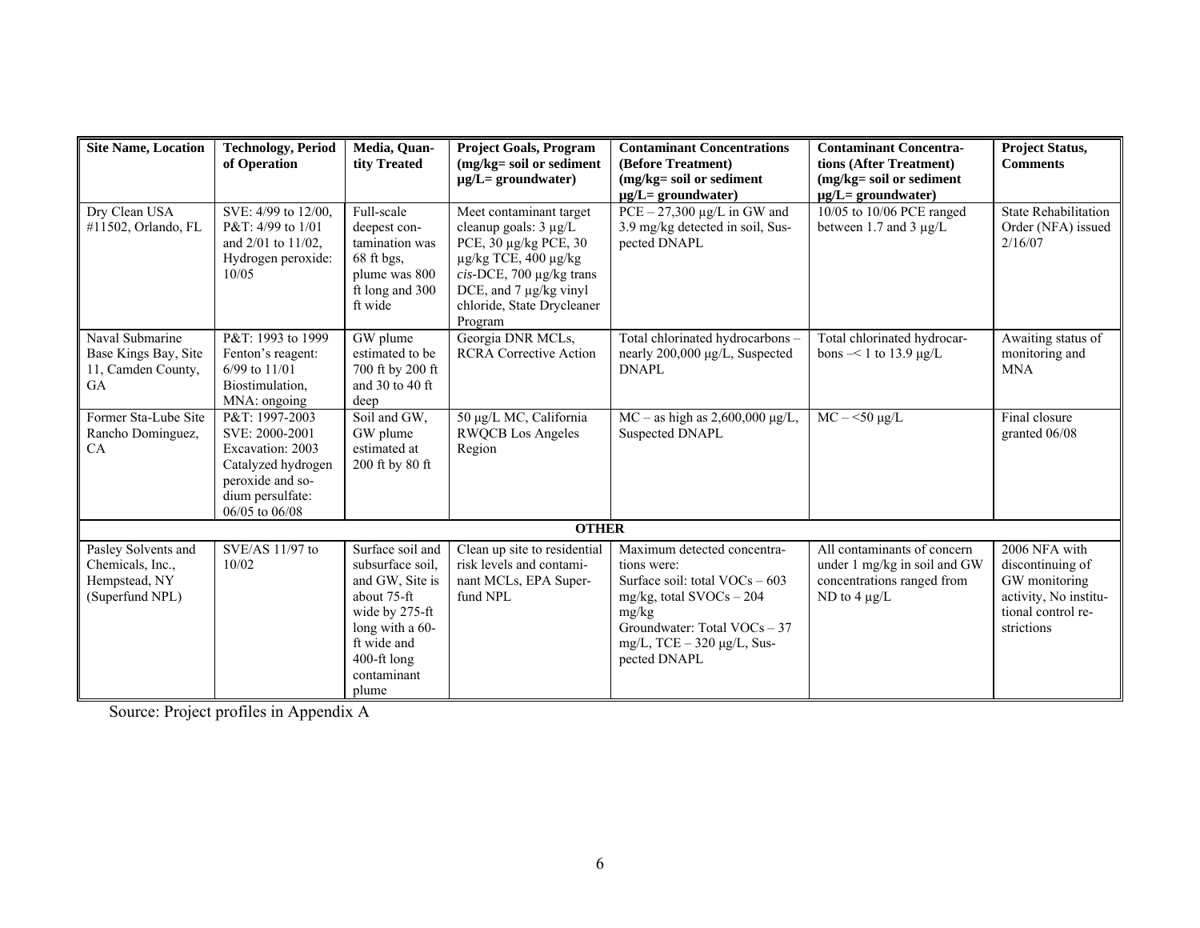| Site Name, Location | Technology, Period of Operation | Media, Quantity Treated | Project Goals, Program (mg/kg= soil or sediment µg/L= groundwater) | Contaminant Concentrations (Before Treatment) (mg/kg= soil or sediment µg/L= groundwater) | Contaminant Concentrations (After Treatment) (mg/kg= soil or sediment µg/L= groundwater) | Project Status, Comments |
|---|---|---|---|---|---|---|
| Dry Clean USA #11502, Orlando, FL | SVE: 4/99 to 12/00, P&T: 4/99 to 1/01 and 2/01 to 11/02, Hydrogen peroxide: 10/05 | Full-scale deepest contamination was 68 ft bgs, plume was 800 ft long and 300 ft wide | Meet contaminant target cleanup goals: 3 µg/L PCE, 30 µg/kg PCE, 30 µg/kg TCE, 400 µg/kg *cis*-DCE, 700 µg/kg trans DCE, and 7 µg/kg vinyl chloride, State Drycleaner Program | PCE – 27,300 µg/L in GW and 3.9 mg/kg detected in soil, Suspected DNAPL | 10/05 to 10/06 PCE ranged between 1.7 and 3 µg/L | State Rehabilitation Order (NFA) issued 2/16/07 |
| Naval Submarine Base Kings Bay, Site 11, Camden County, GA | P&T: 1993 to 1999 Fenton's reagent: 6/99 to 11/01 Biostimulation, MNA: ongoing | GW plume estimated to be 700 ft by 200 ft and 30 to 40 ft deep | Georgia DNR MCLs, RCRA Corrective Action | Total chlorinated hydrocarbons – nearly 200,000 µg/L, Suspected DNAPL | Total chlorinated hydrocarbons –< 1 to 13.9 µg/L | Awaiting status of monitoring and MNA |
| Former Sta-Lube Site Rancho Dominguez, CA | P&T: 1997-2003 SVE: 2000-2001 Excavation: 2003 Catalyzed hydrogen peroxide and sodium persulfate: 06/05 to 06/08 | Soil and GW, GW plume estimated at 200 ft by 80 ft | 50 µg/L MC, California RWQCB Los Angeles Region | MC – as high as 2,600,000 µg/L, Suspected DNAPL | MC – <50 µg/L | Final closure granted 06/08 |
| **OTHER** | | | | | | |
| Pasley Solvents and Chemicals, Inc., Hempstead, NY (Superfund NPL) | SVE/AS 11/97 to 10/02 | Surface soil and subsurface soil, and GW, Site is about 75-ft wide by 275-ft long with a 60-ft wide and 400-ft long contaminant plume | Clean up site to residential risk levels and contaminant MCLs, EPA Superfund NPL | Maximum detected concentrations were: Surface soil: total VOCs – 603 mg/kg, total SVOCs – 204 mg/kg Groundwater: Total VOCs – 37 mg/L, TCE – 320 µg/L, Suspected DNAPL | All contaminants of concern under 1 mg/kg in soil and GW concentrations ranged from ND to 4 µg/L | 2006 NFA with discontinuing of GW monitoring activity, No institutional control restrictions |

Source: Project profiles in Appendix A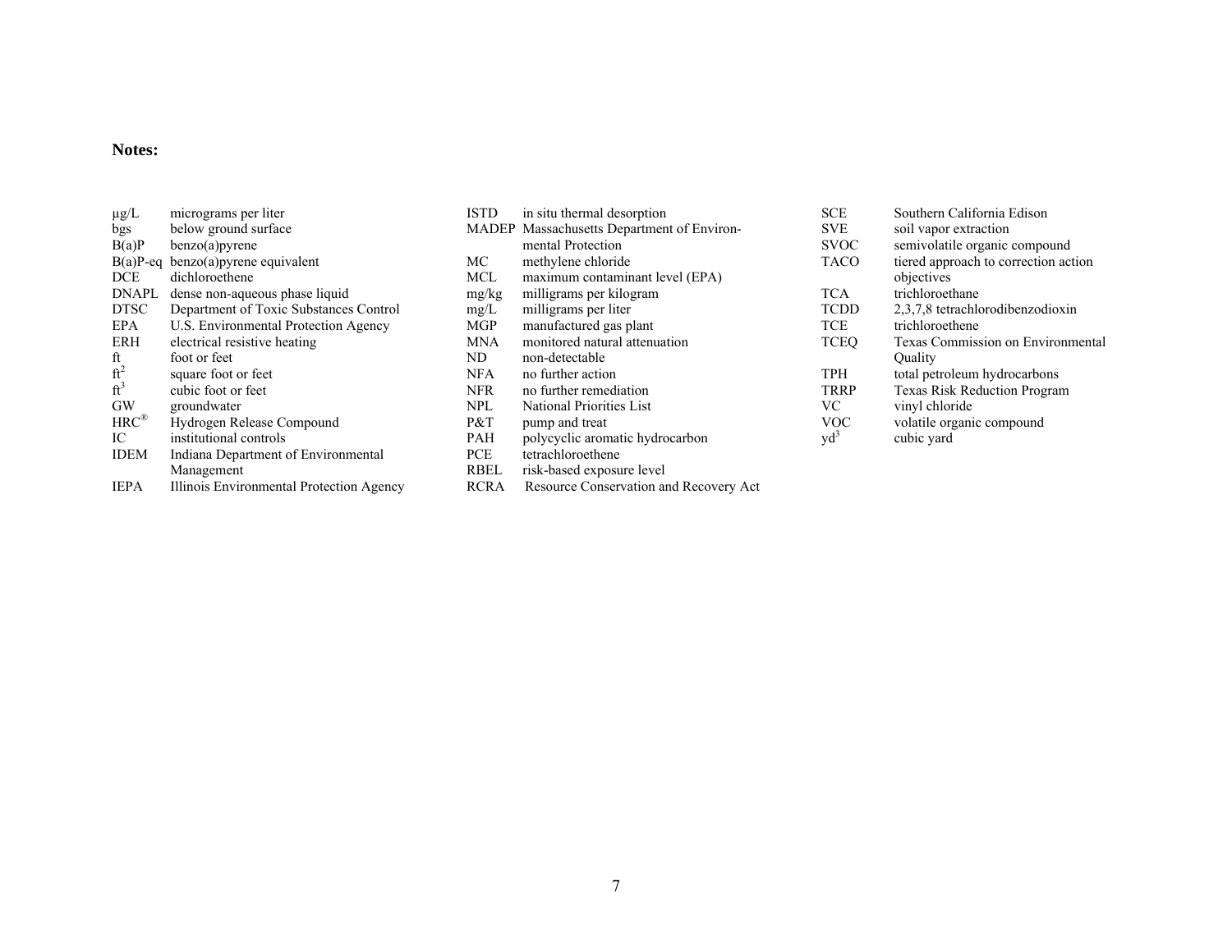**Notes:**

µg/L micrograms per liter
bgs below ground surface
B(a)P benzo(a)pyrene
B(a)P-eq benzo(a)pyrene equivalent
DCE dichloroethene
DNAPL dense non-aqueous phase liquid
DTSC Department of Toxic Substances Control
EPA U.S. Environmental Protection Agency
ERH electrical resistive heating
ft foot or feet
$ft^2$ square foot or feet
$ft^3$ cubic foot or feet
GW groundwater
HRC® Hydrogen Release Compound
IC institutional controls
IDEM Indiana Department of Environmental Management
IEPA Illinois Environmental Protection Agency
ISTD in situ thermal desorption
MADEP Massachusetts Department of Environmental Protection
MC methylene chloride
MCL maximum contaminant level (EPA)
mg/kg milligrams per kilogram
mg/L milligrams per liter
MGP manufactured gas plant
MNA monitored natural attenuation
ND non-detectable
NFA no further action
NFR no further remediation
NPL National Priorities List
P&T pump and treat
PAH polycyclic aromatic hydrocarbon
PCE tetrachloroethene
RBEL risk-based exposure level
RCRA Resource Conservation and Recovery Act
SCE Southern California Edison
SVE soil vapor extraction
SVOC semivolatile organic compound
TACO tiered approach to correction action objectives
TCA trichloroethane
TCDD 2,3,7,8 tetrachlorodibenzodioxin
TCE trichloroethene
TCEQ Texas Commission on Environmental Quality
TPH total petroleum hydrocarbons
TRRP Texas Risk Reduction Program
VC vinyl chloride
VOC volatile organic compound
$yd^3$ cubic yard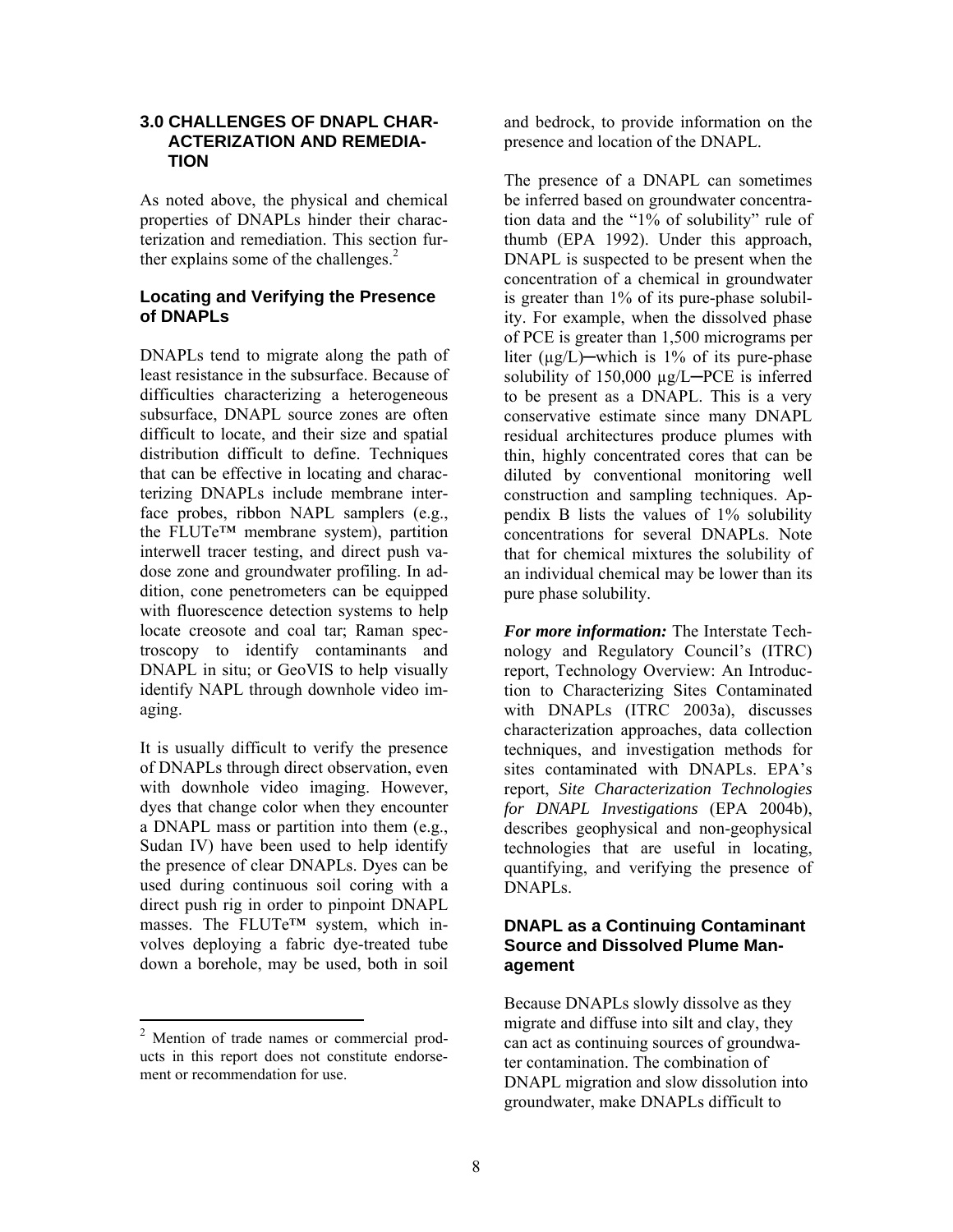## 3.0 CHALLENGES OF DNAPL CHARACTERIZATION AND REMEDIATION

As noted above, the physical and chemical properties of DNAPLs hinder their characterization and remediation. This section further explains some of the challenges.[2]

### Locating and Verifying the Presence of DNAPLs

DNAPLs tend to migrate along the path of least resistance in the subsurface. Because of difficulties characterizing a heterogeneous subsurface, DNAPL source zones are often difficult to locate, and their size and spatial distribution difficult to define. Techniques that can be effective in locating and characterizing DNAPLs include membrane interface probes, ribbon NAPL samplers (e.g., the FLUTe™ membrane system), partition interwell tracer testing, and direct push vadose zone and groundwater profiling. In addition, cone penetrometers can be equipped with fluorescence detection systems to help locate creosote and coal tar; Raman spectroscopy to identify contaminants and DNAPL in situ; or GeoVIS to help visually identify NAPL through downhole video imaging.

It is usually difficult to verify the presence of DNAPLs through direct observation, even with downhole video imaging. However, dyes that change color when they encounter a DNAPL mass or partition into them (e.g., Sudan IV) have been used to help identify the presence of clear DNAPLs. Dyes can be used during continuous soil coring with a direct push rig in order to pinpoint DNAPL masses. The FLUTe™ system, which involves deploying a fabric dye-treated tube down a borehole, may be used, both in soil and bedrock, to provide information on the presence and location of the DNAPL.

The presence of a DNAPL can sometimes be inferred based on groundwater concentration data and the "1% of solubility" rule of thumb (EPA 1992). Under this approach, DNAPL is suspected to be present when the concentration of a chemical in groundwater is greater than 1% of its pure-phase solubility. For example, when the dissolved phase of PCE is greater than 1,500 micrograms per liter (µg/L)─which is 1% of its pure-phase solubility of 150,000 µg/L─PCE is inferred to be present as a DNAPL. This is a very conservative estimate since many DNAPL residual architectures produce plumes with thin, highly concentrated cores that can be diluted by conventional monitoring well construction and sampling techniques. Appendix B lists the values of 1% solubility concentrations for several DNAPLs. Note that for chemical mixtures the solubility of an individual chemical may be lower than its pure phase solubility.

***For more information:*** The Interstate Technology and Regulatory Council's (ITRC) report, Technology Overview: An Introduction to Characterizing Sites Contaminated with DNAPLs (ITRC 2003a), discusses characterization approaches, data collection techniques, and investigation methods for sites contaminated with DNAPLs. EPA's report, *Site Characterization Technologies for DNAPL Investigations* (EPA 2004b), describes geophysical and non-geophysical technologies that are useful in locating, quantifying, and verifying the presence of DNAPLs.

### DNAPL as a Continuing Contaminant Source and Dissolved Plume Management

Because DNAPLs slowly dissolve as they migrate and diffuse into silt and clay, they can act as continuing sources of groundwater contamination. The combination of DNAPL migration and slow dissolution into groundwater, make DNAPLs difficult to

[2] Mention of trade names or commercial products in this report does not constitute endorsement or recommendation for use.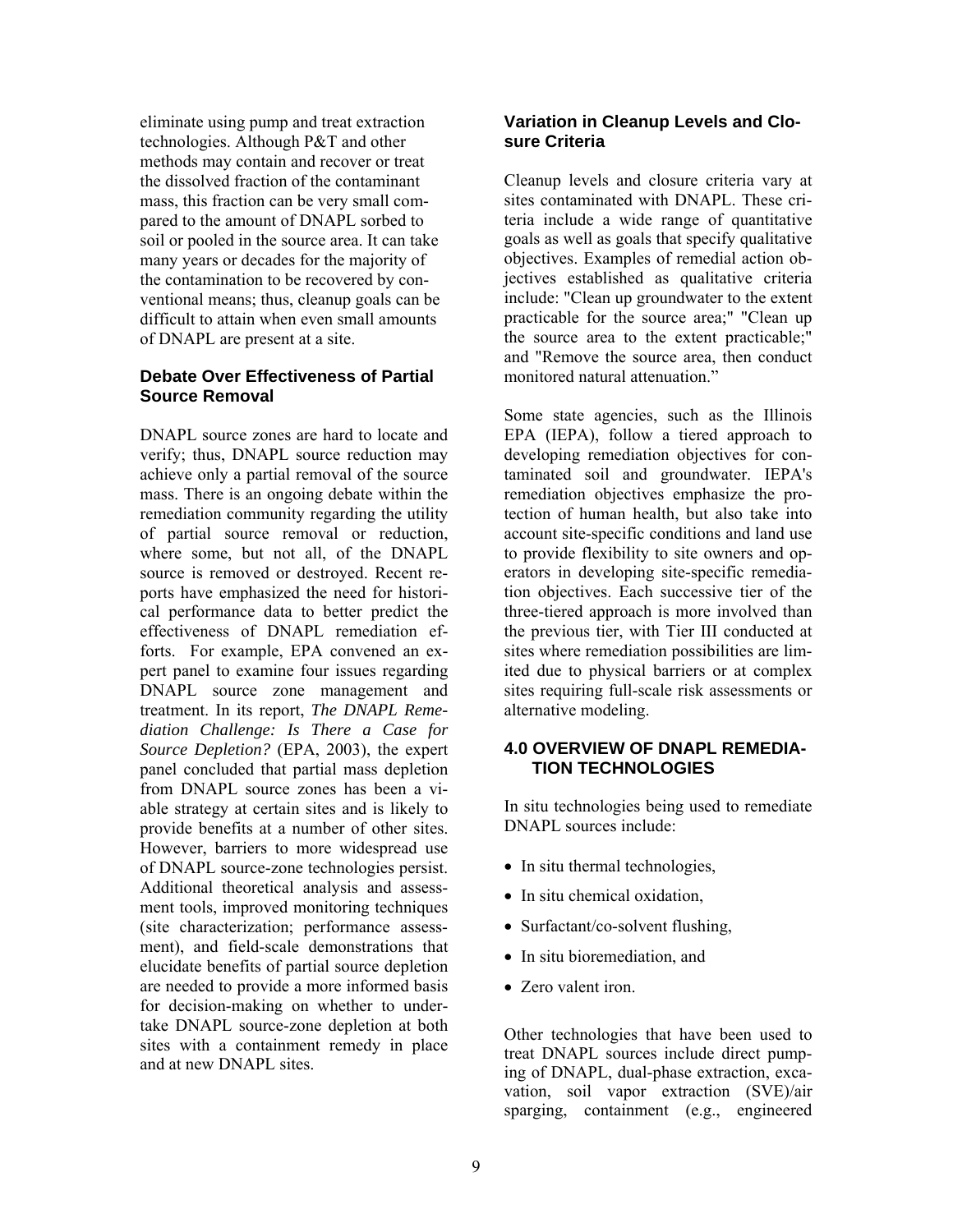eliminate using pump and treat extraction technologies. Although P&T and other methods may contain and recover or treat the dissolved fraction of the contaminant mass, this fraction can be very small compared to the amount of DNAPL sorbed to soil or pooled in the source area. It can take many years or decades for the majority of the contamination to be recovered by conventional means; thus, cleanup goals can be difficult to attain when even small amounts of DNAPL are present at a site.

### Debate Over Effectiveness of Partial Source Removal

DNAPL source zones are hard to locate and verify; thus, DNAPL source reduction may achieve only a partial removal of the source mass. There is an ongoing debate within the remediation community regarding the utility of partial source removal or reduction, where some, but not all, of the DNAPL source is removed or destroyed. Recent reports have emphasized the need for historical performance data to better predict the effectiveness of DNAPL remediation efforts. For example, EPA convened an expert panel to examine four issues regarding DNAPL source zone management and treatment. In its report, *The DNAPL Remediation Challenge: Is There a Case for Source Depletion?* (EPA, 2003), the expert panel concluded that partial mass depletion from DNAPL source zones has been a viable strategy at certain sites and is likely to provide benefits at a number of other sites. However, barriers to more widespread use of DNAPL source-zone technologies persist. Additional theoretical analysis and assessment tools, improved monitoring techniques (site characterization; performance assessment), and field-scale demonstrations that elucidate benefits of partial source depletion are needed to provide a more informed basis for decision-making on whether to undertake DNAPL source-zone depletion at both sites with a containment remedy in place and at new DNAPL sites.

### Variation in Cleanup Levels and Closure Criteria

Cleanup levels and closure criteria vary at sites contaminated with DNAPL. These criteria include a wide range of quantitative goals as well as goals that specify qualitative objectives. Examples of remedial action objectives established as qualitative criteria include: "Clean up groundwater to the extent practicable for the source area;" "Clean up the source area to the extent practicable;" and "Remove the source area, then conduct monitored natural attenuation."

Some state agencies, such as the Illinois EPA (IEPA), follow a tiered approach to developing remediation objectives for contaminated soil and groundwater. IEPA's remediation objectives emphasize the protection of human health, but also take into account site-specific conditions and land use to provide flexibility to site owners and operators in developing site-specific remediation objectives. Each successive tier of the three-tiered approach is more involved than the previous tier, with Tier III conducted at sites where remediation possibilities are limited due to physical barriers or at complex sites requiring full-scale risk assessments or alternative modeling.

## 4.0 OVERVIEW OF DNAPL REMEDIATION TECHNOLOGIES

In situ technologies being used to remediate DNAPL sources include:

- In situ thermal technologies,
- In situ chemical oxidation,
- Surfactant/co-solvent flushing,
- In situ bioremediation, and
- Zero valent iron.

Other technologies that have been used to treat DNAPL sources include direct pumping of DNAPL, dual-phase extraction, excavation, soil vapor extraction (SVE)/air sparging, containment (e.g., engineered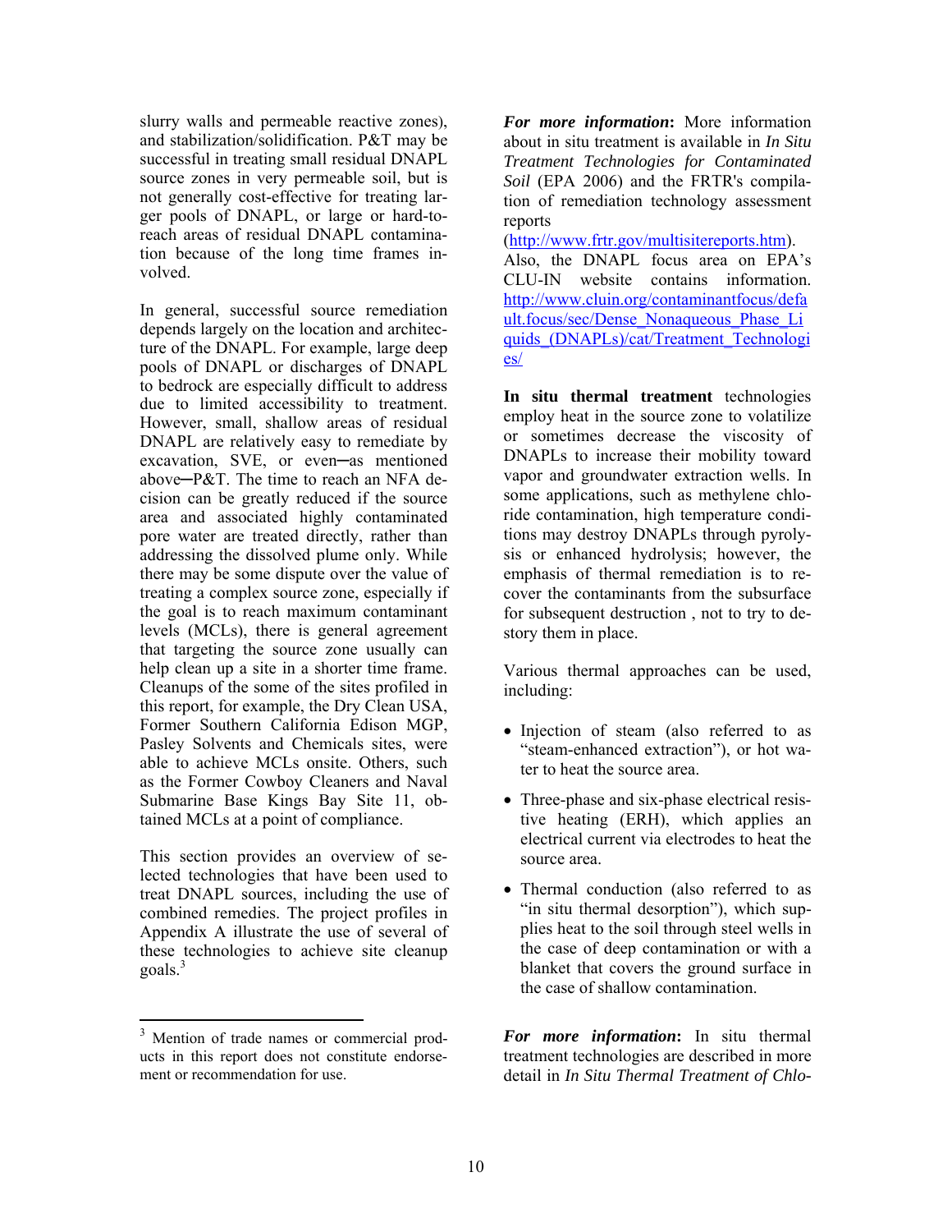slurry walls and permeable reactive zones), and stabilization/solidification. P&T may be successful in treating small residual DNAPL source zones in very permeable soil, but is not generally cost-effective for treating larger pools of DNAPL, or large or hard-to-reach areas of residual DNAPL contamination because of the long time frames involved.

In general, successful source remediation depends largely on the location and architecture of the DNAPL. For example, large deep pools of DNAPL or discharges of DNAPL to bedrock are especially difficult to address due to limited accessibility to treatment. However, small, shallow areas of residual DNAPL are relatively easy to remediate by excavation, SVE, or even─as mentioned above─P&T. The time to reach an NFA decision can be greatly reduced if the source area and associated highly contaminated pore water are treated directly, rather than addressing the dissolved plume only. While there may be some dispute over the value of treating a complex source zone, especially if the goal is to reach maximum contaminant levels (MCLs), there is general agreement that targeting the source zone usually can help clean up a site in a shorter time frame. Cleanups of the some of the sites profiled in this report, for example, the Dry Clean USA, Former Southern California Edison MGP, Pasley Solvents and Chemicals sites, were able to achieve MCLs onsite. Others, such as the Former Cowboy Cleaners and Naval Submarine Base Kings Bay Site 11, obtained MCLs at a point of compliance.

This section provides an overview of selected technologies that have been used to treat DNAPL sources, including the use of combined remedies. The project profiles in Appendix A illustrate the use of several of these technologies to achieve site cleanup goals.[3]

[3] Mention of trade names or commercial products in this report does not constitute endorsement or recommendation for use.

***For more information*:** More information about in situ treatment is available in *In Situ Treatment Technologies for Contaminated Soil* (EPA 2006) and the FRTR's compilation of remediation technology assessment reports (http://www.frtr.gov/multisitereports.htm). Also, the DNAPL focus area on EPA's CLU-IN website contains information. http://www.cluin.org/contaminantfocus/default.focus/sec/Dense_Nonaqueous_Phase_Liquids_(DNAPLs)/cat/Treatment_Technologies/

**In situ thermal treatment** technologies employ heat in the source zone to volatilize or sometimes decrease the viscosity of DNAPLs to increase their mobility toward vapor and groundwater extraction wells. In some applications, such as methylene chloride contamination, high temperature conditions may destroy DNAPLs through pyrolysis or enhanced hydrolysis; however, the emphasis of thermal remediation is to recover the contaminants from the subsurface for subsequent destruction , not to try to destory them in place.

Various thermal approaches can be used, including:

- Injection of steam (also referred to as "steam-enhanced extraction"), or hot water to heat the source area.
- Three-phase and six-phase electrical resistive heating (ERH), which applies an electrical current via electrodes to heat the source area.
- Thermal conduction (also referred to as "in situ thermal desorption"), which supplies heat to the soil through steel wells in the case of deep contamination or with a blanket that covers the ground surface in the case of shallow contamination.

***For more information*:** In situ thermal treatment technologies are described in more detail in *In Situ Thermal Treatment of Chlo-*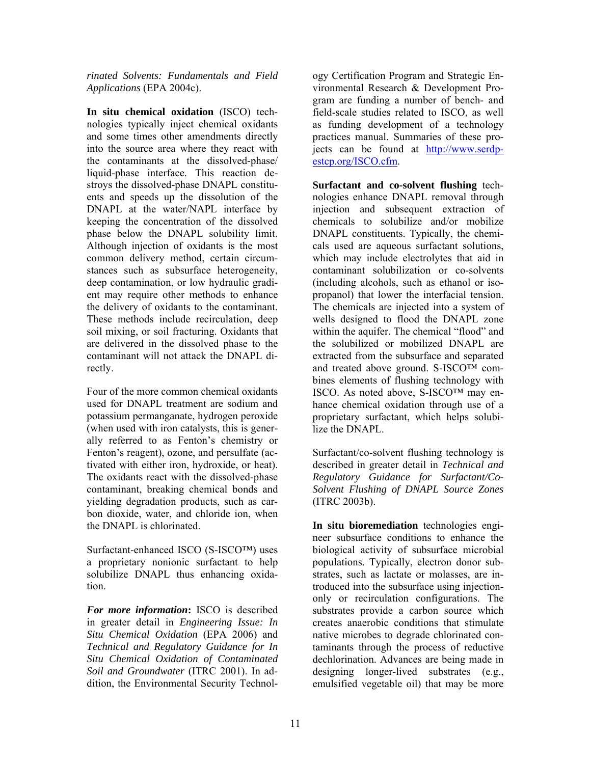*rinated Solvents: Fundamentals and Field Applications* (EPA 2004c).

**In situ chemical oxidation** (ISCO) technologies typically inject chemical oxidants and some times other amendments directly into the source area where they react with the contaminants at the dissolved-phase/ liquid-phase interface. This reaction destroys the dissolved-phase DNAPL constituents and speeds up the dissolution of the DNAPL at the water/NAPL interface by keeping the concentration of the dissolved phase below the DNAPL solubility limit. Although injection of oxidants is the most common delivery method, certain circumstances such as subsurface heterogeneity, deep contamination, or low hydraulic gradient may require other methods to enhance the delivery of oxidants to the contaminant. These methods include recirculation, deep soil mixing, or soil fracturing. Oxidants that are delivered in the dissolved phase to the contaminant will not attack the DNAPL directly.

Four of the more common chemical oxidants used for DNAPL treatment are sodium and potassium permanganate, hydrogen peroxide (when used with iron catalysts, this is generally referred to as Fenton's chemistry or Fenton's reagent), ozone, and persulfate (activated with either iron, hydroxide, or heat). The oxidants react with the dissolved-phase contaminant, breaking chemical bonds and yielding degradation products, such as carbon dioxide, water, and chloride ion, when the DNAPL is chlorinated.

Surfactant-enhanced ISCO (S-ISCO™) uses a proprietary nonionic surfactant to help solubilize DNAPL thus enhancing oxidation.

***For more information*:** ISCO is described in greater detail in *Engineering Issue: In Situ Chemical Oxidation* (EPA 2006) and *Technical and Regulatory Guidance for In Situ Chemical Oxidation of Contaminated Soil and Groundwater* (ITRC 2001). In addition, the Environmental Security Technology Certification Program and Strategic Environmental Research & Development Program are funding a number of bench- and field-scale studies related to ISCO, as well as funding development of a technology practices manual. Summaries of these projects can be found at [http://www.serdp-estcp.org/ISCO.cfm](http://www.serdp-estcp.org/ISCO.cfm).

**Surfactant and co-solvent flushing** technologies enhance DNAPL removal through injection and subsequent extraction of chemicals to solubilize and/or mobilize DNAPL constituents. Typically, the chemicals used are aqueous surfactant solutions, which may include electrolytes that aid in contaminant solubilization or co-solvents (including alcohols, such as ethanol or isopropanol) that lower the interfacial tension. The chemicals are injected into a system of wells designed to flood the DNAPL zone within the aquifer. The chemical "flood" and the solubilized or mobilized DNAPL are extracted from the subsurface and separated and treated above ground. S-ISCO™ combines elements of flushing technology with ISCO. As noted above, S-ISCO™ may enhance chemical oxidation through use of a proprietary surfactant, which helps solubilize the DNAPL.

Surfactant/co-solvent flushing technology is described in greater detail in *Technical and Regulatory Guidance for Surfactant/Co-Solvent Flushing of DNAPL Source Zones* (ITRC 2003b).

**In situ bioremediation** technologies engineer subsurface conditions to enhance the biological activity of subsurface microbial populations. Typically, electron donor substrates, such as lactate or molasses, are introduced into the subsurface using injection-only or recirculation configurations. The substrates provide a carbon source which creates anaerobic conditions that stimulate native microbes to degrade chlorinated contaminants through the process of reductive dechlorination. Advances are being made in designing longer-lived substrates (e.g., emulsified vegetable oil) that may be more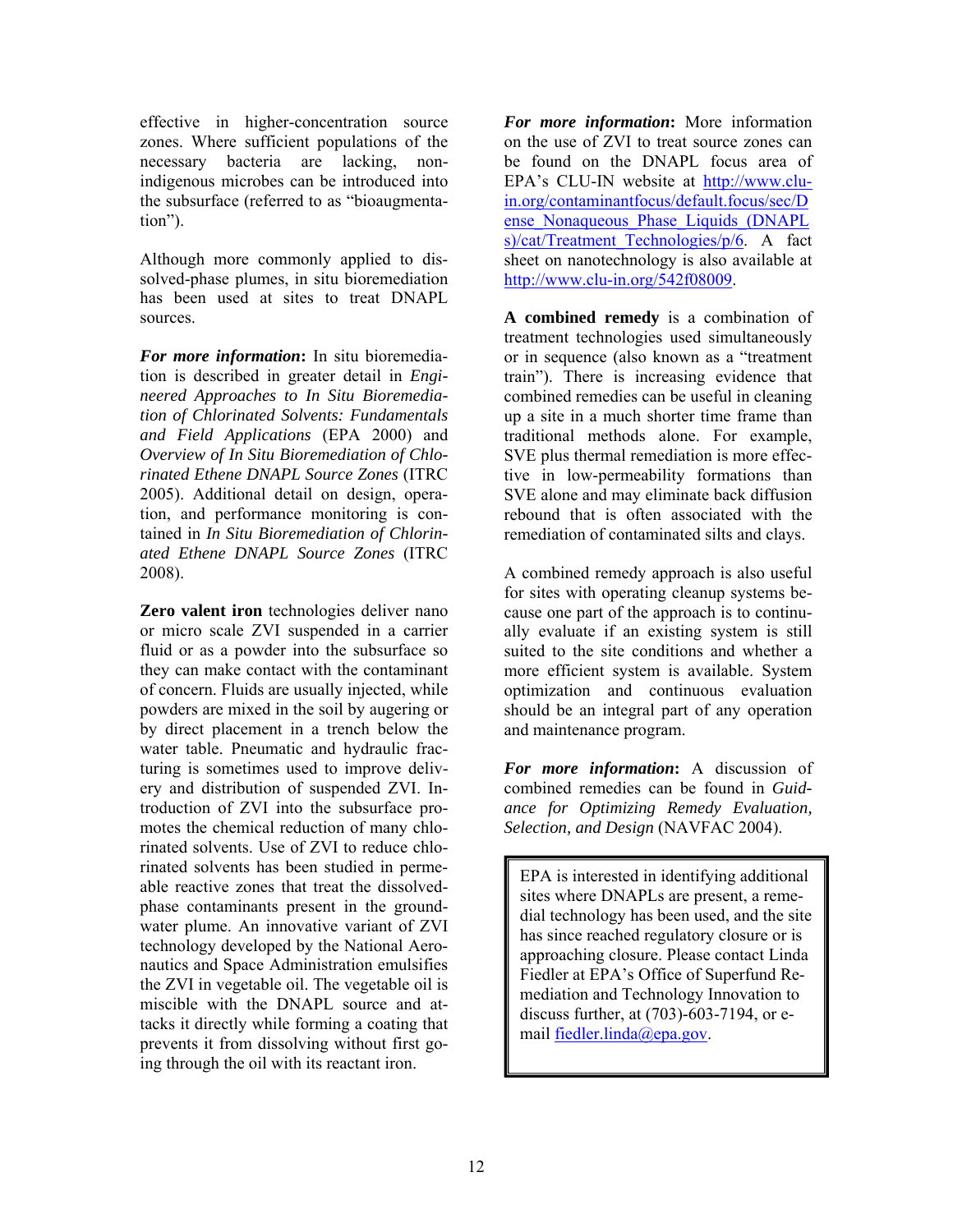effective in higher-concentration source zones. Where sufficient populations of the necessary bacteria are lacking, non-indigenous microbes can be introduced into the subsurface (referred to as "bioaugmentation").

Although more commonly applied to dissolved-phase plumes, in situ bioremediation has been used at sites to treat DNAPL sources.

***For more information*:** In situ bioremediation is described in greater detail in *Engineered Approaches to In Situ Bioremediation of Chlorinated Solvents: Fundamentals and Field Applications* (EPA 2000) and *Overview of In Situ Bioremediation of Chlorinated Ethene DNAPL Source Zones* (ITRC 2005). Additional detail on design, operation, and performance monitoring is contained in *In Situ Bioremediation of Chlorinated Ethene DNAPL Source Zones* (ITRC 2008).

**Zero valent iron** technologies deliver nano or micro scale ZVI suspended in a carrier fluid or as a powder into the subsurface so they can make contact with the contaminant of concern. Fluids are usually injected, while powders are mixed in the soil by augering or by direct placement in a trench below the water table. Pneumatic and hydraulic fracturing is sometimes used to improve delivery and distribution of suspended ZVI. Introduction of ZVI into the subsurface promotes the chemical reduction of many chlorinated solvents. Use of ZVI to reduce chlorinated solvents has been studied in permeable reactive zones that treat the dissolved-phase contaminants present in the groundwater plume. An innovative variant of ZVI technology developed by the National Aeronautics and Space Administration emulsifies the ZVI in vegetable oil. The vegetable oil is miscible with the DNAPL source and attacks it directly while forming a coating that prevents it from dissolving without first going through the oil with its reactant iron.

***For more information*:** More information on the use of ZVI to treat source zones can be found on the DNAPL focus area of EPA's CLU-IN website at http://www.clu-in.org/contaminantfocus/default.focus/sec/Dense_Nonaqueous_Phase_Liquids_(DNAPLs)/cat/Treatment_Technologies/p/6. A fact sheet on nanotechnology is also available at http://www.clu-in.org/542f08009.

**A combined remedy** is a combination of treatment technologies used simultaneously or in sequence (also known as a "treatment train"). There is increasing evidence that combined remedies can be useful in cleaning up a site in a much shorter time frame than traditional methods alone. For example, SVE plus thermal remediation is more effective in low-permeability formations than SVE alone and may eliminate back diffusion rebound that is often associated with the remediation of contaminated silts and clays.

A combined remedy approach is also useful for sites with operating cleanup systems because one part of the approach is to continually evaluate if an existing system is still suited to the site conditions and whether a more efficient system is available. System optimization and continuous evaluation should be an integral part of any operation and maintenance program.

***For more information*:** A discussion of combined remedies can be found in *Guidance for Optimizing Remedy Evaluation, Selection, and Design* (NAVFAC 2004).

> EPA is interested in identifying additional sites where DNAPLs are present, a remedial technology has been used, and the site has since reached regulatory closure or is approaching closure. Please contact Linda Fiedler at EPA's Office of Superfund Remediation and Technology Innovation to discuss further, at (703)-603-7194, or e-mail fiedler.linda@epa.gov.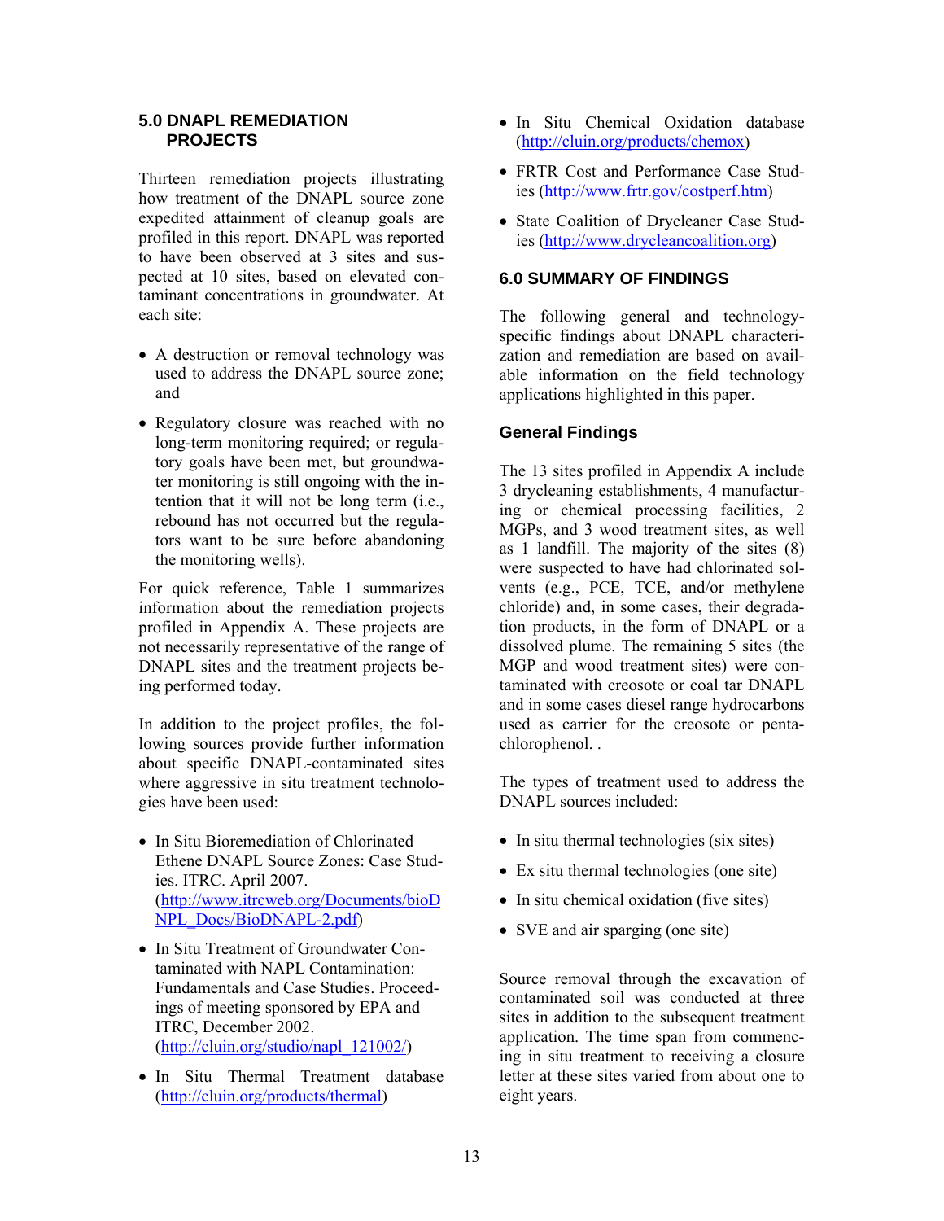## 5.0 DNAPL REMEDIATION PROJECTS

Thirteen remediation projects illustrating how treatment of the DNAPL source zone expedited attainment of cleanup goals are profiled in this report. DNAPL was reported to have been observed at 3 sites and suspected at 10 sites, based on elevated contaminant concentrations in groundwater. At each site:

- A destruction or removal technology was used to address the DNAPL source zone; and
- Regulatory closure was reached with no long-term monitoring required; or regulatory goals have been met, but groundwater monitoring is still ongoing with the intention that it will not be long term (i.e., rebound has not occurred but the regulators want to be sure before abandoning the monitoring wells).

For quick reference, Table 1 summarizes information about the remediation projects profiled in Appendix A. These projects are not necessarily representative of the range of DNAPL sites and the treatment projects being performed today.

In addition to the project profiles, the following sources provide further information about specific DNAPL-contaminated sites where aggressive in situ treatment technologies have been used:

- In Situ Bioremediation of Chlorinated Ethene DNAPL Source Zones: Case Studies. ITRC. April 2007. (http://www.itrcweb.org/Documents/bioDNPL_Docs/BioDNAPL-2.pdf)
- In Situ Treatment of Groundwater Contaminated with NAPL Contamination: Fundamentals and Case Studies. Proceedings of meeting sponsored by EPA and ITRC, December 2002. (http://cluin.org/studio/napl_121002/)
- In Situ Thermal Treatment database (http://cluin.org/products/thermal)
- In Situ Chemical Oxidation database (http://cluin.org/products/chemox)
- FRTR Cost and Performance Case Studies (http://www.frtr.gov/costperf.htm)
- State Coalition of Drycleaner Case Studies (http://www.drycleancoalition.org)

## 6.0 SUMMARY OF FINDINGS

The following general and technology-specific findings about DNAPL characterization and remediation are based on available information on the field technology applications highlighted in this paper.

### General Findings

The 13 sites profiled in Appendix A include 3 drycleaning establishments, 4 manufacturing or chemical processing facilities, 2 MGPs, and 3 wood treatment sites, as well as 1 landfill. The majority of the sites (8) were suspected to have had chlorinated solvents (e.g., PCE, TCE, and/or methylene chloride) and, in some cases, their degradation products, in the form of DNAPL or a dissolved plume. The remaining 5 sites (the MGP and wood treatment sites) were contaminated with creosote or coal tar DNAPL and in some cases diesel range hydrocarbons used as carrier for the creosote or pentachlorophenol. .

The types of treatment used to address the DNAPL sources included:

- In situ thermal technologies (six sites)
- Ex situ thermal technologies (one site)
- In situ chemical oxidation (five sites)
- SVE and air sparging (one site)

Source removal through the excavation of contaminated soil was conducted at three sites in addition to the subsequent treatment application. The time span from commencing in situ treatment to receiving a closure letter at these sites varied from about one to eight years.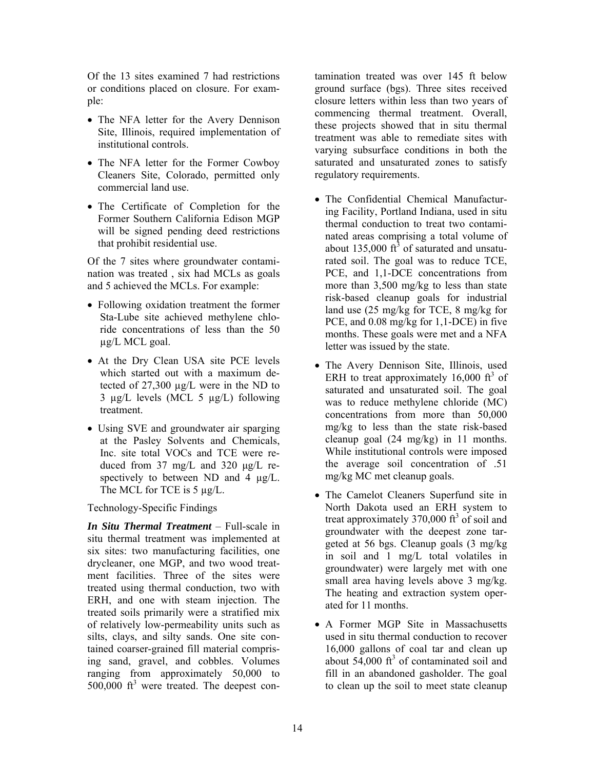Of the 13 sites examined 7 had restrictions or conditions placed on closure. For example:

- The NFA letter for the Avery Dennison Site, Illinois, required implementation of institutional controls.
- The NFA letter for the Former Cowboy Cleaners Site, Colorado, permitted only commercial land use.
- The Certificate of Completion for the Former Southern California Edison MGP will be signed pending deed restrictions that prohibit residential use.

Of the 7 sites where groundwater contamination was treated , six had MCLs as goals and 5 achieved the MCLs. For example:

- Following oxidation treatment the former Sta-Lube site achieved methylene chloride concentrations of less than the 50 µg/L MCL goal.
- At the Dry Clean USA site PCE levels which started out with a maximum detected of 27,300 µg/L were in the ND to 3 µg/L levels (MCL 5 µg/L) following treatment.
- Using SVE and groundwater air sparging at the Pasley Solvents and Chemicals, Inc. site total VOCs and TCE were reduced from 37 mg/L and 320 µg/L respectively to between ND and 4 µg/L. The MCL for TCE is 5 µg/L.

Technology-Specific Findings

***In Situ Thermal Treatment*** – Full-scale in situ thermal treatment was implemented at six sites: two manufacturing facilities, one drycleaner, one MGP, and two wood treatment facilities. Three of the sites were treated using thermal conduction, two with ERH, and one with steam injection. The treated soils primarily were a stratified mix of relatively low-permeability units such as silts, clays, and silty sands. One site contained coarser-grained fill material comprising sand, gravel, and cobbles. Volumes ranging from approximately 50,000 to 500,000 $ft^3$ were treated. The deepest contamination treated was over 145 ft below ground surface (bgs). Three sites received closure letters within less than two years of commencing thermal treatment. Overall, these projects showed that in situ thermal treatment was able to remediate sites with varying subsurface conditions in both the saturated and unsaturated zones to satisfy regulatory requirements.

- The Confidential Chemical Manufacturing Facility, Portland Indiana, used in situ thermal conduction to treat two contaminated areas comprising a total volume of about 135,000 $ft^3$ of saturated and unsaturated soil. The goal was to reduce TCE, PCE, and 1,1-DCE concentrations from more than 3,500 mg/kg to less than state risk-based cleanup goals for industrial land use (25 mg/kg for TCE, 8 mg/kg for PCE, and 0.08 mg/kg for 1,1-DCE) in five months. These goals were met and a NFA letter was issued by the state.
- The Avery Dennison Site, Illinois, used ERH to treat approximately 16,000 $ft^3$ of saturated and unsaturated soil. The goal was to reduce methylene chloride (MC) concentrations from more than 50,000 mg/kg to less than the state risk-based cleanup goal (24 mg/kg) in 11 months. While institutional controls were imposed the average soil concentration of .51 mg/kg MC met cleanup goals.
- The Camelot Cleaners Superfund site in North Dakota used an ERH system to treat approximately 370,000 $ft^3$ of soil and groundwater with the deepest zone targeted at 56 bgs. Cleanup goals (3 mg/kg in soil and 1 mg/L total volatiles in groundwater) were largely met with one small area having levels above 3 mg/kg. The heating and extraction system operated for 11 months.
- A Former MGP Site in Massachusetts used in situ thermal conduction to recover 16,000 gallons of coal tar and clean up about 54,000 $ft^3$ of contaminated soil and fill in an abandoned gasholder. The goal to clean up the soil to meet state cleanup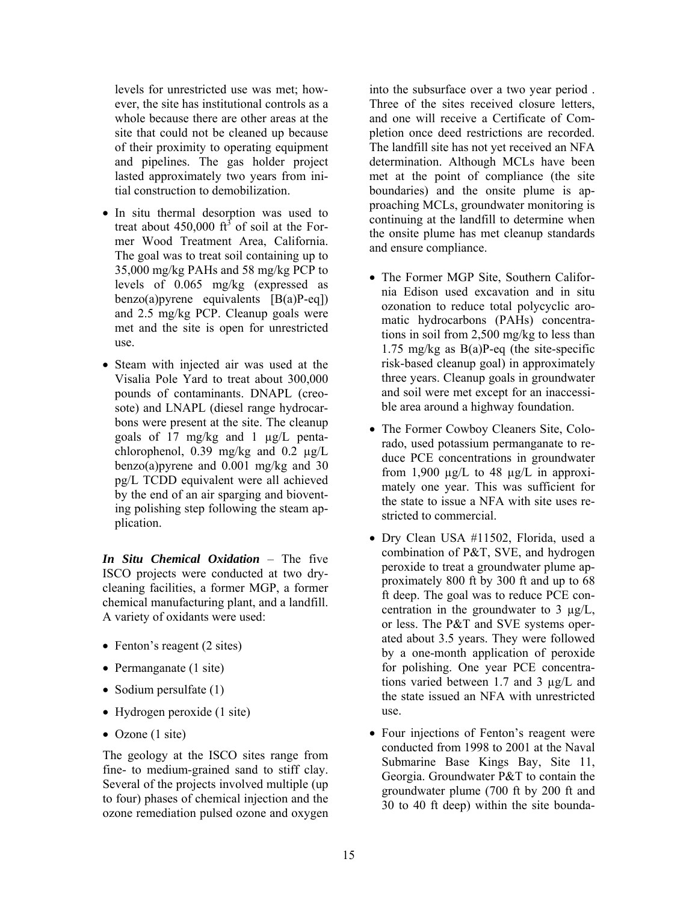levels for unrestricted use was met; however, the site has institutional controls as a whole because there are other areas at the site that could not be cleaned up because of their proximity to operating equipment and pipelines. The gas holder project lasted approximately two years from initial construction to demobilization.

- In situ thermal desorption was used to treat about 450,000 $ft^3$ of soil at the Former Wood Treatment Area, California. The goal was to treat soil containing up to 35,000 mg/kg PAHs and 58 mg/kg PCP to levels of 0.065 mg/kg (expressed as benzo(a)pyrene equivalents [B(a)P-eq]) and 2.5 mg/kg PCP. Cleanup goals were met and the site is open for unrestricted use.
- Steam with injected air was used at the Visalia Pole Yard to treat about 300,000 pounds of contaminants. DNAPL (creosote) and LNAPL (diesel range hydrocarbons were present at the site. The cleanup goals of 17 mg/kg and 1 µg/L pentachlorophenol, 0.39 mg/kg and 0.2 µg/L benzo(a)pyrene and 0.001 mg/kg and 30 pg/L TCDD equivalent were all achieved by the end of an air sparging and bioventing polishing step following the steam application.

***In Situ Chemical Oxidation*** – The five ISCO projects were conducted at two drycleaning facilities, a former MGP, a former chemical manufacturing plant, and a landfill. A variety of oxidants were used:

- Fenton's reagent (2 sites)
- Permanganate (1 site)
- Sodium persulfate (1)
- Hydrogen peroxide (1 site)
- Ozone (1 site)

The geology at the ISCO sites range from fine- to medium-grained sand to stiff clay. Several of the projects involved multiple (up to four) phases of chemical injection and the ozone remediation pulsed ozone and oxygen into the subsurface over a two year period . Three of the sites received closure letters, and one will receive a Certificate of Completion once deed restrictions are recorded. The landfill site has not yet received an NFA determination. Although MCLs have been met at the point of compliance (the site boundaries) and the onsite plume is approaching MCLs, groundwater monitoring is continuing at the landfill to determine when the onsite plume has met cleanup standards and ensure compliance.

- The Former MGP Site, Southern California Edison used excavation and in situ ozonation to reduce total polycyclic aromatic hydrocarbons (PAHs) concentrations in soil from 2,500 mg/kg to less than 1.75 mg/kg as B(a)P-eq (the site-specific risk-based cleanup goal) in approximately three years. Cleanup goals in groundwater and soil were met except for an inaccessible area around a highway foundation.
- The Former Cowboy Cleaners Site, Colorado, used potassium permanganate to reduce PCE concentrations in groundwater from 1,900 µg/L to 48 µg/L in approximately one year. This was sufficient for the state to issue a NFA with site uses restricted to commercial.
- Dry Clean USA #11502, Florida, used a combination of P&T, SVE, and hydrogen peroxide to treat a groundwater plume approximately 800 ft by 300 ft and up to 68 ft deep. The goal was to reduce PCE concentration in the groundwater to 3 µg/L, or less. The P&T and SVE systems operated about 3.5 years. They were followed by a one-month application of peroxide for polishing. One year PCE concentrations varied between 1.7 and 3 µg/L and the state issued an NFA with unrestricted use.
- Four injections of Fenton's reagent were conducted from 1998 to 2001 at the Naval Submarine Base Kings Bay, Site 11, Georgia. Groundwater P&T to contain the groundwater plume (700 ft by 200 ft and 30 to 40 ft deep) within the site bounda-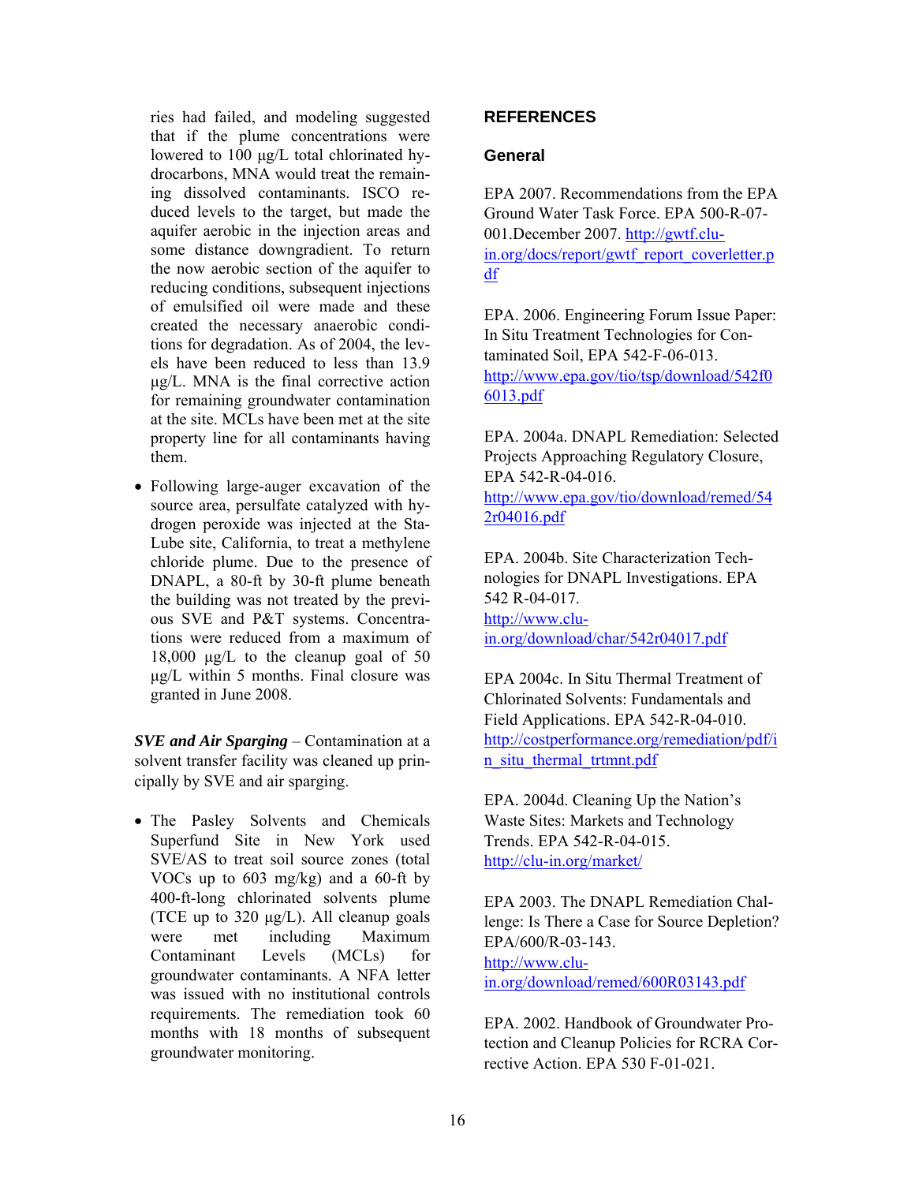ries had failed, and modeling suggested that if the plume concentrations were lowered to 100 µg/L total chlorinated hydrocarbons, MNA would treat the remaining dissolved contaminants. ISCO reduced levels to the target, but made the aquifer aerobic in the injection areas and some distance downgradient. To return the now aerobic section of the aquifer to reducing conditions, subsequent injections of emulsified oil were made and these created the necessary anaerobic conditions for degradation. As of 2004, the levels have been reduced to less than 13.9 µg/L. MNA is the final corrective action for remaining groundwater contamination at the site. MCLs have been met at the site property line for all contaminants having them.

- Following large-auger excavation of the source area, persulfate catalyzed with hydrogen peroxide was injected at the Sta-Lube site, California, to treat a methylene chloride plume. Due to the presence of DNAPL, a 80-ft by 30-ft plume beneath the building was not treated by the previous SVE and P&T systems. Concentrations were reduced from a maximum of 18,000 µg/L to the cleanup goal of 50 µg/L within 5 months. Final closure was granted in June 2008.

***SVE and Air Sparging*** – Contamination at a solvent transfer facility was cleaned up principally by SVE and air sparging.

- The Pasley Solvents and Chemicals Superfund Site in New York used SVE/AS to treat soil source zones (total VOCs up to 603 mg/kg) and a 60-ft by 400-ft-long chlorinated solvents plume (TCE up to 320 µg/L). All cleanup goals were met including Maximum Contaminant Levels (MCLs) for groundwater contaminants. A NFA letter was issued with no institutional controls requirements. The remediation took 60 months with 18 months of subsequent groundwater monitoring.

## REFERENCES

### General

EPA 2007. Recommendations from the EPA Ground Water Task Force. EPA 500-R-07-001.December 2007. http://gwtf.clu-in.org/docs/report/gwtf_report_coverletter.pdf

EPA. 2006. Engineering Forum Issue Paper: In Situ Treatment Technologies for Contaminated Soil, EPA 542-F-06-013. http://www.epa.gov/tio/tsp/download/542f06013.pdf

EPA. 2004a. DNAPL Remediation: Selected Projects Approaching Regulatory Closure, EPA 542-R-04-016. http://www.epa.gov/tio/download/remed/542r04016.pdf

EPA. 2004b. Site Characterization Technologies for DNAPL Investigations. EPA 542 R-04-017. http://www.clu-in.org/download/char/542r04017.pdf

EPA 2004c. In Situ Thermal Treatment of Chlorinated Solvents: Fundamentals and Field Applications. EPA 542-R-04-010. http://costperformance.org/remediation/pdf/in_situ_thermal_trtmnt.pdf

EPA. 2004d. Cleaning Up the Nation's Waste Sites: Markets and Technology Trends. EPA 542-R-04-015. http://clu-in.org/market/

EPA 2003. The DNAPL Remediation Challenge: Is There a Case for Source Depletion? EPA/600/R-03-143. http://www.clu-in.org/download/remed/600R03143.pdf

EPA. 2002. Handbook of Groundwater Protection and Cleanup Policies for RCRA Corrective Action. EPA 530 F-01-021.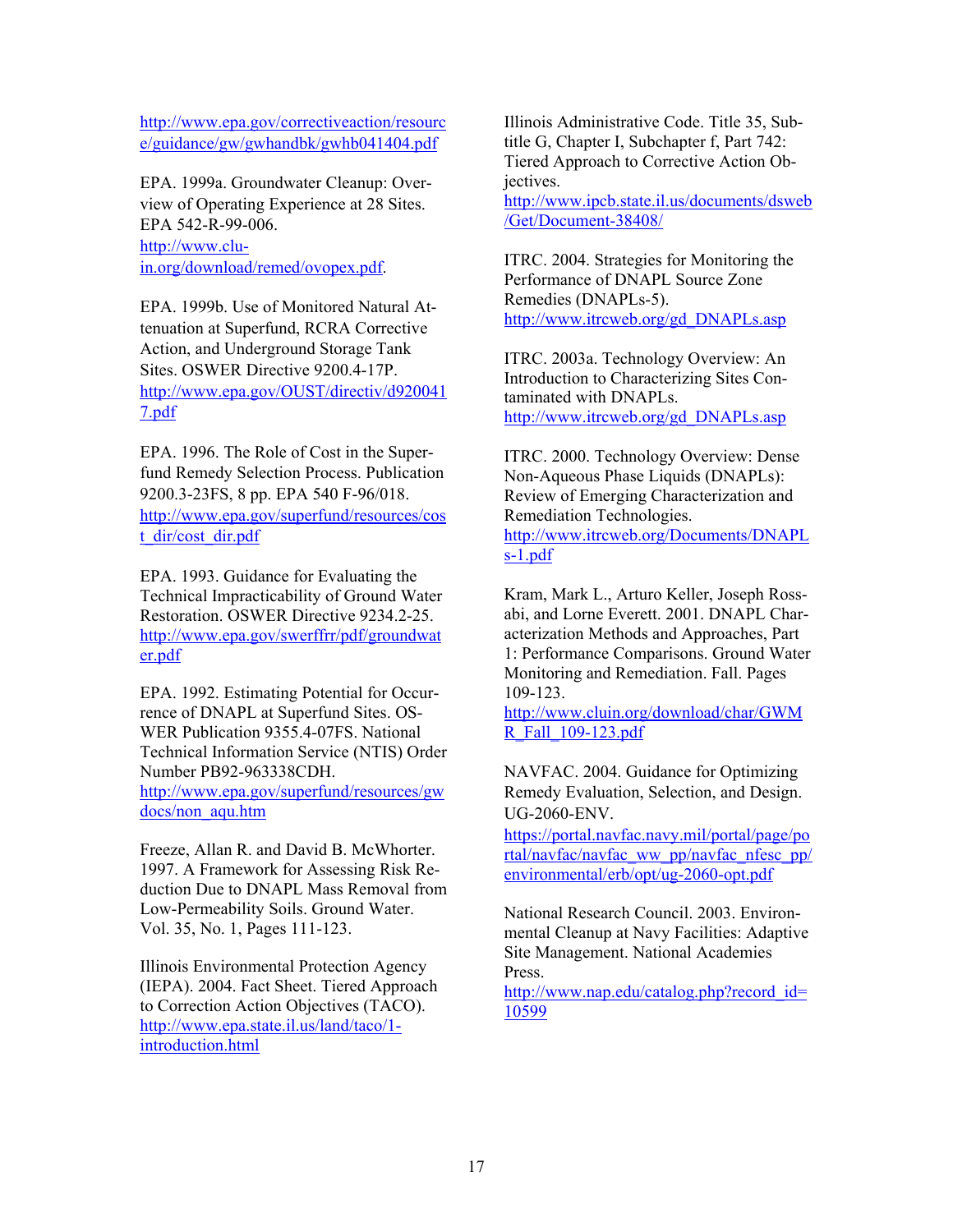http://www.epa.gov/correctiveaction/resource/guidance/gw/gwhandbk/gwhb041404.pdf

EPA. 1999a. Groundwater Cleanup: Overview of Operating Experience at 28 Sites. EPA 542-R-99-006. http://www.clu-in.org/download/remed/ovopex.pdf.

EPA. 1999b. Use of Monitored Natural Attenuation at Superfund, RCRA Corrective Action, and Underground Storage Tank Sites. OSWER Directive 9200.4-17P. http://www.epa.gov/OUST/directiv/d9200417.pdf

EPA. 1996. The Role of Cost in the Superfund Remedy Selection Process. Publication 9200.3-23FS, 8 pp. EPA 540 F-96/018. http://www.epa.gov/superfund/resources/cost_dir/cost_dir.pdf

EPA. 1993. Guidance for Evaluating the Technical Impracticability of Ground Water Restoration. OSWER Directive 9234.2-25. http://www.epa.gov/swerffrr/pdf/groundwater.pdf

EPA. 1992. Estimating Potential for Occurrence of DNAPL at Superfund Sites. OSWER Publication 9355.4-07FS. National Technical Information Service (NTIS) Order Number PB92-963338CDH. http://www.epa.gov/superfund/resources/gwdocs/non_aqu.htm

Freeze, Allan R. and David B. McWhorter. 1997. A Framework for Assessing Risk Reduction Due to DNAPL Mass Removal from Low-Permeability Soils. Ground Water. Vol. 35, No. 1, Pages 111-123.

Illinois Environmental Protection Agency (IEPA). 2004. Fact Sheet. Tiered Approach to Correction Action Objectives (TACO). http://www.epa.state.il.us/land/taco/1-introduction.html

Illinois Administrative Code. Title 35, Subtitle G, Chapter I, Subchapter f, Part 742: Tiered Approach to Corrective Action Objectives. http://www.ipcb.state.il.us/documents/dsweb/Get/Document-38408/

ITRC. 2004. Strategies for Monitoring the Performance of DNAPL Source Zone Remedies (DNAPLs-5). http://www.itrcweb.org/gd_DNAPLs.asp

ITRC. 2003a. Technology Overview: An Introduction to Characterizing Sites Contaminated with DNAPLs. http://www.itrcweb.org/gd_DNAPLs.asp

ITRC. 2000. Technology Overview: Dense Non-Aqueous Phase Liquids (DNAPLs): Review of Emerging Characterization and Remediation Technologies. http://www.itrcweb.org/Documents/DNAPLs-1.pdf

Kram, Mark L., Arturo Keller, Joseph Rossabi, and Lorne Everett. 2001. DNAPL Characterization Methods and Approaches, Part 1: Performance Comparisons. Ground Water Monitoring and Remediation. Fall. Pages 109-123. http://www.cluin.org/download/char/GWMR_Fall_109-123.pdf

NAVFAC. 2004. Guidance for Optimizing Remedy Evaluation, Selection, and Design. UG-2060-ENV. https://portal.navfac.navy.mil/portal/page/portal/navfac/navfac_ww_pp/navfac_nfesc_pp/environmental/erb/opt/ug-2060-opt.pdf

National Research Council. 2003. Environmental Cleanup at Navy Facilities: Adaptive Site Management. National Academies Press. http://www.nap.edu/catalog.php?record_id=10599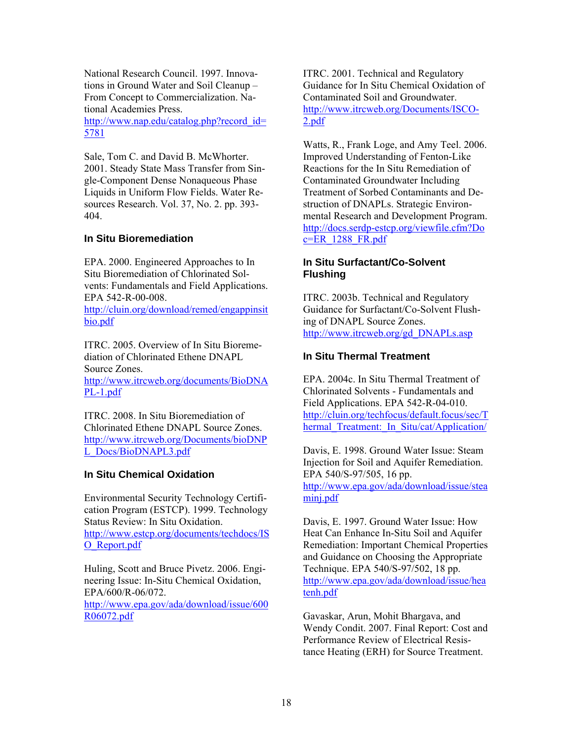National Research Council. 1997. Innovations in Ground Water and Soil Cleanup – From Concept to Commercialization. National Academies Press. http://www.nap.edu/catalog.php?record_id=5781

Sale, Tom C. and David B. McWhorter. 2001. Steady State Mass Transfer from Single-Component Dense Nonaqueous Phase Liquids in Uniform Flow Fields. Water Resources Research. Vol. 37, No. 2. pp. 393-404.

### In Situ Bioremediation

EPA. 2000. Engineered Approaches to In Situ Bioremediation of Chlorinated Solvents: Fundamentals and Field Applications. EPA 542-R-00-008. http://cluin.org/download/remed/engappinsitbio.pdf

ITRC. 2005. Overview of In Situ Bioremediation of Chlorinated Ethene DNAPL Source Zones. http://www.itrcweb.org/documents/BioDNAPL-1.pdf

ITRC. 2008. In Situ Bioremediation of Chlorinated Ethene DNAPL Source Zones. http://www.itrcweb.org/Documents/bioDNPL_Docs/BioDNAPL3.pdf

### In Situ Chemical Oxidation

Environmental Security Technology Certification Program (ESTCP). 1999. Technology Status Review: In Situ Oxidation. http://www.estcp.org/documents/techdocs/ISO_Report.pdf

Huling, Scott and Bruce Pivetz. 2006. Engineering Issue: In-Situ Chemical Oxidation, EPA/600/R-06/072. http://www.epa.gov/ada/download/issue/600R06072.pdf

ITRC. 2001. Technical and Regulatory Guidance for In Situ Chemical Oxidation of Contaminated Soil and Groundwater. http://www.itrcweb.org/Documents/ISCO-2.pdf

Watts, R., Frank Loge, and Amy Teel. 2006. Improved Understanding of Fenton-Like Reactions for the In Situ Remediation of Contaminated Groundwater Including Treatment of Sorbed Contaminants and Destruction of DNAPLs. Strategic Environmental Research and Development Program. http://docs.serdp-estcp.org/viewfile.cfm?Doc=ER_1288_FR.pdf

### In Situ Surfactant/Co-Solvent Flushing

ITRC. 2003b. Technical and Regulatory Guidance for Surfactant/Co-Solvent Flushing of DNAPL Source Zones. http://www.itrcweb.org/gd_DNAPLs.asp

### In Situ Thermal Treatment

EPA. 2004c. In Situ Thermal Treatment of Chlorinated Solvents - Fundamentals and Field Applications. EPA 542-R-04-010. http://cluin.org/techfocus/default.focus/sec/Thermal_Treatment:_In_Situ/cat/Application/

Davis, E. 1998. Ground Water Issue: Steam Injection for Soil and Aquifer Remediation. EPA 540/S-97/505, 16 pp. http://www.epa.gov/ada/download/issue/steaminj.pdf

Davis, E. 1997. Ground Water Issue: How Heat Can Enhance In-Situ Soil and Aquifer Remediation: Important Chemical Properties and Guidance on Choosing the Appropriate Technique. EPA 540/S-97/502, 18 pp. http://www.epa.gov/ada/download/issue/heatenh.pdf

Gavaskar, Arun, Mohit Bhargava, and Wendy Condit. 2007. Final Report: Cost and Performance Review of Electrical Resistance Heating (ERH) for Source Treatment.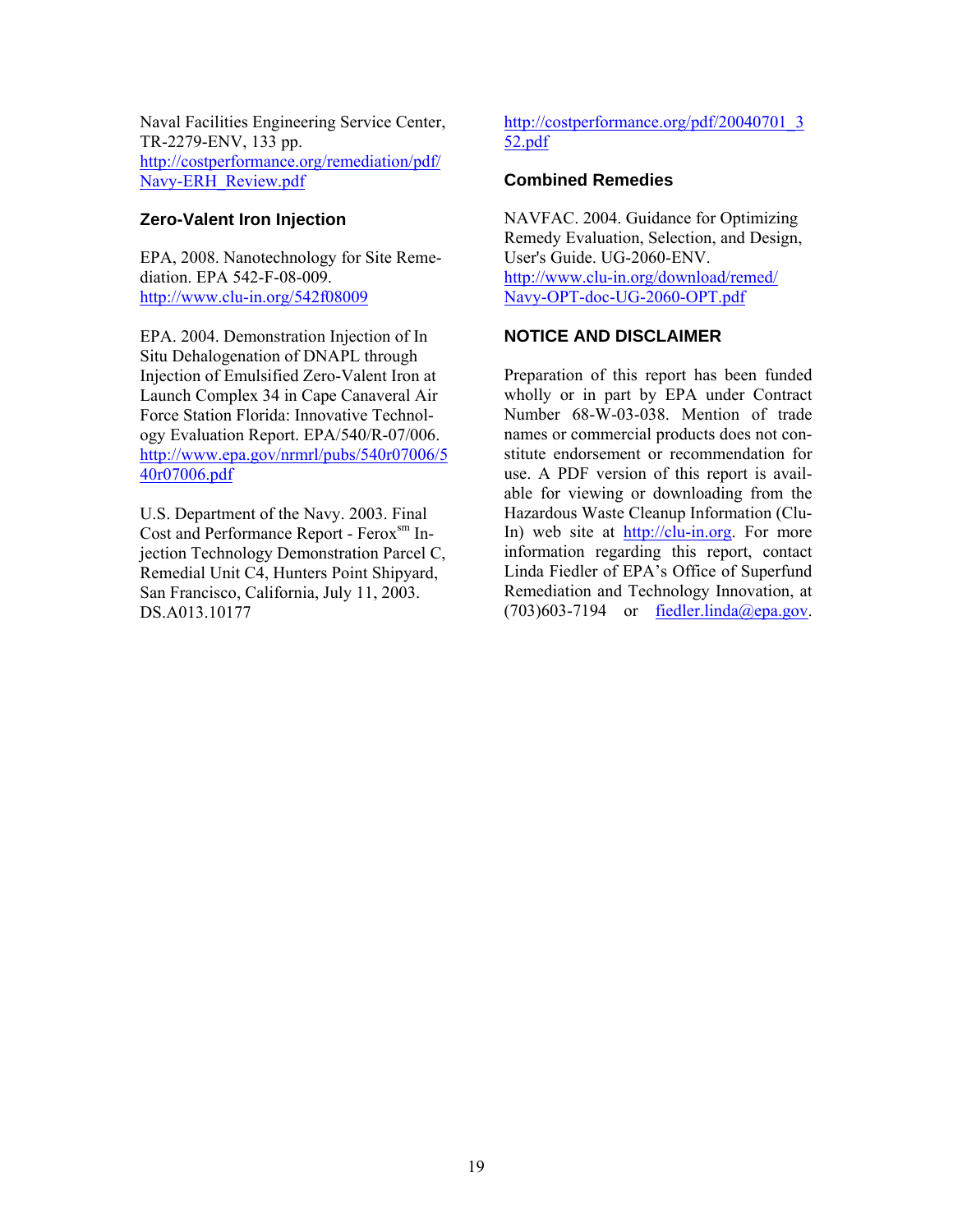Naval Facilities Engineering Service Center, TR-2279-ENV, 133 pp. http://costperformance.org/remediation/pdf/Navy-ERH_Review.pdf

### Zero-Valent Iron Injection

EPA, 2008. Nanotechnology for Site Remediation. EPA 542-F-08-009. http://www.clu-in.org/542f08009

EPA. 2004. Demonstration Injection of In Situ Dehalogenation of DNAPL through Injection of Emulsified Zero-Valent Iron at Launch Complex 34 in Cape Canaveral Air Force Station Florida: Innovative Technology Evaluation Report. EPA/540/R-07/006. http://www.epa.gov/nrmrl/pubs/540r07006/540r07006.pdf

U.S. Department of the Navy. 2003. Final Cost and Performance Report - Ferox[sm] Injection Technology Demonstration Parcel C, Remedial Unit C4, Hunters Point Shipyard, San Francisco, California, July 11, 2003. DS.A013.10177 http://costperformance.org/pdf/20040701_352.pdf

### Combined Remedies

NAVFAC. 2004. Guidance for Optimizing Remedy Evaluation, Selection, and Design, User's Guide. UG-2060-ENV. http://www.clu-in.org/download/remed/Navy-OPT-doc-UG-2060-OPT.pdf

### NOTICE AND DISCLAIMER

Preparation of this report has been funded wholly or in part by EPA under Contract Number 68-W-03-038. Mention of trade names or commercial products does not constitute endorsement or recommendation for use. A PDF version of this report is available for viewing or downloading from the Hazardous Waste Cleanup Information (Clu-In) web site at http://clu-in.org. For more information regarding this report, contact Linda Fiedler of EPA's Office of Superfund Remediation and Technology Innovation, at (703)603-7194 or fiedler.linda@epa.gov.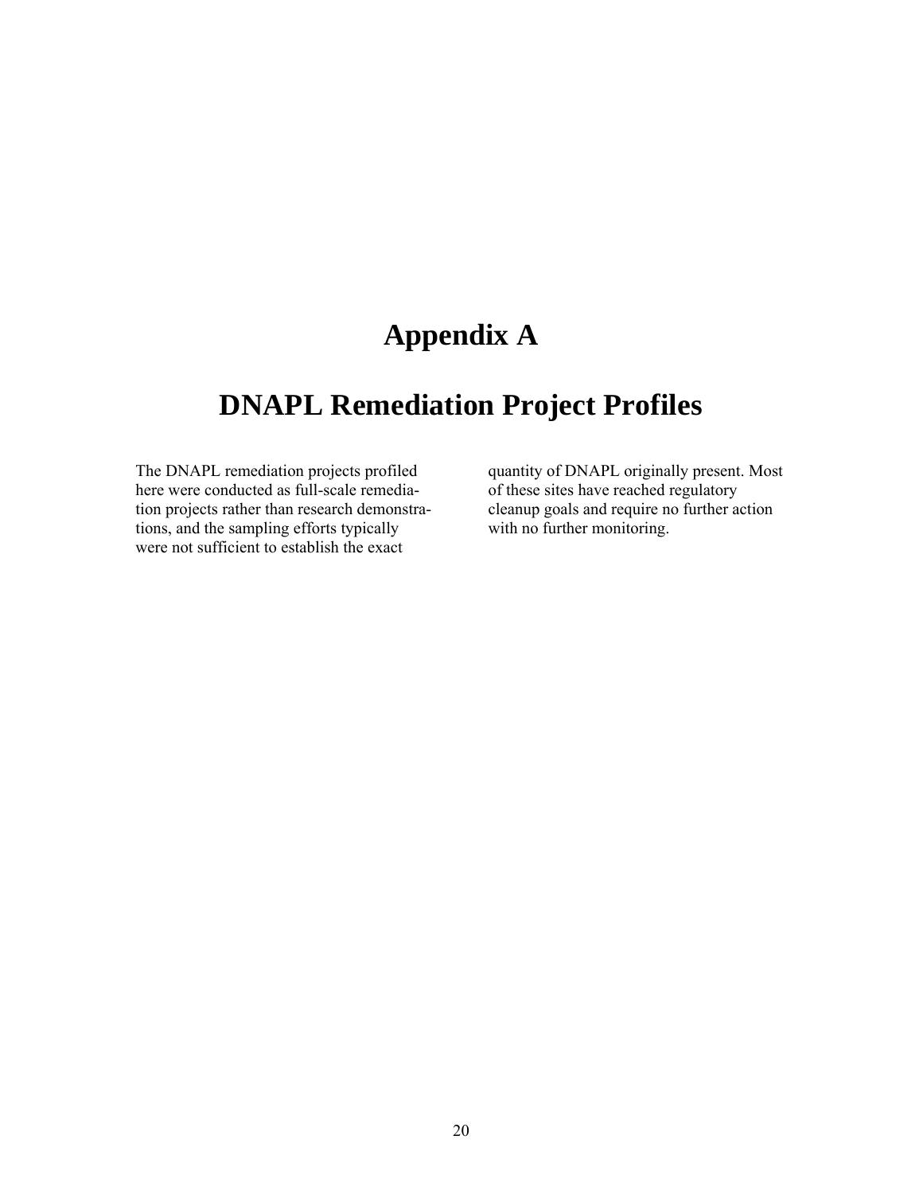# Appendix A

# DNAPL Remediation Project Profiles

The DNAPL remediation projects profiled here were conducted as full-scale remediation projects rather than research demonstrations, and the sampling efforts typically were not sufficient to establish the exact quantity of DNAPL originally present. Most of these sites have reached regulatory cleanup goals and require no further action with no further monitoring.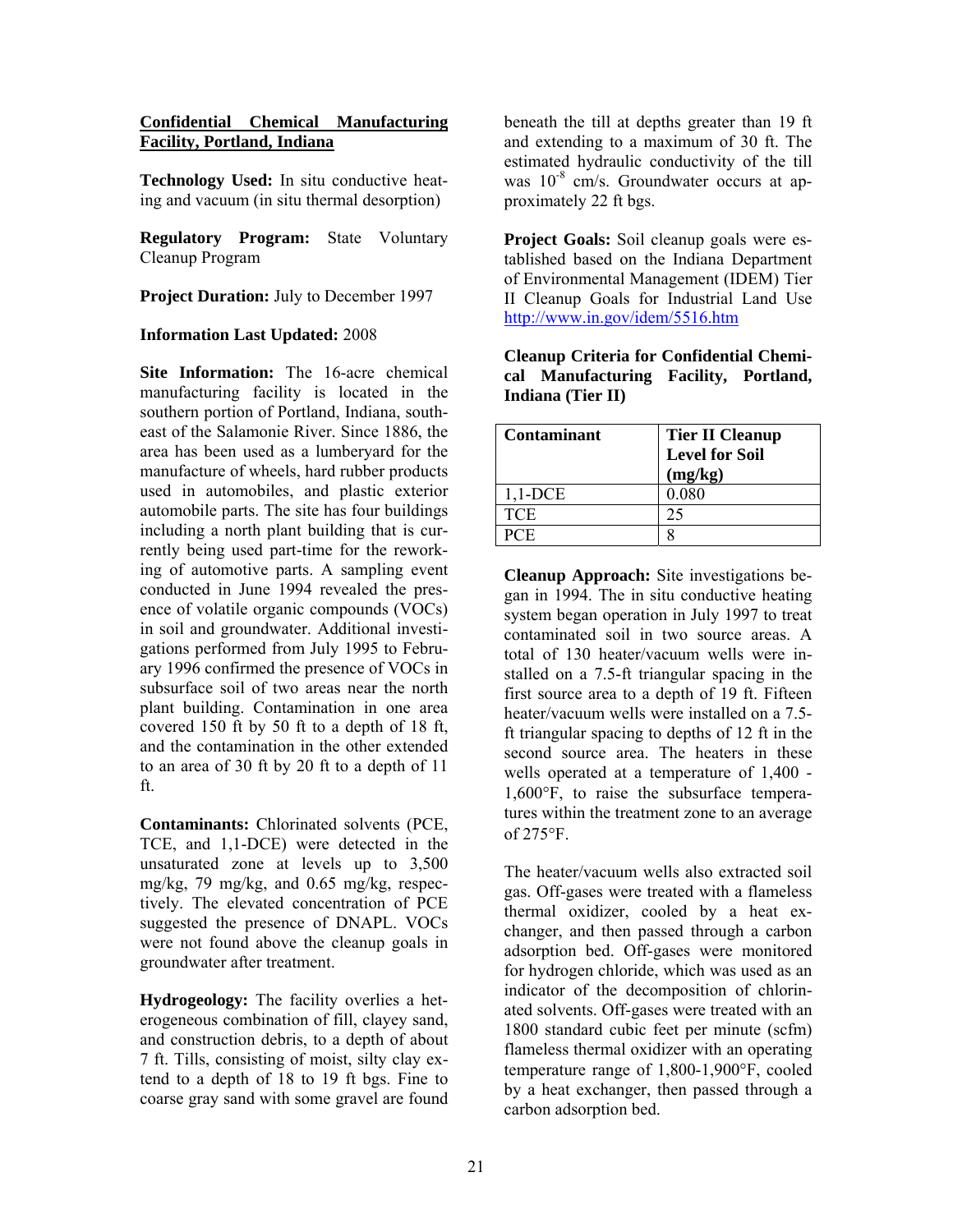**Confidential Chemical Manufacturing Facility, Portland, Indiana**

**Technology Used:** In situ conductive heating and vacuum (in situ thermal desorption)

**Regulatory Program:** State Voluntary Cleanup Program

**Project Duration:** July to December 1997

**Information Last Updated:** 2008

**Site Information:** The 16-acre chemical manufacturing facility is located in the southern portion of Portland, Indiana, southeast of the Salamonie River. Since 1886, the area has been used as a lumberyard for the manufacture of wheels, hard rubber products used in automobiles, and plastic exterior automobile parts. The site has four buildings including a north plant building that is currently being used part-time for the reworking of automotive parts. A sampling event conducted in June 1994 revealed the presence of volatile organic compounds (VOCs) in soil and groundwater. Additional investigations performed from July 1995 to February 1996 confirmed the presence of VOCs in subsurface soil of two areas near the north plant building. Contamination in one area covered 150 ft by 50 ft to a depth of 18 ft, and the contamination in the other extended to an area of 30 ft by 20 ft to a depth of 11 ft.

**Contaminants:** Chlorinated solvents (PCE, TCE, and 1,1-DCE) were detected in the unsaturated zone at levels up to 3,500 mg/kg, 79 mg/kg, and 0.65 mg/kg, respectively. The elevated concentration of PCE suggested the presence of DNAPL. VOCs were not found above the cleanup goals in groundwater after treatment.

**Hydrogeology:** The facility overlies a heterogeneous combination of fill, clayey sand, and construction debris, to a depth of about 7 ft. Tills, consisting of moist, silty clay extend to a depth of 18 to 19 ft bgs. Fine to coarse gray sand with some gravel are found beneath the till at depths greater than 19 ft and extending to a maximum of 30 ft. The estimated hydraulic conductivity of the till was $10^{-8}$ cm/s. Groundwater occurs at approximately 22 ft bgs.

**Project Goals:** Soil cleanup goals were established based on the Indiana Department of Environmental Management (IDEM) Tier II Cleanup Goals for Industrial Land Use http://www.in.gov/idem/5516.htm

**Cleanup Criteria for Confidential Chemical Manufacturing Facility, Portland, Indiana (Tier II)**

| Contaminant | Tier II Cleanup Level for Soil (mg/kg) |
|---|---|
| 1,1-DCE | 0.080 |
| TCE | 25 |
| PCE | 8 |

**Cleanup Approach:** Site investigations began in 1994. The in situ conductive heating system began operation in July 1997 to treat contaminated soil in two source areas. A total of 130 heater/vacuum wells were installed on a 7.5-ft triangular spacing in the first source area to a depth of 19 ft. Fifteen heater/vacuum wells were installed on a 7.5-ft triangular spacing to depths of 12 ft in the second source area. The heaters in these wells operated at a temperature of 1,400 - 1,600°F, to raise the subsurface temperatures within the treatment zone to an average of 275°F.

The heater/vacuum wells also extracted soil gas. Off-gases were treated with a flameless thermal oxidizer, cooled by a heat exchanger, and then passed through a carbon adsorption bed. Off-gases were monitored for hydrogen chloride, which was used as an indicator of the decomposition of chlorinated solvents. Off-gases were treated with an 1800 standard cubic feet per minute (scfm) flameless thermal oxidizer with an operating temperature range of 1,800-1,900°F, cooled by a heat exchanger, then passed through a carbon adsorption bed.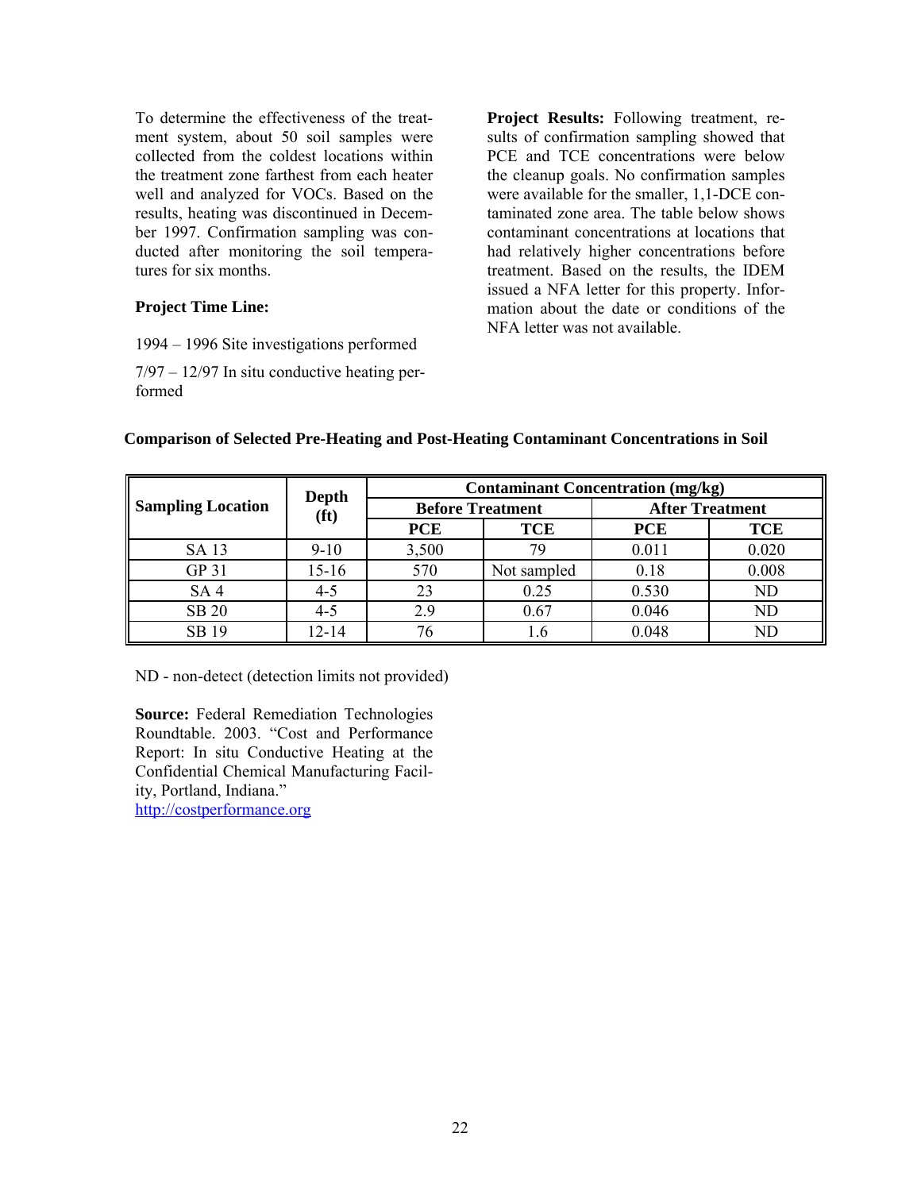To determine the effectiveness of the treatment system, about 50 soil samples were collected from the coldest locations within the treatment zone farthest from each heater well and analyzed for VOCs. Based on the results, heating was discontinued in December 1997. Confirmation sampling was conducted after monitoring the soil temperatures for six months.

**Project Time Line:**

1994 – 1996 Site investigations performed

7/97 – 12/97 In situ conductive heating performed

**Project Results:** Following treatment, results of confirmation sampling showed that PCE and TCE concentrations were below the cleanup goals. No confirmation samples were available for the smaller, 1,1-DCE contaminated zone area. The table below shows contaminant concentrations at locations that had relatively higher concentrations before treatment. Based on the results, the IDEM issued a NFA letter for this property. Information about the date or conditions of the NFA letter was not available.

**Comparison of Selected Pre-Heating and Post-Heating Contaminant Concentrations in Soil**

| Sampling Location | Depth (ft) | Contaminant Concentration (mg/kg) | | | |
|---|---|---|---|---|---|
| | | Before Treatment | | After Treatment | |
| | | PCE | TCE | PCE | TCE |
| SA 13 | 9-10 | 3,500 | 79 | 0.011 | 0.020 |
| GP 31 | 15-16 | 570 | Not sampled | 0.18 | 0.008 |
| SA 4 | 4-5 | 23 | 0.25 | 0.530 | ND |
| SB 20 | 4-5 | 2.9 | 0.67 | 0.046 | ND |
| SB 19 | 12-14 | 76 | 1.6 | 0.048 | ND |

ND - non-detect (detection limits not provided)

**Source:** Federal Remediation Technologies Roundtable. 2003. "Cost and Performance Report: In situ Conductive Heating at the Confidential Chemical Manufacturing Facility, Portland, Indiana." http://costperformance.org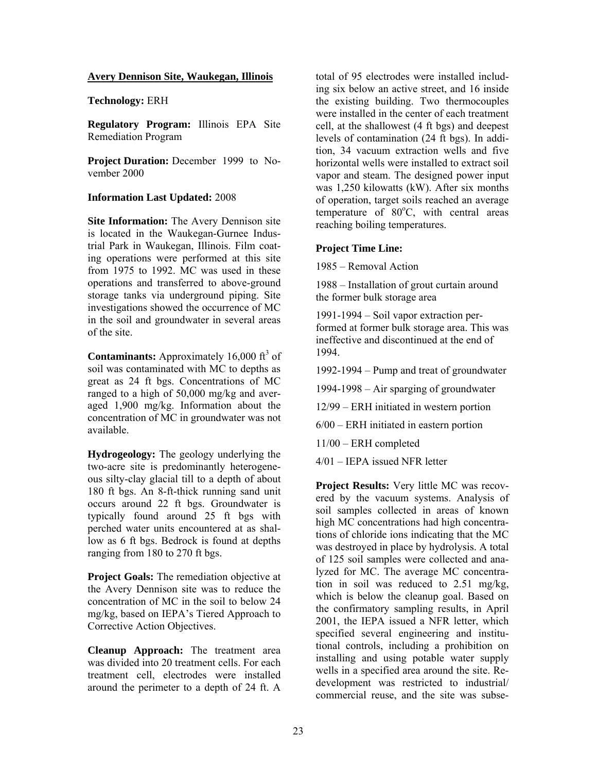**Avery Dennison Site, Waukegan, Illinois**

**Technology:** ERH

**Regulatory Program:** Illinois EPA Site Remediation Program

**Project Duration:** December 1999 to November 2000

**Information Last Updated:** 2008

**Site Information:** The Avery Dennison site is located in the Waukegan-Gurnee Industrial Park in Waukegan, Illinois. Film coating operations were performed at this site from 1975 to 1992. MC was used in these operations and transferred to above-ground storage tanks via underground piping. Site investigations showed the occurrence of MC in the soil and groundwater in several areas of the site.

**Contaminants:** Approximately 16,000 $ft^3$ of soil was contaminated with MC to depths as great as 24 ft bgs. Concentrations of MC ranged to a high of 50,000 mg/kg and averaged 1,900 mg/kg. Information about the concentration of MC in groundwater was not available.

**Hydrogeology:** The geology underlying the two-acre site is predominantly heterogeneous silty-clay glacial till to a depth of about 180 ft bgs. An 8-ft-thick running sand unit occurs around 22 ft bgs. Groundwater is typically found around 25 ft bgs with perched water units encountered at as shallow as 6 ft bgs. Bedrock is found at depths ranging from 180 to 270 ft bgs.

**Project Goals:** The remediation objective at the Avery Dennison site was to reduce the concentration of MC in the soil to below 24 mg/kg, based on IEPA's Tiered Approach to Corrective Action Objectives.

**Cleanup Approach:** The treatment area was divided into 20 treatment cells. For each treatment cell, electrodes were installed around the perimeter to a depth of 24 ft. A total of 95 electrodes were installed including six below an active street, and 16 inside the existing building. Two thermocouples were installed in the center of each treatment cell, at the shallowest (4 ft bgs) and deepest levels of contamination (24 ft bgs). In addition, 34 vacuum extraction wells and five horizontal wells were installed to extract soil vapor and steam. The designed power input was 1,250 kilowatts (kW). After six months of operation, target soils reached an average temperature of 80$^{o}$C, with central areas reaching boiling temperatures.

**Project Time Line:**

1985 – Removal Action

1988 – Installation of grout curtain around the former bulk storage area

1991-1994 – Soil vapor extraction performed at former bulk storage area. This was ineffective and discontinued at the end of 1994.

1992-1994 – Pump and treat of groundwater

1994-1998 – Air sparging of groundwater

12/99 – ERH initiated in western portion

6/00 – ERH initiated in eastern portion

11/00 – ERH completed

4/01 – IEPA issued NFR letter

**Project Results:** Very little MC was recovered by the vacuum systems. Analysis of soil samples collected in areas of known high MC concentrations had high concentrations of chloride ions indicating that the MC was destroyed in place by hydrolysis. A total of 125 soil samples were collected and analyzed for MC. The average MC concentration in soil was reduced to 2.51 mg/kg, which is below the cleanup goal. Based on the confirmatory sampling results, in April 2001, the IEPA issued a NFR letter, which specified several engineering and institutional controls, including a prohibition on installing and using potable water supply wells in a specified area around the site. Redevelopment was restricted to industrial/ commercial reuse, and the site was subse-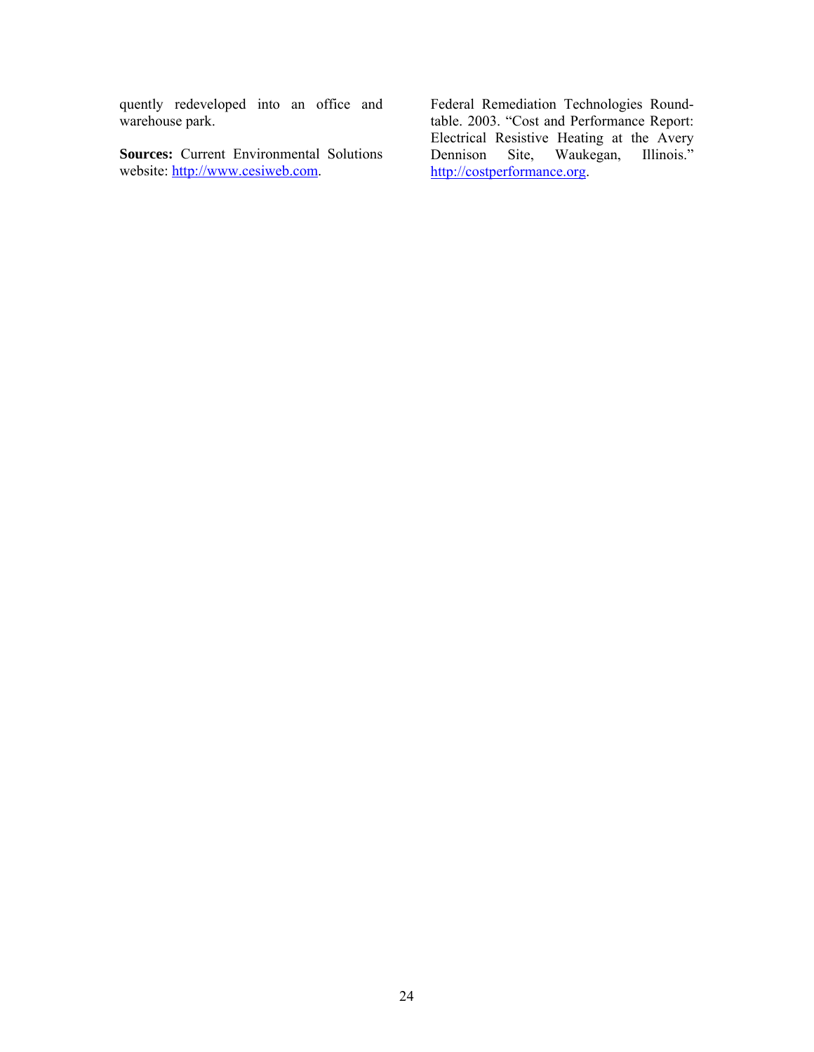quently redeveloped into an office and warehouse park.

**Sources:** Current Environmental Solutions website: http://www.cesiweb.com.

Federal Remediation Technologies Roundtable. 2003. "Cost and Performance Report: Electrical Resistive Heating at the Avery Dennison Site, Waukegan, Illinois." http://costperformance.org.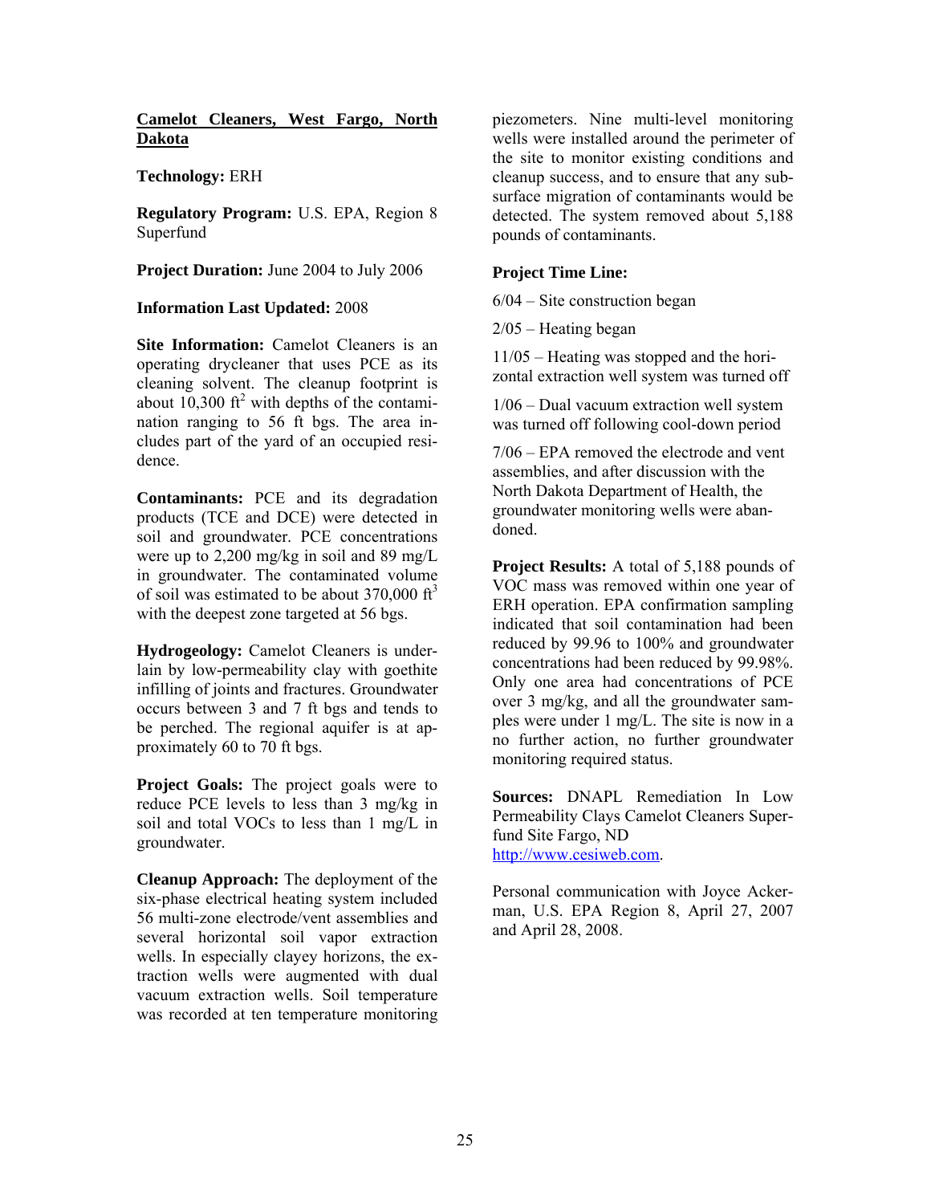**Camelot Cleaners, West Fargo, North Dakota**

**Technology:** ERH

**Regulatory Program:** U.S. EPA, Region 8 Superfund

**Project Duration:** June 2004 to July 2006

**Information Last Updated:** 2008

**Site Information:** Camelot Cleaners is an operating drycleaner that uses PCE as its cleaning solvent. The cleanup footprint is about 10,300 $ft^2$ with depths of the contamination ranging to 56 ft bgs. The area includes part of the yard of an occupied residence.

**Contaminants:** PCE and its degradation products (TCE and DCE) were detected in soil and groundwater. PCE concentrations were up to 2,200 mg/kg in soil and 89 mg/L in groundwater. The contaminated volume of soil was estimated to be about 370,000 $ft^3$ with the deepest zone targeted at 56 bgs.

**Hydrogeology:** Camelot Cleaners is underlain by low-permeability clay with goethite infilling of joints and fractures. Groundwater occurs between 3 and 7 ft bgs and tends to be perched. The regional aquifer is at approximately 60 to 70 ft bgs.

**Project Goals:** The project goals were to reduce PCE levels to less than 3 mg/kg in soil and total VOCs to less than 1 mg/L in groundwater.

**Cleanup Approach:** The deployment of the six-phase electrical heating system included 56 multi-zone electrode/vent assemblies and several horizontal soil vapor extraction wells. In especially clayey horizons, the extraction wells were augmented with dual vacuum extraction wells. Soil temperature was recorded at ten temperature monitoring piezometers. Nine multi-level monitoring wells were installed around the perimeter of the site to monitor existing conditions and cleanup success, and to ensure that any subsurface migration of contaminants would be detected. The system removed about 5,188 pounds of contaminants.

**Project Time Line:**

6/04 – Site construction began

2/05 – Heating began

11/05 – Heating was stopped and the horizontal extraction well system was turned off

1/06 – Dual vacuum extraction well system was turned off following cool-down period

7/06 – EPA removed the electrode and vent assemblies, and after discussion with the North Dakota Department of Health, the groundwater monitoring wells were abandoned.

**Project Results:** A total of 5,188 pounds of VOC mass was removed within one year of ERH operation. EPA confirmation sampling indicated that soil contamination had been reduced by 99.96 to 100% and groundwater concentrations had been reduced by 99.98%. Only one area had concentrations of PCE over 3 mg/kg, and all the groundwater samples were under 1 mg/L. The site is now in a no further action, no further groundwater monitoring required status.

**Sources:** DNAPL Remediation In Low Permeability Clays Camelot Cleaners Superfund Site Fargo, ND http://www.cesiweb.com.

Personal communication with Joyce Ackerman, U.S. EPA Region 8, April 27, 2007 and April 28, 2008.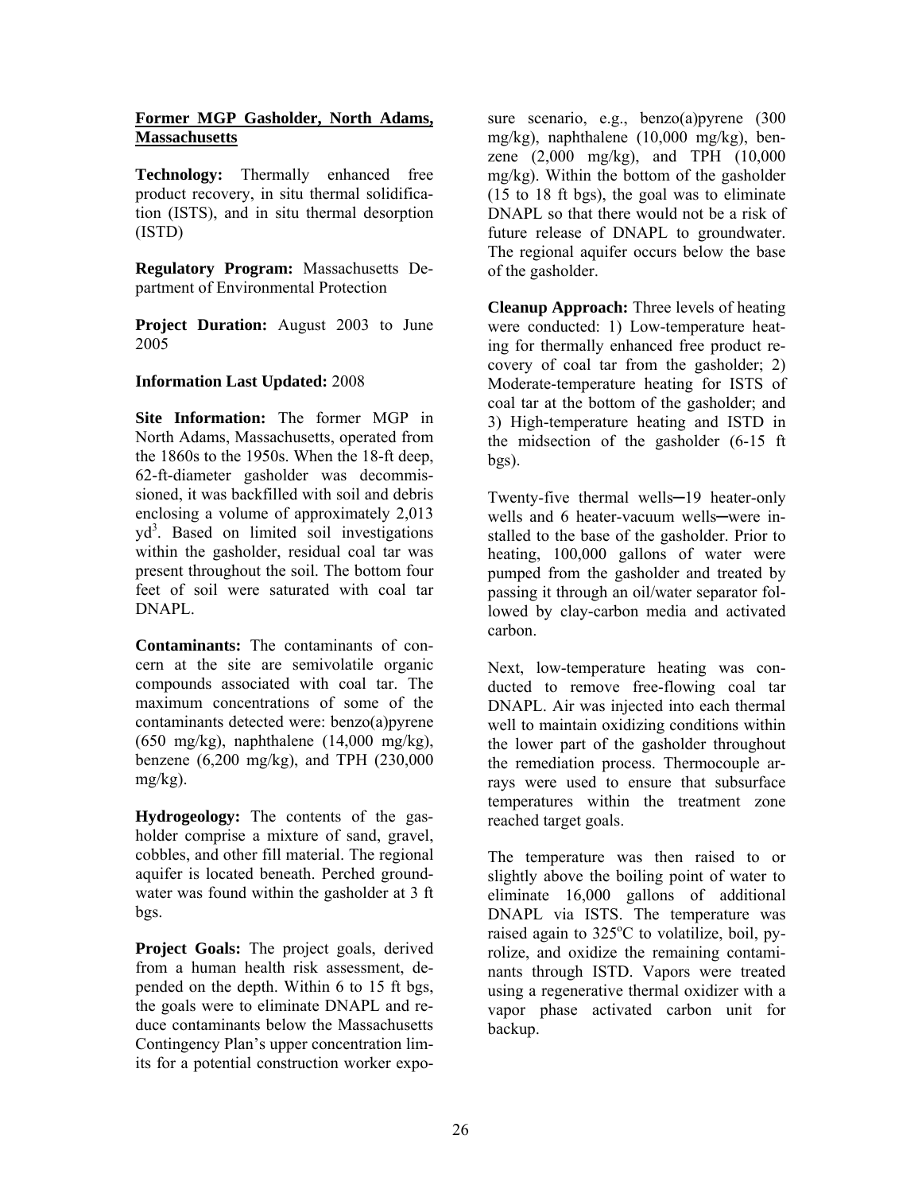**Former MGP Gasholder, North Adams, Massachusetts**

**Technology:** Thermally enhanced free product recovery, in situ thermal solidification (ISTS), and in situ thermal desorption (ISTD)

**Regulatory Program:** Massachusetts Department of Environmental Protection

**Project Duration:** August 2003 to June 2005

**Information Last Updated:** 2008

**Site Information:** The former MGP in North Adams, Massachusetts, operated from the 1860s to the 1950s. When the 18-ft deep, 62-ft-diameter gasholder was decommissioned, it was backfilled with soil and debris enclosing a volume of approximately 2,013 $yd^3$. Based on limited soil investigations within the gasholder, residual coal tar was present throughout the soil. The bottom four feet of soil were saturated with coal tar DNAPL.

**Contaminants:** The contaminants of concern at the site are semivolatile organic compounds associated with coal tar. The maximum concentrations of some of the contaminants detected were: benzo(a)pyrene (650 mg/kg), naphthalene (14,000 mg/kg), benzene (6,200 mg/kg), and TPH (230,000 mg/kg).

**Hydrogeology:** The contents of the gasholder comprise a mixture of sand, gravel, cobbles, and other fill material. The regional aquifer is located beneath. Perched groundwater was found within the gasholder at 3 ft bgs.

**Project Goals:** The project goals, derived from a human health risk assessment, depended on the depth. Within 6 to 15 ft bgs, the goals were to eliminate DNAPL and reduce contaminants below the Massachusetts Contingency Plan's upper concentration limits for a potential construction worker exposure scenario, e.g., benzo(a)pyrene (300 mg/kg), naphthalene (10,000 mg/kg), benzene (2,000 mg/kg), and TPH (10,000 mg/kg). Within the bottom of the gasholder (15 to 18 ft bgs), the goal was to eliminate DNAPL so that there would not be a risk of future release of DNAPL to groundwater. The regional aquifer occurs below the base of the gasholder.

**Cleanup Approach:** Three levels of heating were conducted: 1) Low-temperature heating for thermally enhanced free product recovery of coal tar from the gasholder; 2) Moderate-temperature heating for ISTS of coal tar at the bottom of the gasholder; and 3) High-temperature heating and ISTD in the midsection of the gasholder (6-15 ft bgs).

Twenty-five thermal wells─19 heater-only wells and 6 heater-vacuum wells─were installed to the base of the gasholder. Prior to heating, 100,000 gallons of water were pumped from the gasholder and treated by passing it through an oil/water separator followed by clay-carbon media and activated carbon.

Next, low-temperature heating was conducted to remove free-flowing coal tar DNAPL. Air was injected into each thermal well to maintain oxidizing conditions within the lower part of the gasholder throughout the remediation process. Thermocouple arrays were used to ensure that subsurface temperatures within the treatment zone reached target goals.

The temperature was then raised to or slightly above the boiling point of water to eliminate 16,000 gallons of additional DNAPL via ISTS. The temperature was raised again to 325°C to volatilize, boil, pyrolize, and oxidize the remaining contaminants through ISTD. Vapors were treated using a regenerative thermal oxidizer with a vapor phase activated carbon unit for backup.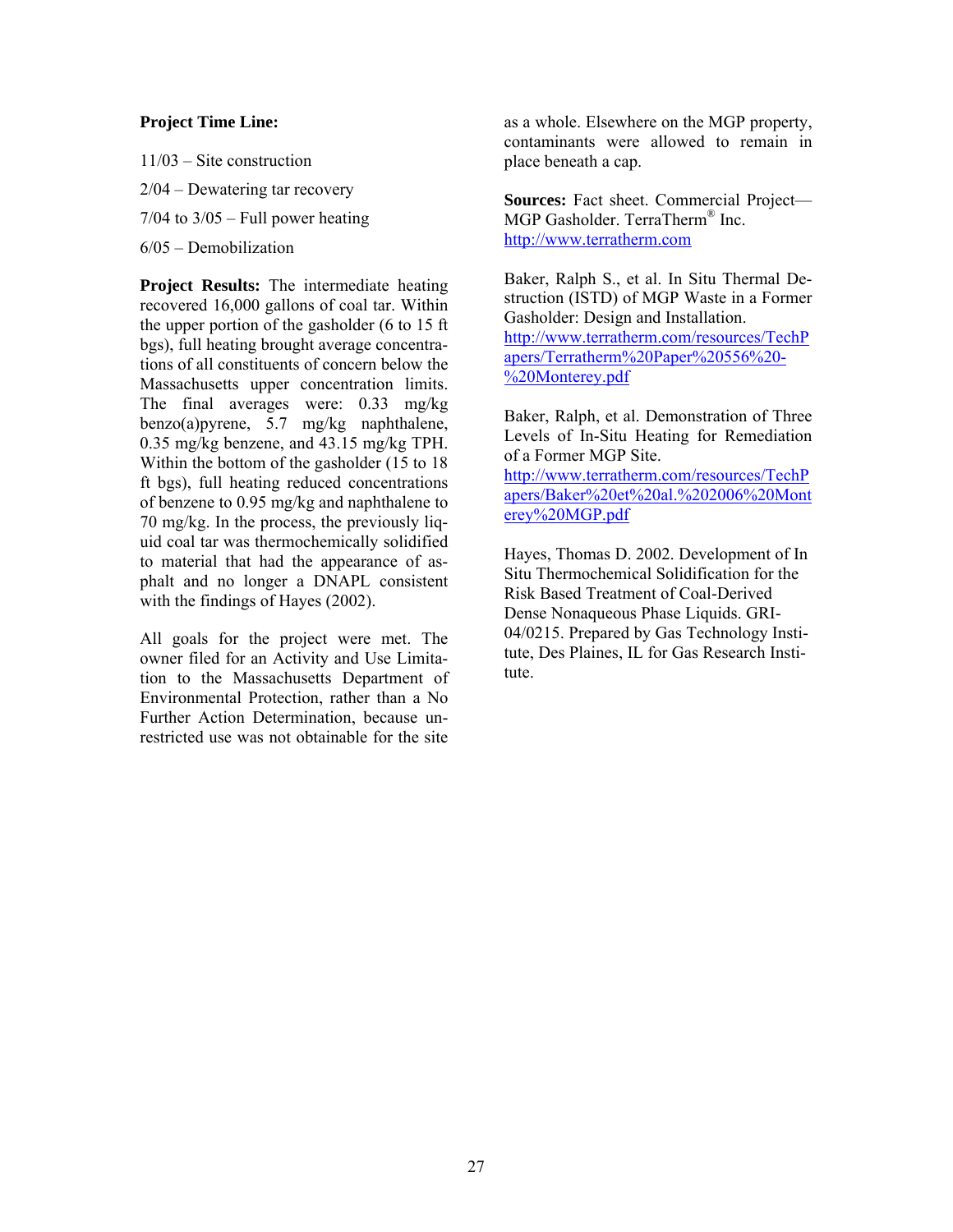**Project Time Line:**

11/03 – Site construction

2/04 – Dewatering tar recovery

7/04 to 3/05 – Full power heating

6/05 – Demobilization

**Project Results:** The intermediate heating recovered 16,000 gallons of coal tar. Within the upper portion of the gasholder (6 to 15 ft bgs), full heating brought average concentrations of all constituents of concern below the Massachusetts upper concentration limits. The final averages were: 0.33 mg/kg benzo(a)pyrene, 5.7 mg/kg naphthalene, 0.35 mg/kg benzene, and 43.15 mg/kg TPH. Within the bottom of the gasholder (15 to 18 ft bgs), full heating reduced concentrations of benzene to 0.95 mg/kg and naphthalene to 70 mg/kg. In the process, the previously liquid coal tar was thermochemically solidified to material that had the appearance of asphalt and no longer a DNAPL consistent with the findings of Hayes (2002).

All goals for the project were met. The owner filed for an Activity and Use Limitation to the Massachusetts Department of Environmental Protection, rather than a No Further Action Determination, because unrestricted use was not obtainable for the site as a whole. Elsewhere on the MGP property, contaminants were allowed to remain in place beneath a cap.

**Sources:** Fact sheet. Commercial Project—MGP Gasholder. TerraTherm® Inc. http://www.terratherm.com

Baker, Ralph S., et al. In Situ Thermal Destruction (ISTD) of MGP Waste in a Former Gasholder: Design and Installation. http://www.terratherm.com/resources/TechPapers/Terratherm%20Paper%20556%20-%20Monterey.pdf

Baker, Ralph, et al. Demonstration of Three Levels of In-Situ Heating for Remediation of a Former MGP Site. http://www.terratherm.com/resources/TechPapers/Baker%20et%20al.%202006%20Monterey%20MGP.pdf

Hayes, Thomas D. 2002. Development of In Situ Thermochemical Solidification for the Risk Based Treatment of Coal-Derived Dense Nonaqueous Phase Liquids. GRI-04/0215. Prepared by Gas Technology Institute, Des Plaines, IL for Gas Research Institute.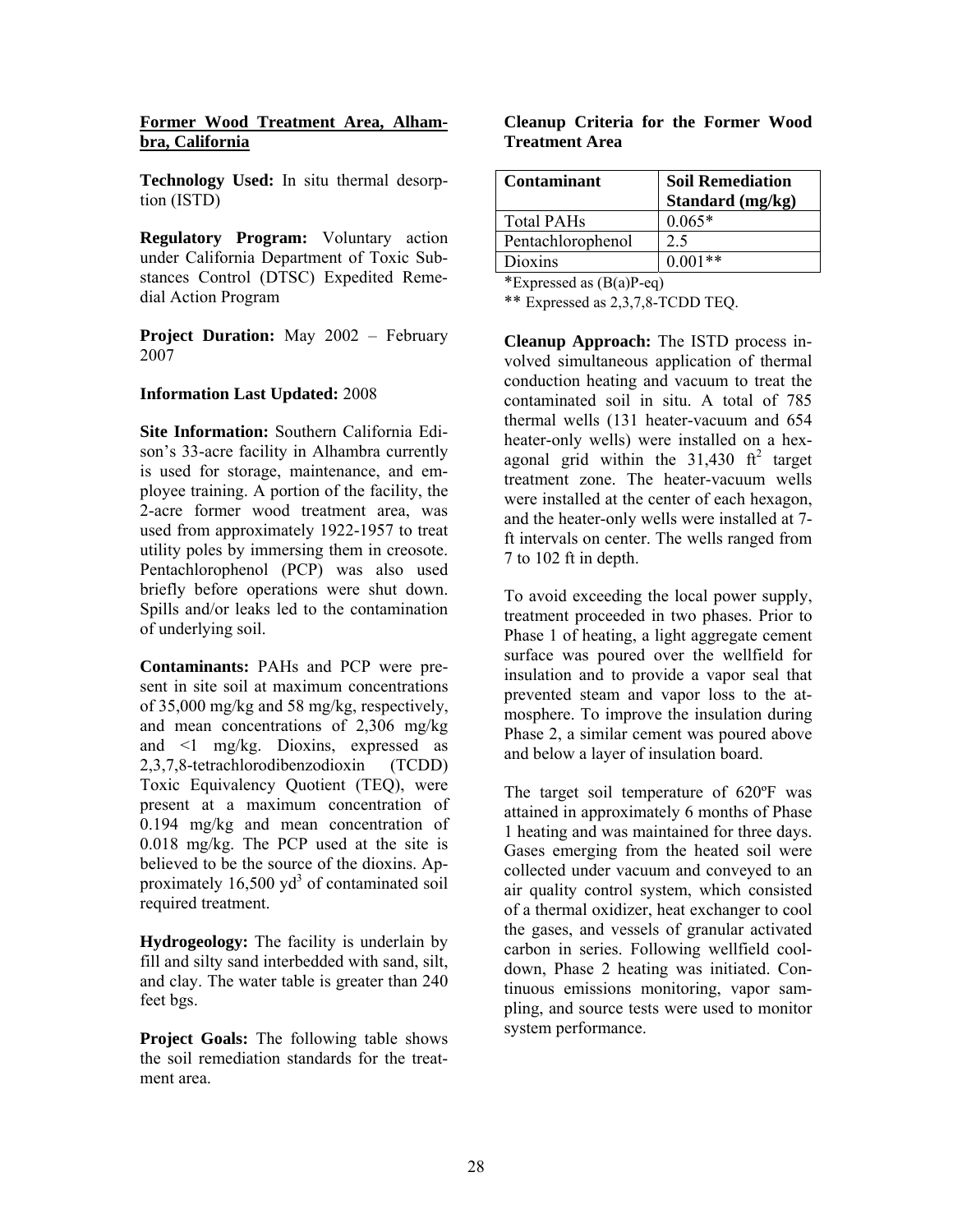## Former Wood Treatment Area, Alhambra, California

**Technology Used:** In situ thermal desorption (ISTD)

**Regulatory Program:** Voluntary action under California Department of Toxic Substances Control (DTSC) Expedited Remedial Action Program

**Project Duration:** May 2002 – February 2007

**Information Last Updated:** 2008

**Site Information:** Southern California Edison's 33-acre facility in Alhambra currently is used for storage, maintenance, and employee training. A portion of the facility, the 2-acre former wood treatment area, was used from approximately 1922-1957 to treat utility poles by immersing them in creosote. Pentachlorophenol (PCP) was also used briefly before operations were shut down. Spills and/or leaks led to the contamination of underlying soil.

**Contaminants:** PAHs and PCP were present in site soil at maximum concentrations of 35,000 mg/kg and 58 mg/kg, respectively, and mean concentrations of 2,306 mg/kg and <1 mg/kg. Dioxins, expressed as 2,3,7,8-tetrachlorodibenzodioxin (TCDD) Toxic Equivalency Quotient (TEQ), were present at a maximum concentration of 0.194 mg/kg and mean concentration of 0.018 mg/kg. The PCP used at the site is believed to be the source of the dioxins. Approximately 16,500 $yd^3$ of contaminated soil required treatment.

**Hydrogeology:** The facility is underlain by fill and silty sand interbedded with sand, silt, and clay. The water table is greater than 240 feet bgs.

**Project Goals:** The following table shows the soil remediation standards for the treatment area.

**Cleanup Criteria for the Former Wood Treatment Area**

| Contaminant | Soil Remediation Standard (mg/kg) |
|---|---|
| Total PAHs | 0.065* |
| Pentachlorophenol | 2.5 |
| Dioxins | 0.001** |

*Expressed as (B(a)P-eq)

** Expressed as 2,3,7,8-TCDD TEQ.

**Cleanup Approach:** The ISTD process involved simultaneous application of thermal conduction heating and vacuum to treat the contaminated soil in situ. A total of 785 thermal wells (131 heater-vacuum and 654 heater-only wells) were installed on a hexagonal grid within the 31,430 $ft^2$ target treatment zone. The heater-vacuum wells were installed at the center of each hexagon, and the heater-only wells were installed at 7-ft intervals on center. The wells ranged from 7 to 102 ft in depth.

To avoid exceeding the local power supply, treatment proceeded in two phases. Prior to Phase 1 of heating, a light aggregate cement surface was poured over the wellfield for insulation and to provide a vapor seal that prevented steam and vapor loss to the atmosphere. To improve the insulation during Phase 2, a similar cement was poured above and below a layer of insulation board.

The target soil temperature of 620ºF was attained in approximately 6 months of Phase 1 heating and was maintained for three days. Gases emerging from the heated soil were collected under vacuum and conveyed to an air quality control system, which consisted of a thermal oxidizer, heat exchanger to cool the gases, and vessels of granular activated carbon in series. Following wellfield cool-down, Phase 2 heating was initiated. Continuous emissions monitoring, vapor sampling, and source tests were used to monitor system performance.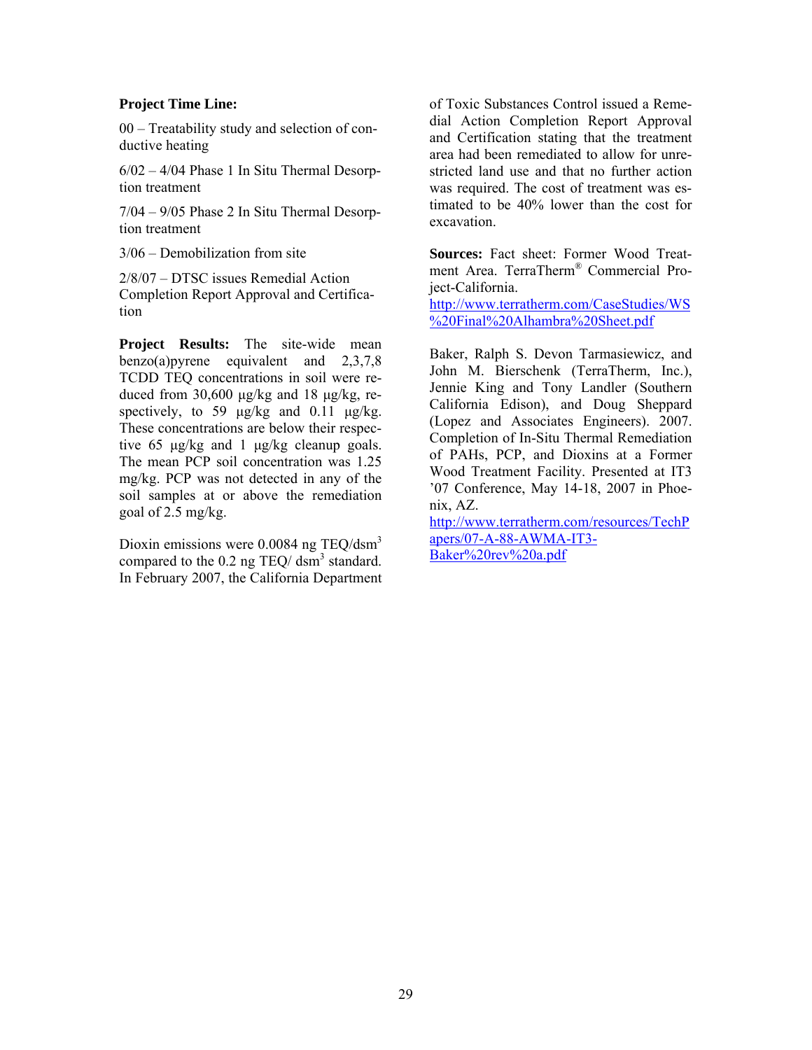**Project Time Line:**

00 – Treatability study and selection of conductive heating

6/02 – 4/04 Phase 1 In Situ Thermal Desorption treatment

7/04 – 9/05 Phase 2 In Situ Thermal Desorption treatment

3/06 – Demobilization from site

2/8/07 – DTSC issues Remedial Action Completion Report Approval and Certification

**Project Results:** The site-wide mean benzo(a)pyrene equivalent and 2,3,7,8 TCDD TEQ concentrations in soil were reduced from 30,600 µg/kg and 18 µg/kg, respectively, to 59 µg/kg and 0.11 µg/kg. These concentrations are below their respective 65 µg/kg and 1 µg/kg cleanup goals. The mean PCP soil concentration was 1.25 mg/kg. PCP was not detected in any of the soil samples at or above the remediation goal of 2.5 mg/kg.

Dioxin emissions were 0.0084 ng TEQ/dsm$^3$ compared to the 0.2 ng TEQ/ dsm$^3$ standard. In February 2007, the California Department of Toxic Substances Control issued a Remedial Action Completion Report Approval and Certification stating that the treatment area had been remediated to allow for unrestricted land use and that no further action was required. The cost of treatment was estimated to be 40% lower than the cost for excavation.

**Sources:** Fact sheet: Former Wood Treatment Area. TerraTherm® Commercial Project-California.
http://www.terratherm.com/CaseStudies/WS%20Final%20Alhambra%20Sheet.pdf

Baker, Ralph S. Devon Tarmasiewicz, and John M. Bierschenk (TerraTherm, Inc.), Jennie King and Tony Landler (Southern California Edison), and Doug Sheppard (Lopez and Associates Engineers). 2007. Completion of In-Situ Thermal Remediation of PAHs, PCP, and Dioxins at a Former Wood Treatment Facility. Presented at IT3 '07 Conference, May 14-18, 2007 in Phoenix, AZ.
http://www.terratherm.com/resources/TechPapers/07-A-88-AWMA-IT3-Baker%20rev%20a.pdf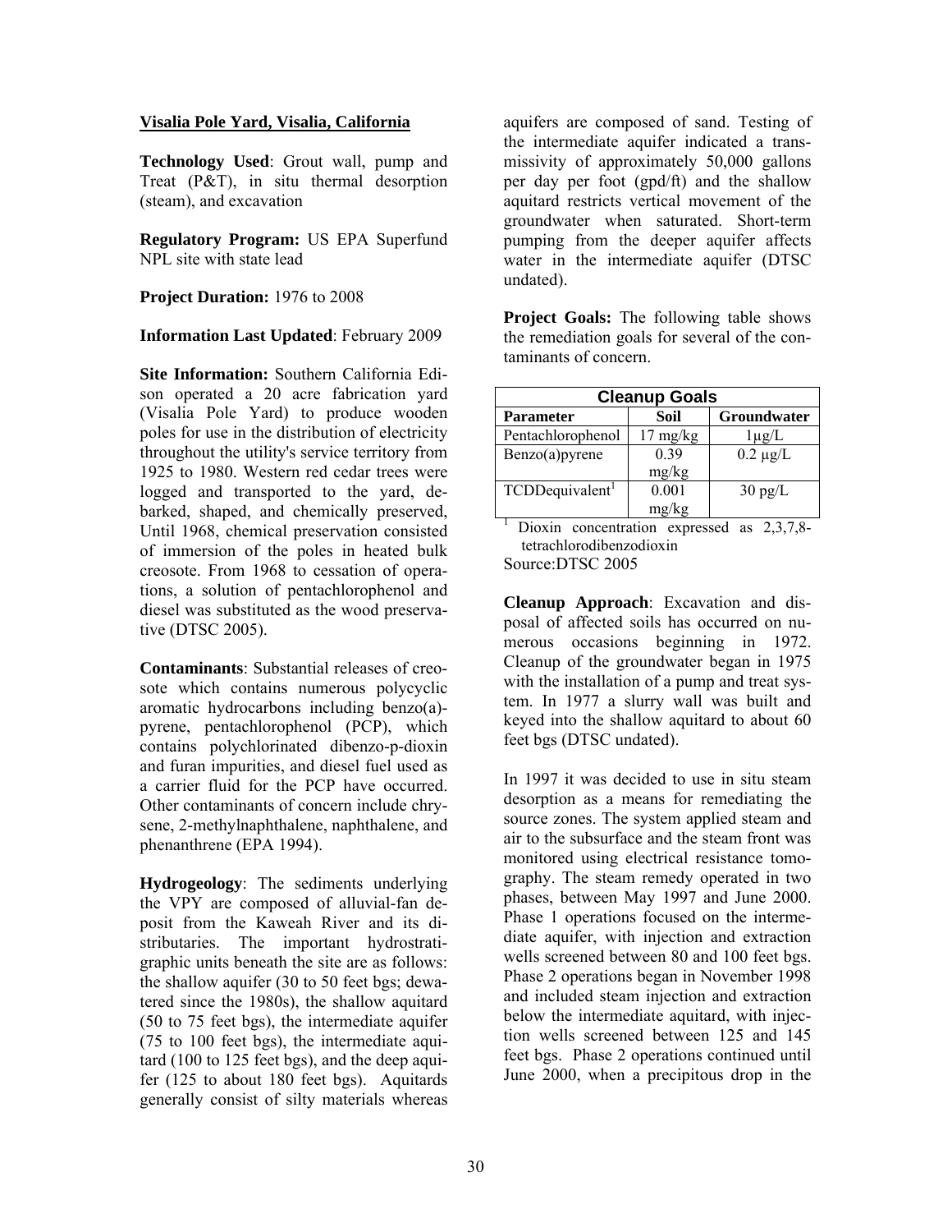**Visalia Pole Yard, Visalia, California**

**Technology Used**: Grout wall, pump and Treat (P&T), in situ thermal desorption (steam), and excavation

**Regulatory Program:** US EPA Superfund NPL site with state lead

**Project Duration:** 1976 to 2008

**Information Last Updated**: February 2009

**Site Information:** Southern California Edison operated a 20 acre fabrication yard (Visalia Pole Yard) to produce wooden poles for use in the distribution of electricity throughout the utility's service territory from 1925 to 1980. Western red cedar trees were logged and transported to the yard, debarked, shaped, and chemically preserved, Until 1968, chemical preservation consisted of immersion of the poles in heated bulk creosote. From 1968 to cessation of operations, a solution of pentachlorophenol and diesel was substituted as the wood preservative (DTSC 2005).

**Contaminants**: Substantial releases of creosote which contains numerous polycyclic aromatic hydrocarbons including benzo(a)-pyrene, pentachlorophenol (PCP), which contains polychlorinated dibenzo-p-dioxin and furan impurities, and diesel fuel used as a carrier fluid for the PCP have occurred. Other contaminants of concern include chrysene, 2-methylnaphthalene, naphthalene, and phenanthrene (EPA 1994).

**Hydrogeology**: The sediments underlying the VPY are composed of alluvial-fan deposit from the Kaweah River and its distributaries. The important hydrostratigraphic units beneath the site are as follows: the shallow aquifer (30 to 50 feet bgs; dewatered since the 1980s), the shallow aquitard (50 to 75 feet bgs), the intermediate aquifer (75 to 100 feet bgs), the intermediate aquitard (100 to 125 feet bgs), and the deep aquifer (125 to about 180 feet bgs). Aquitards generally consist of silty materials whereas aquifers are composed of sand. Testing of the intermediate aquifer indicated a transmissivity of approximately 50,000 gallons per day per foot (gpd/ft) and the shallow aquitard restricts vertical movement of the groundwater when saturated. Short-term pumping from the deeper aquifer affects water in the intermediate aquifer (DTSC undated).

**Project Goals:** The following table shows the remediation goals for several of the contaminants of concern.

| Cleanup Goals | | |
|---|---|---|
| **Parameter** | **Soil** | **Groundwater** |
| Pentachlorophenol | 17 mg/kg | 1μg/L |
| Benzo(a)pyrene | 0.39 mg/kg | 0.2 μg/L |
| TCDDequivalent[1] | 0.001 mg/kg | 30 pg/L |

[1] Dioxin concentration expressed as 2,3,7,8-tetrachlorodibenzodioxin

Source:DTSC 2005

**Cleanup Approach**: Excavation and disposal of affected soils has occurred on numerous occasions beginning in 1972. Cleanup of the groundwater began in 1975 with the installation of a pump and treat system. In 1977 a slurry wall was built and keyed into the shallow aquitard to about 60 feet bgs (DTSC undated).

In 1997 it was decided to use in situ steam desorption as a means for remediating the source zones. The system applied steam and air to the subsurface and the steam front was monitored using electrical resistance tomography. The steam remedy operated in two phases, between May 1997 and June 2000. Phase 1 operations focused on the intermediate aquifer, with injection and extraction wells screened between 80 and 100 feet bgs. Phase 2 operations began in November 1998 and included steam injection and extraction below the intermediate aquitard, with injection wells screened between 125 and 145 feet bgs. Phase 2 operations continued until June 2000, when a precipitous drop in the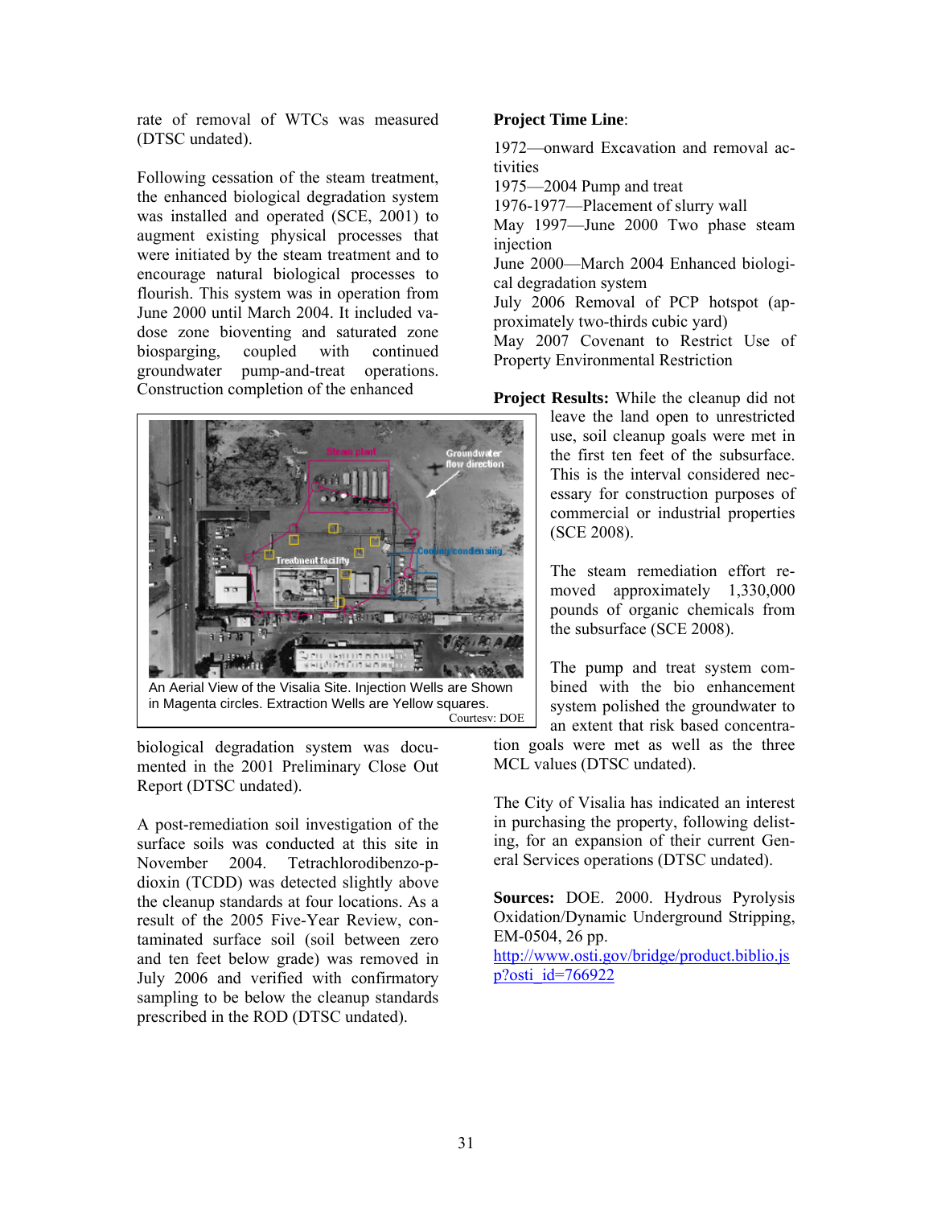rate of removal of WTCs was measured (DTSC undated).

Following cessation of the steam treatment, the enhanced biological degradation system was installed and operated (SCE, 2001) to augment existing physical processes that were initiated by the steam treatment and to encourage natural biological processes to flourish. This system was in operation from June 2000 until March 2004. It included vadose zone bioventing and saturated zone biosparging, coupled with continued groundwater pump-and-treat operations. Construction completion of the enhanced biological degradation system was documented in the 2001 Preliminary Close Out Report (DTSC undated).

An Aerial View of the Visalia Site. Injection Wells are Shown in Magenta circles. Extraction Wells are Yellow squares.
Courtesy: DOE

A post-remediation soil investigation of the surface soils was conducted at this site in November 2004. Tetrachlorodibenzo-p-dioxin (TCDD) was detected slightly above the cleanup standards at four locations. As a result of the 2005 Five-Year Review, contaminated surface soil (soil between zero and ten feet below grade) was removed in July 2006 and verified with confirmatory sampling to be below the cleanup standards prescribed in the ROD (DTSC undated).

**Project Time Line**:

1972—onward Excavation and removal activities
1975—2004 Pump and treat
1976-1977—Placement of slurry wall
May 1997—June 2000 Two phase steam injection
June 2000—March 2004 Enhanced biological degradation system
July 2006 Removal of PCP hotspot (approximately two-thirds cubic yard)
May 2007 Covenant to Restrict Use of Property Environmental Restriction

**Project Results:** While the cleanup did not leave the land open to unrestricted use, soil cleanup goals were met in the first ten feet of the subsurface. This is the interval considered necessary for construction purposes of commercial or industrial properties (SCE 2008).

The steam remediation effort removed approximately 1,330,000 pounds of organic chemicals from the subsurface (SCE 2008).

The pump and treat system combined with the bio enhancement system polished the groundwater to an extent that risk based concentration goals were met as well as the three MCL values (DTSC undated).

The City of Visalia has indicated an interest in purchasing the property, following delisting, for an expansion of their current General Services operations (DTSC undated).

**Sources:** DOE. 2000. Hydrous Pyrolysis Oxidation/Dynamic Underground Stripping, EM-0504, 26 pp. http://www.osti.gov/bridge/product.biblio.jsp?osti_id=766922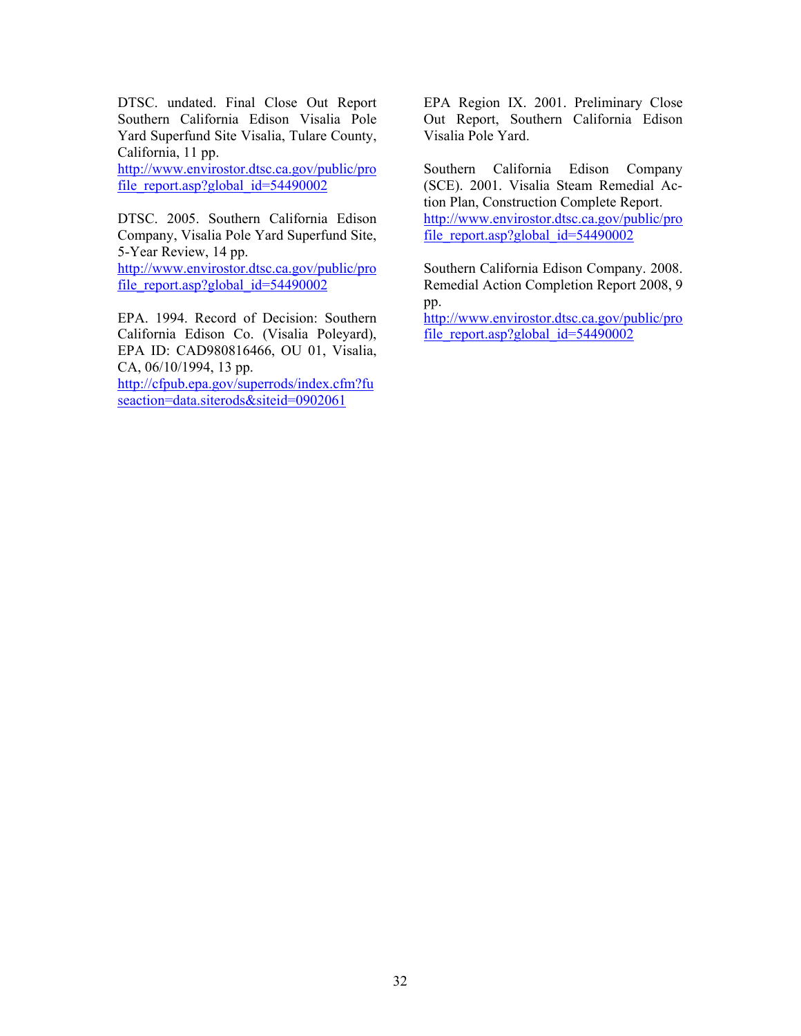DTSC. undated. Final Close Out Report Southern California Edison Visalia Pole Yard Superfund Site Visalia, Tulare County, California, 11 pp. http://www.envirostor.dtsc.ca.gov/public/profile_report.asp?global_id=54490002

DTSC. 2005. Southern California Edison Company, Visalia Pole Yard Superfund Site, 5-Year Review, 14 pp. http://www.envirostor.dtsc.ca.gov/public/profile_report.asp?global_id=54490002

EPA. 1994. Record of Decision: Southern California Edison Co. (Visalia Poleyard), EPA ID: CAD980816466, OU 01, Visalia, CA, 06/10/1994, 13 pp. http://cfpub.epa.gov/superrods/index.cfm?fuseaction=data.siterods&siteid=0902061

EPA Region IX. 2001. Preliminary Close Out Report, Southern California Edison Visalia Pole Yard.

Southern California Edison Company (SCE). 2001. Visalia Steam Remedial Action Plan, Construction Complete Report. http://www.envirostor.dtsc.ca.gov/public/profile_report.asp?global_id=54490002

Southern California Edison Company. 2008. Remedial Action Completion Report 2008, 9 pp. http://www.envirostor.dtsc.ca.gov/public/profile_report.asp?global_id=54490002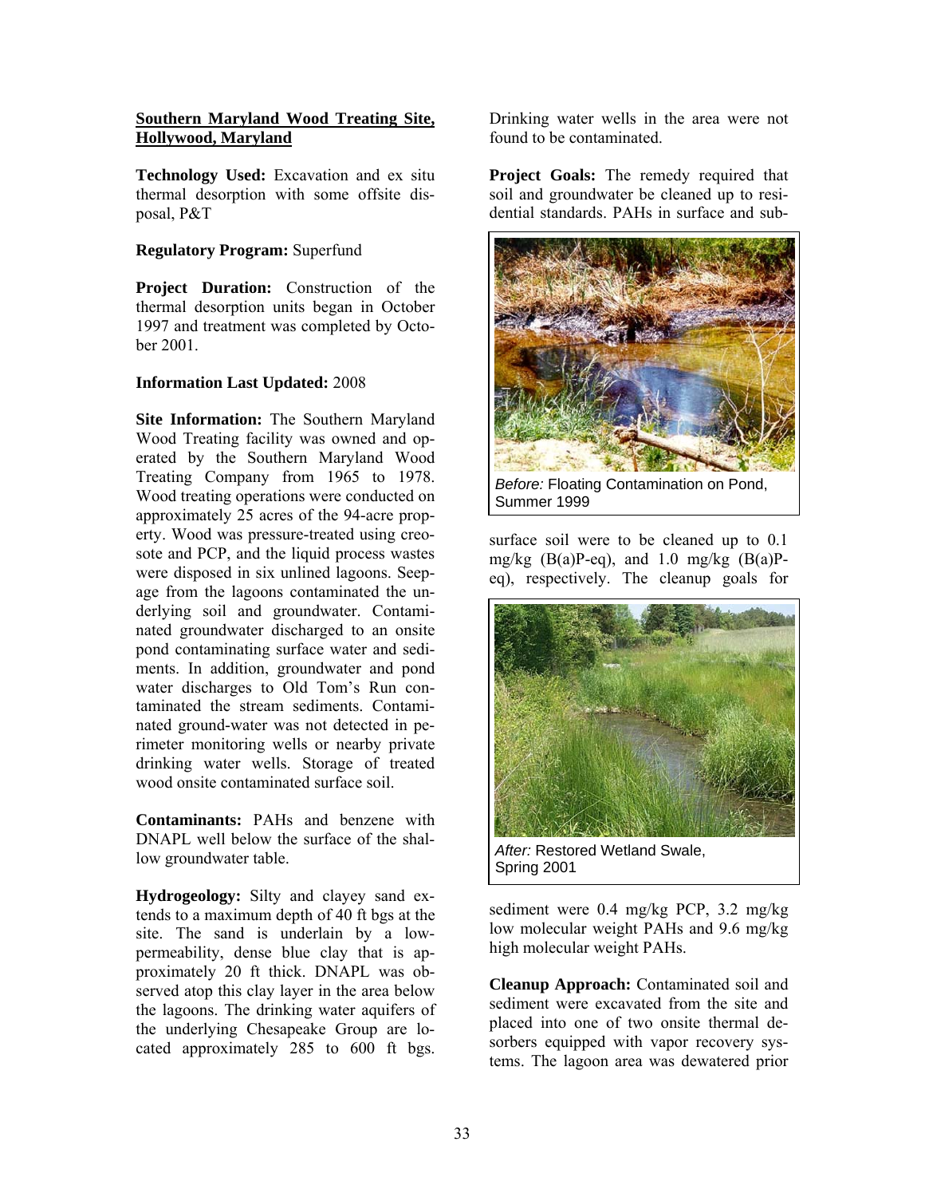**<u>Southern Maryland Wood Treating Site, Hollywood, Maryland</u>**

**Technology Used:** Excavation and ex situ thermal desorption with some offsite disposal, P&T

**Regulatory Program:** Superfund

**Project Duration:** Construction of the thermal desorption units began in October 1997 and treatment was completed by October 2001.

**Information Last Updated:** 2008

**Site Information:** The Southern Maryland Wood Treating facility was owned and operated by the Southern Maryland Wood Treating Company from 1965 to 1978. Wood treating operations were conducted on approximately 25 acres of the 94-acre property. Wood was pressure-treated using creosote and PCP, and the liquid process wastes were disposed in six unlined lagoons. Seepage from the lagoons contaminated the underlying soil and groundwater. Contaminated groundwater discharged to an onsite pond contaminating surface water and sediments. In addition, groundwater and pond water discharges to Old Tom's Run contaminated the stream sediments. Contaminated ground-water was not detected in perimeter monitoring wells or nearby private drinking water wells. Storage of treated wood onsite contaminated surface soil.

**Contaminants:** PAHs and benzene with DNAPL well below the surface of the shallow groundwater table.

**Hydrogeology:** Silty and clayey sand extends to a maximum depth of 40 ft bgs at the site. The sand is underlain by a low-permeability, dense blue clay that is approximately 20 ft thick. DNAPL was observed atop this clay layer in the area below the lagoons. The drinking water aquifers of the underlying Chesapeake Group are located approximately 285 to 600 ft bgs. Drinking water wells in the area were not found to be contaminated.

**Project Goals:** The remedy required that soil and groundwater be cleaned up to residential standards. PAHs in surface and subsurface soil were to be cleaned up to 0.1 mg/kg (B(a)P-eq), and 1.0 mg/kg (B(a)P-eq), respectively. The cleanup goals for sediment were 0.4 mg/kg PCP, 3.2 mg/kg low molecular weight PAHs and 9.6 mg/kg high molecular weight PAHs.

*Before:* Floating Contamination on Pond, Summer 1999

*After:* Restored Wetland Swale, Spring 2001

**Cleanup Approach:** Contaminated soil and sediment were excavated from the site and placed into one of two onsite thermal desorbers equipped with vapor recovery systems. The lagoon area was dewatered prior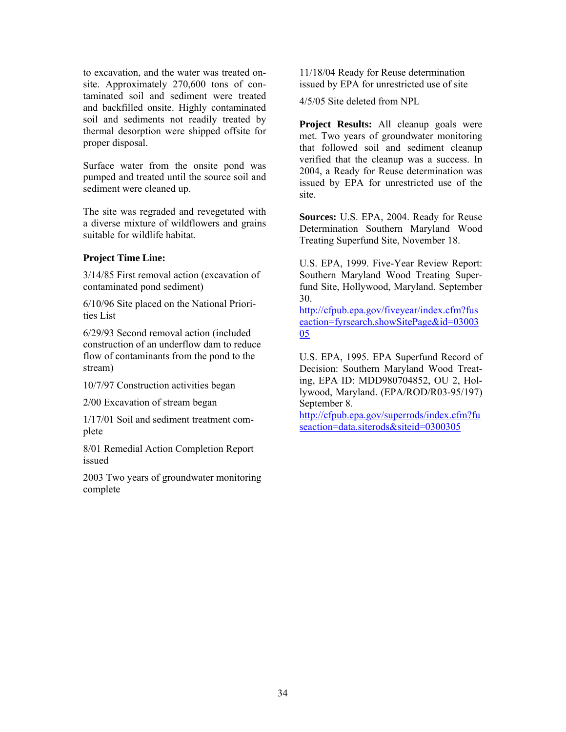to excavation, and the water was treated onsite. Approximately 270,600 tons of contaminated soil and sediment were treated and backfilled onsite. Highly contaminated soil and sediments not readily treated by thermal desorption were shipped offsite for proper disposal.

Surface water from the onsite pond was pumped and treated until the source soil and sediment were cleaned up.

The site was regraded and revegetated with a diverse mixture of wildflowers and grains suitable for wildlife habitat.

**Project Time Line:**

3/14/85 First removal action (excavation of contaminated pond sediment)

6/10/96 Site placed on the National Priorities List

6/29/93 Second removal action (included construction of an underflow dam to reduce flow of contaminants from the pond to the stream)

10/7/97 Construction activities began

2/00 Excavation of stream began

1/17/01 Soil and sediment treatment complete

8/01 Remedial Action Completion Report issued

2003 Two years of groundwater monitoring complete

11/18/04 Ready for Reuse determination issued by EPA for unrestricted use of site

4/5/05 Site deleted from NPL

**Project Results:** All cleanup goals were met. Two years of groundwater monitoring that followed soil and sediment cleanup verified that the cleanup was a success. In 2004, a Ready for Reuse determination was issued by EPA for unrestricted use of the site.

**Sources:** U.S. EPA, 2004. Ready for Reuse Determination Southern Maryland Wood Treating Superfund Site, November 18.

U.S. EPA, 1999. Five-Year Review Report: Southern Maryland Wood Treating Superfund Site, Hollywood, Maryland. September 30.
http://cfpub.epa.gov/fiveyear/index.cfm?fuseaction=fyrsearch.showSitePage&id=0300305

U.S. EPA, 1995. EPA Superfund Record of Decision: Southern Maryland Wood Treating, EPA ID: MDD980704852, OU 2, Hollywood, Maryland. (EPA/ROD/R03-95/197) September 8.
http://cfpub.epa.gov/superrods/index.cfm?fuseaction=data.siterods&siteid=0300305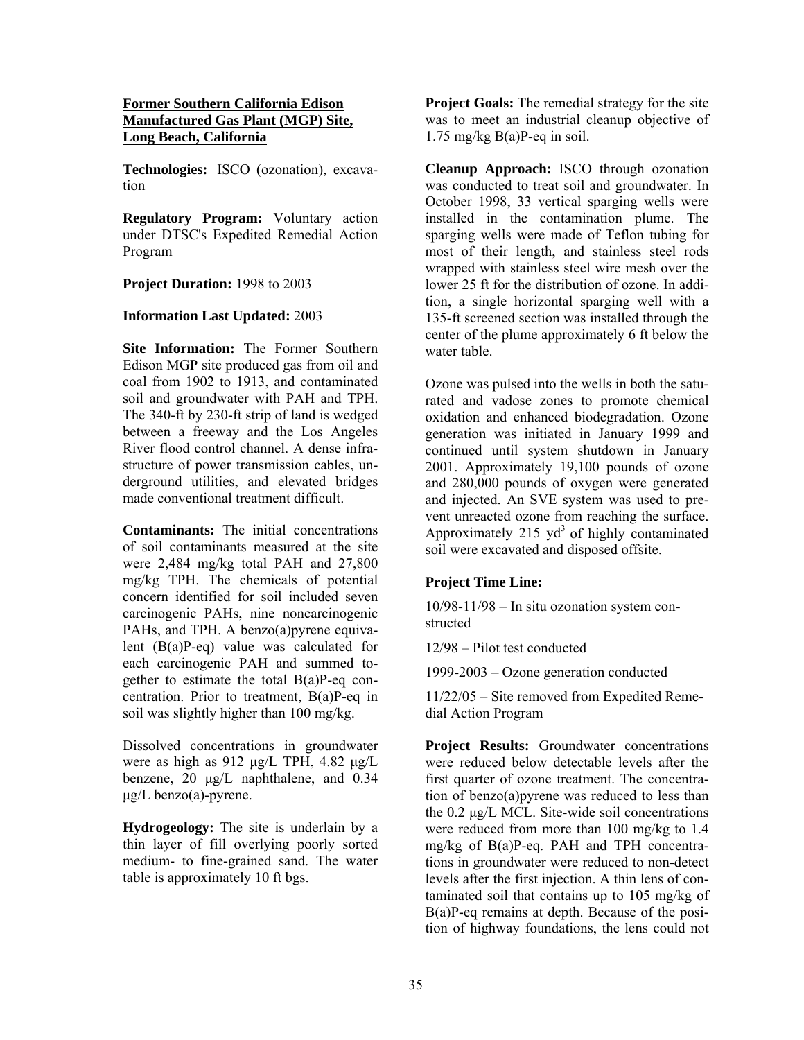**Former Southern California Edison Manufactured Gas Plant (MGP) Site, Long Beach, California**

**Technologies:** ISCO (ozonation), excavation

**Regulatory Program:** Voluntary action under DTSC's Expedited Remedial Action Program

**Project Duration:** 1998 to 2003

**Information Last Updated:** 2003

**Site Information:** The Former Southern Edison MGP site produced gas from oil and coal from 1902 to 1913, and contaminated soil and groundwater with PAH and TPH. The 340-ft by 230-ft strip of land is wedged between a freeway and the Los Angeles River flood control channel. A dense infrastructure of power transmission cables, underground utilities, and elevated bridges made conventional treatment difficult.

**Contaminants:** The initial concentrations of soil contaminants measured at the site were 2,484 mg/kg total PAH and 27,800 mg/kg TPH. The chemicals of potential concern identified for soil included seven carcinogenic PAHs, nine noncarcinogenic PAHs, and TPH. A benzo(a)pyrene equivalent (B(a)P-eq) value was calculated for each carcinogenic PAH and summed together to estimate the total B(a)P-eq concentration. Prior to treatment, B(a)P-eq in soil was slightly higher than 100 mg/kg.

Dissolved concentrations in groundwater were as high as 912 µg/L TPH, 4.82 µg/L benzene, 20 µg/L naphthalene, and 0.34 µg/L benzo(a)-pyrene.

**Hydrogeology:** The site is underlain by a thin layer of fill overlying poorly sorted medium- to fine-grained sand. The water table is approximately 10 ft bgs.

**Project Goals:** The remedial strategy for the site was to meet an industrial cleanup objective of 1.75 mg/kg B(a)P-eq in soil.

**Cleanup Approach:** ISCO through ozonation was conducted to treat soil and groundwater. In October 1998, 33 vertical sparging wells were installed in the contamination plume. The sparging wells were made of Teflon tubing for most of their length, and stainless steel rods wrapped with stainless steel wire mesh over the lower 25 ft for the distribution of ozone. In addition, a single horizontal sparging well with a 135-ft screened section was installed through the center of the plume approximately 6 ft below the water table.

Ozone was pulsed into the wells in both the saturated and vadose zones to promote chemical oxidation and enhanced biodegradation. Ozone generation was initiated in January 1999 and continued until system shutdown in January 2001. Approximately 19,100 pounds of ozone and 280,000 pounds of oxygen were generated and injected. An SVE system was used to prevent unreacted ozone from reaching the surface. Approximately 215 $yd^3$ of highly contaminated soil were excavated and disposed offsite.

**Project Time Line:**

10/98-11/98 – In situ ozonation system constructed

12/98 – Pilot test conducted

1999-2003 – Ozone generation conducted

11/22/05 – Site removed from Expedited Remedial Action Program

**Project Results:** Groundwater concentrations were reduced below detectable levels after the first quarter of ozone treatment. The concentration of benzo(a)pyrene was reduced to less than the 0.2 µg/L MCL. Site-wide soil concentrations were reduced from more than 100 mg/kg to 1.4 mg/kg of B(a)P-eq. PAH and TPH concentrations in groundwater were reduced to non-detect levels after the first injection. A thin lens of contaminated soil that contains up to 105 mg/kg of B(a)P-eq remains at depth. Because of the position of highway foundations, the lens could not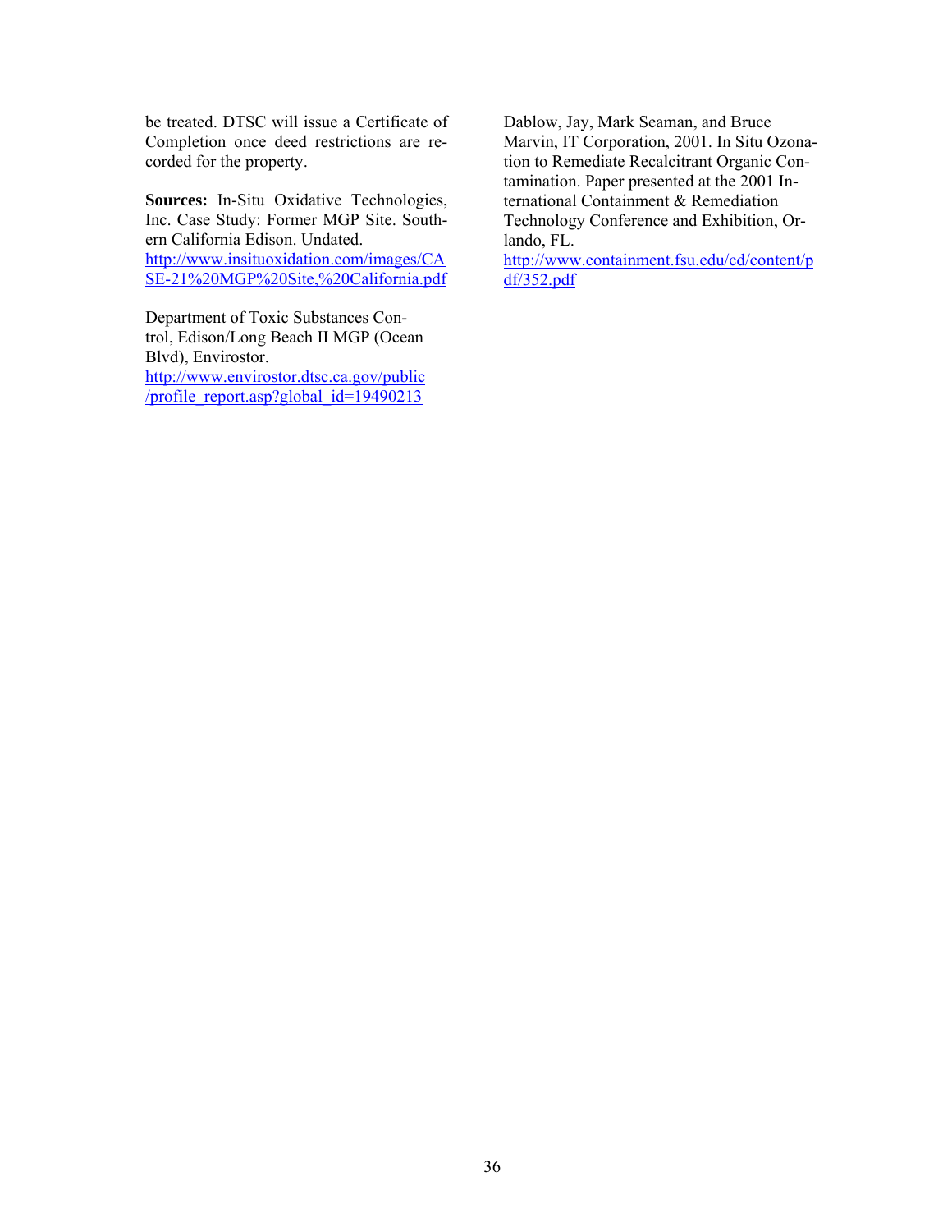be treated. DTSC will issue a Certificate of Completion once deed restrictions are recorded for the property.

**Sources:** In-Situ Oxidative Technologies, Inc. Case Study: Former MGP Site. Southern California Edison. Undated. http://www.insituoxidation.com/images/CASE-21%20MGP%20Site,%20California.pdf

Department of Toxic Substances Control, Edison/Long Beach II MGP (Ocean Blvd), Envirostor. http://www.envirostor.dtsc.ca.gov/public/profile_report.asp?global_id=19490213

Dablow, Jay, Mark Seaman, and Bruce Marvin, IT Corporation, 2001. In Situ Ozonation to Remediate Recalcitrant Organic Contamination. Paper presented at the 2001 International Containment & Remediation Technology Conference and Exhibition, Orlando, FL. http://www.containment.fsu.edu/cd/content/pdf/352.pdf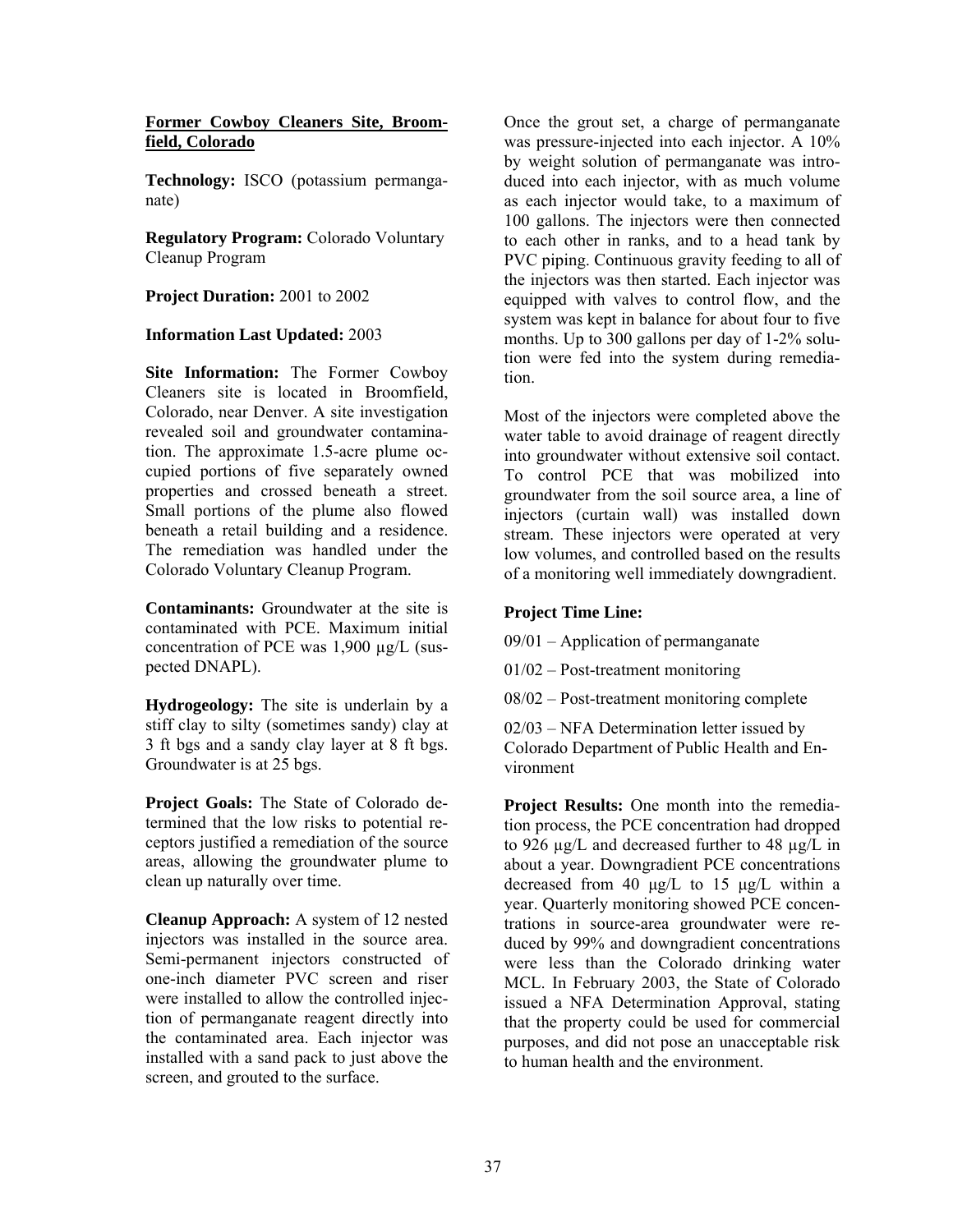**Former Cowboy Cleaners Site, Broomfield, Colorado**

**Technology:** ISCO (potassium permanganate)

**Regulatory Program:** Colorado Voluntary Cleanup Program

**Project Duration:** 2001 to 2002

**Information Last Updated:** 2003

**Site Information:** The Former Cowboy Cleaners site is located in Broomfield, Colorado, near Denver. A site investigation revealed soil and groundwater contamination. The approximate 1.5-acre plume occupied portions of five separately owned properties and crossed beneath a street. Small portions of the plume also flowed beneath a retail building and a residence. The remediation was handled under the Colorado Voluntary Cleanup Program.

**Contaminants:** Groundwater at the site is contaminated with PCE. Maximum initial concentration of PCE was 1,900 µg/L (suspected DNAPL).

**Hydrogeology:** The site is underlain by a stiff clay to silty (sometimes sandy) clay at 3 ft bgs and a sandy clay layer at 8 ft bgs. Groundwater is at 25 bgs.

**Project Goals:** The State of Colorado determined that the low risks to potential receptors justified a remediation of the source areas, allowing the groundwater plume to clean up naturally over time.

**Cleanup Approach:** A system of 12 nested injectors was installed in the source area. Semi-permanent injectors constructed of one-inch diameter PVC screen and riser were installed to allow the controlled injection of permanganate reagent directly into the contaminated area. Each injector was installed with a sand pack to just above the screen, and grouted to the surface.

Once the grout set, a charge of permanganate was pressure-injected into each injector. A 10% by weight solution of permanganate was introduced into each injector, with as much volume as each injector would take, to a maximum of 100 gallons. The injectors were then connected to each other in ranks, and to a head tank by PVC piping. Continuous gravity feeding to all of the injectors was then started. Each injector was equipped with valves to control flow, and the system was kept in balance for about four to five months. Up to 300 gallons per day of 1-2% solution were fed into the system during remediation.

Most of the injectors were completed above the water table to avoid drainage of reagent directly into groundwater without extensive soil contact. To control PCE that was mobilized into groundwater from the soil source area, a line of injectors (curtain wall) was installed down stream. These injectors were operated at very low volumes, and controlled based on the results of a monitoring well immediately downgradient.

**Project Time Line:**

09/01 – Application of permanganate

01/02 – Post-treatment monitoring

08/02 – Post-treatment monitoring complete

02/03 – NFA Determination letter issued by Colorado Department of Public Health and Environment

**Project Results:** One month into the remediation process, the PCE concentration had dropped to 926 µg/L and decreased further to 48 µg/L in about a year. Downgradient PCE concentrations decreased from 40 µg/L to 15 µg/L within a year. Quarterly monitoring showed PCE concentrations in source-area groundwater were reduced by 99% and downgradient concentrations were less than the Colorado drinking water MCL. In February 2003, the State of Colorado issued a NFA Determination Approval, stating that the property could be used for commercial purposes, and did not pose an unacceptable risk to human health and the environment.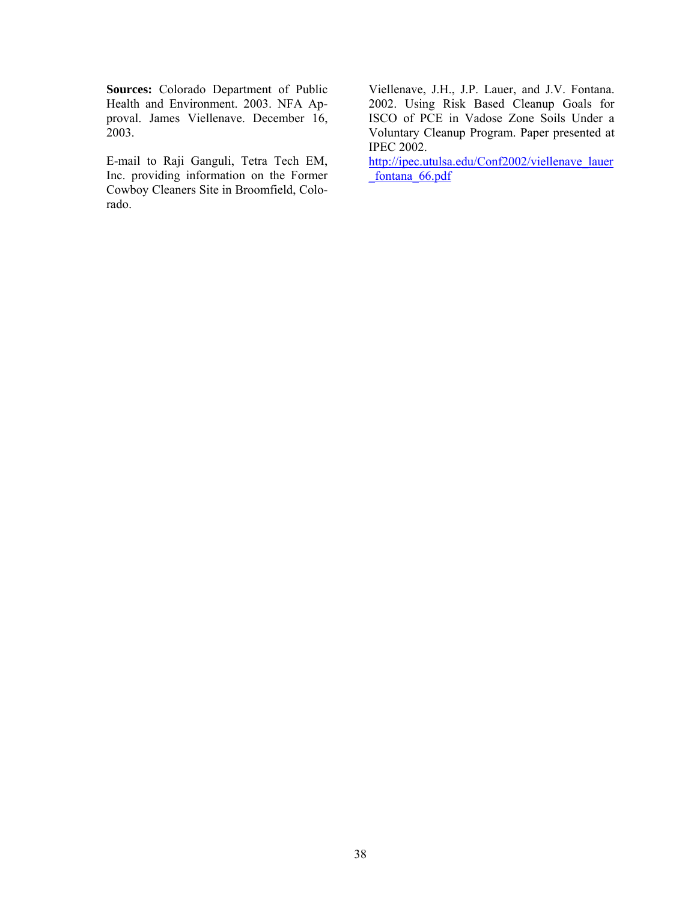**Sources:** Colorado Department of Public Health and Environment. 2003. NFA Approval. James Viellenave. December 16, 2003.

E-mail to Raji Ganguli, Tetra Tech EM, Inc. providing information on the Former Cowboy Cleaners Site in Broomfield, Colorado.

Viellenave, J.H., J.P. Lauer, and J.V. Fontana. 2002. Using Risk Based Cleanup Goals for ISCO of PCE in Vadose Zone Soils Under a Voluntary Cleanup Program. Paper presented at IPEC 2002.
http://ipec.utulsa.edu/Conf2002/viellenave_lauer_fontana_66.pdf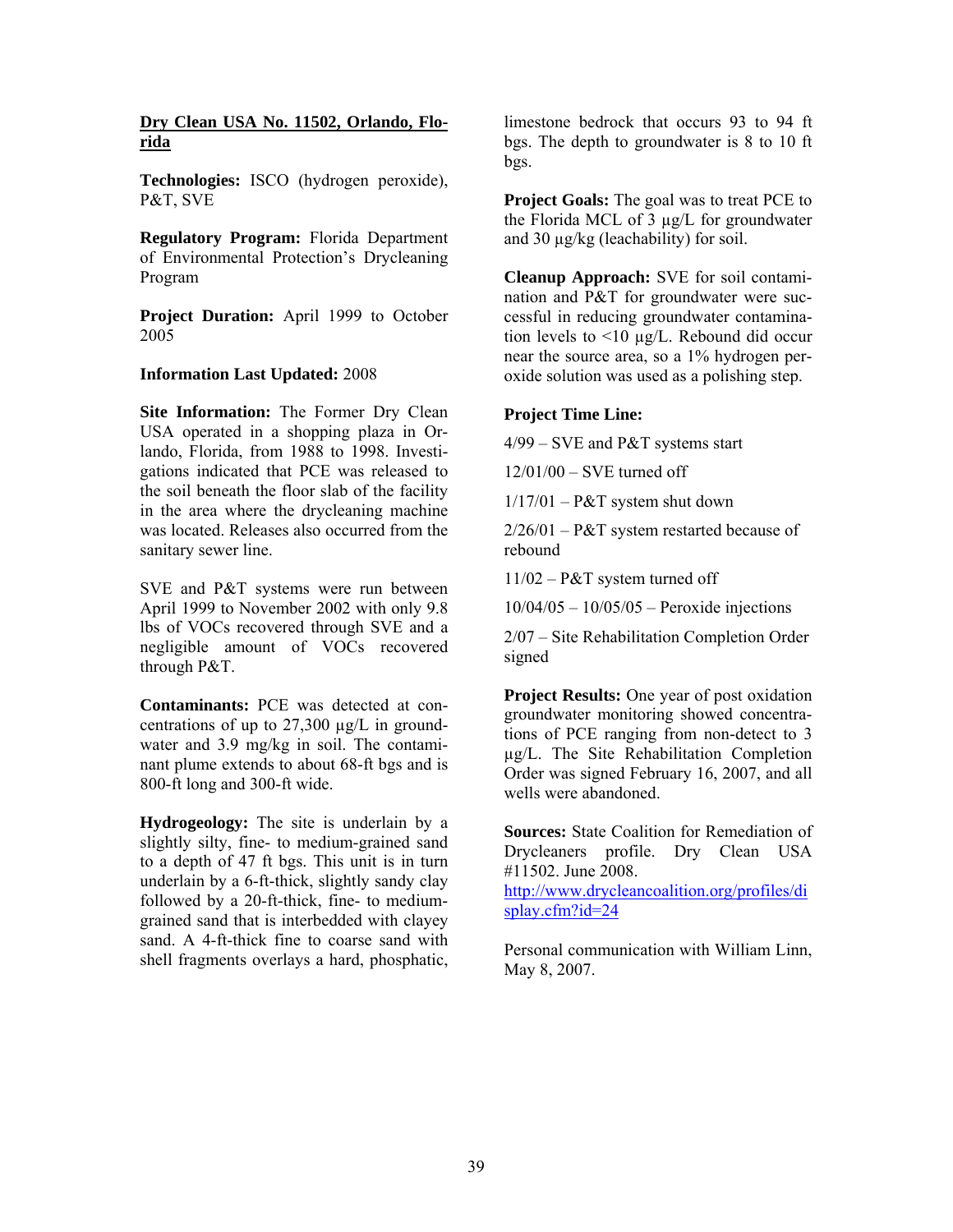## Dry Clean USA No. 11502, Orlando, Florida

**Technologies:** ISCO (hydrogen peroxide), P&T, SVE

**Regulatory Program:** Florida Department of Environmental Protection's Drycleaning Program

**Project Duration:** April 1999 to October 2005

**Information Last Updated:** 2008

**Site Information:** The Former Dry Clean USA operated in a shopping plaza in Orlando, Florida, from 1988 to 1998. Investigations indicated that PCE was released to the soil beneath the floor slab of the facility in the area where the drycleaning machine was located. Releases also occurred from the sanitary sewer line.

SVE and P&T systems were run between April 1999 to November 2002 with only 9.8 lbs of VOCs recovered through SVE and a negligible amount of VOCs recovered through P&T.

**Contaminants:** PCE was detected at concentrations of up to 27,300 µg/L in groundwater and 3.9 mg/kg in soil. The contaminant plume extends to about 68-ft bgs and is 800-ft long and 300-ft wide.

**Hydrogeology:** The site is underlain by a slightly silty, fine- to medium-grained sand to a depth of 47 ft bgs. This unit is in turn underlain by a 6-ft-thick, slightly sandy clay followed by a 20-ft-thick, fine- to medium-grained sand that is interbedded with clayey sand. A 4-ft-thick fine to coarse sand with shell fragments overlays a hard, phosphatic, limestone bedrock that occurs 93 to 94 ft bgs. The depth to groundwater is 8 to 10 ft bgs.

**Project Goals:** The goal was to treat PCE to the Florida MCL of 3 µg/L for groundwater and 30 µg/kg (leachability) for soil.

**Cleanup Approach:** SVE for soil contamination and P&T for groundwater were successful in reducing groundwater contamination levels to <10 µg/L. Rebound did occur near the source area, so a 1% hydrogen peroxide solution was used as a polishing step.

**Project Time Line:**

4/99 – SVE and P&T systems start

12/01/00 – SVE turned off

1/17/01 – P&T system shut down

2/26/01 – P&T system restarted because of rebound

11/02 – P&T system turned off

10/04/05 – 10/05/05 – Peroxide injections

2/07 – Site Rehabilitation Completion Order signed

**Project Results:** One year of post oxidation groundwater monitoring showed concentrations of PCE ranging from non-detect to 3 µg/L. The Site Rehabilitation Completion Order was signed February 16, 2007, and all wells were abandoned.

**Sources:** State Coalition for Remediation of Drycleaners profile. Dry Clean USA #11502. June 2008. http://www.drycleancoalition.org/profiles/display.cfm?id=24

Personal communication with William Linn, May 8, 2007.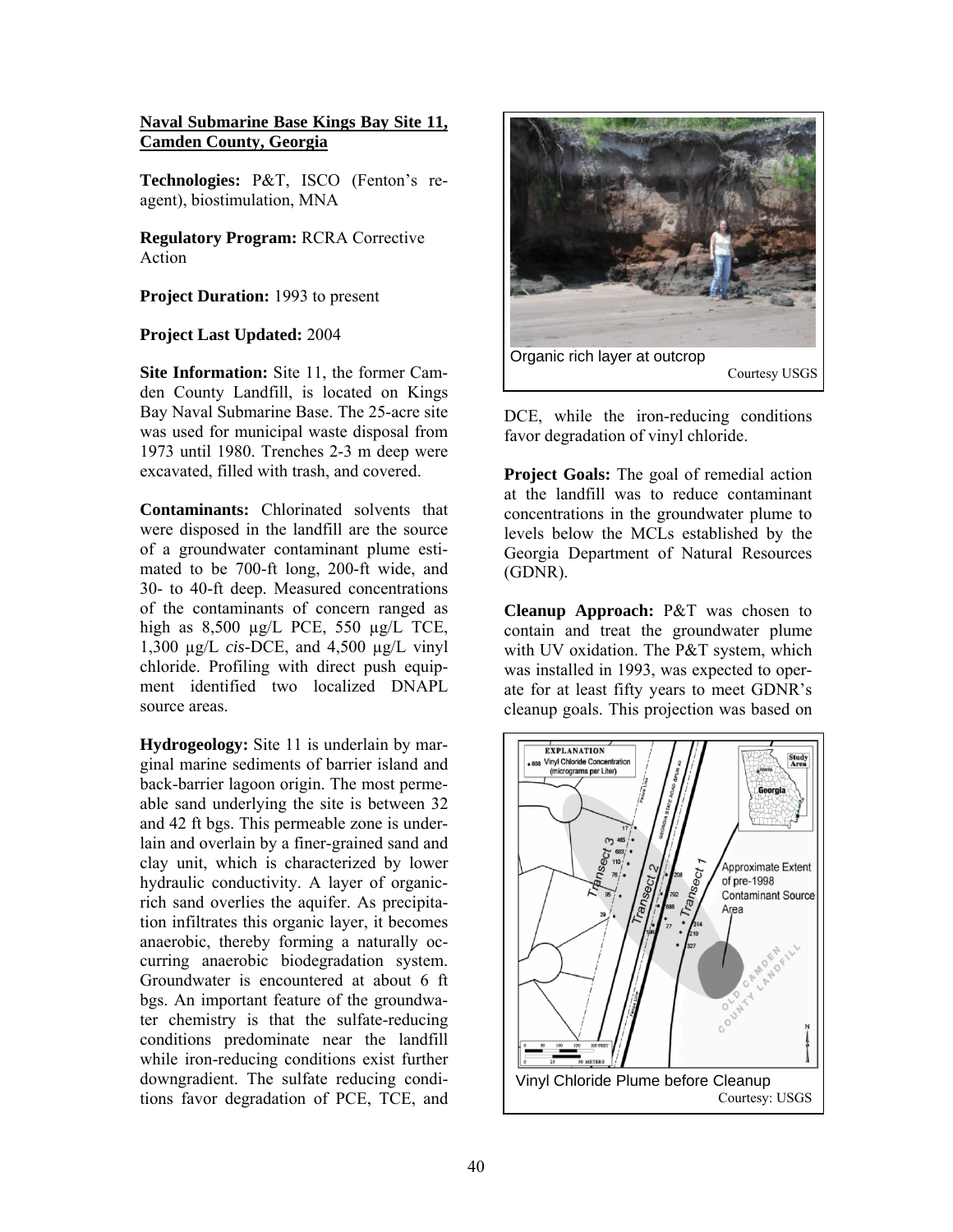**Naval Submarine Base Kings Bay Site 11, Camden County, Georgia**

**Technologies:** P&T, ISCO (Fenton's reagent), biostimulation, MNA

**Regulatory Program:** RCRA Corrective Action

**Project Duration:** 1993 to present

**Project Last Updated:** 2004

**Site Information:** Site 11, the former Camden County Landfill, is located on Kings Bay Naval Submarine Base. The 25-acre site was used for municipal waste disposal from 1973 until 1980. Trenches 2-3 m deep were excavated, filled with trash, and covered.

**Contaminants:** Chlorinated solvents that were disposed in the landfill are the source of a groundwater contaminant plume estimated to be 700-ft long, 200-ft wide, and 30- to 40-ft deep. Measured concentrations of the contaminants of concern ranged as high as 8,500 µg/L PCE, 550 µg/L TCE, 1,300 µg/L *cis*-DCE, and 4,500 µg/L vinyl chloride. Profiling with direct push equipment identified two localized DNAPL source areas.

**Hydrogeology:** Site 11 is underlain by marginal marine sediments of barrier island and back-barrier lagoon origin. The most permeable sand underlying the site is between 32 and 42 ft bgs. This permeable zone is underlain and overlain by a finer-grained sand and clay unit, which is characterized by lower hydraulic conductivity. A layer of organic-rich sand overlies the aquifer. As precipitation infiltrates this organic layer, it becomes anaerobic, thereby forming a naturally occurring anaerobic biodegradation system. Groundwater is encountered at about 6 ft bgs. An important feature of the groundwater chemistry is that the sulfate-reducing conditions predominate near the landfill while iron-reducing conditions exist further downgradient. The sulfate reducing conditions favor degradation of PCE, TCE, and DCE, while the iron-reducing conditions favor degradation of vinyl chloride.

Organic rich layer at outcrop
Courtesy USGS

**Project Goals:** The goal of remedial action at the landfill was to reduce contaminant concentrations in the groundwater plume to levels below the MCLs established by the Georgia Department of Natural Resources (GDNR).

**Cleanup Approach:** P&T was chosen to contain and treat the groundwater plume with UV oxidation. The P&T system, which was installed in 1993, was expected to operate for at least fifty years to meet GDNR's cleanup goals. This projection was based on

Vinyl Chloride Plume before Cleanup
Courtesy: USGS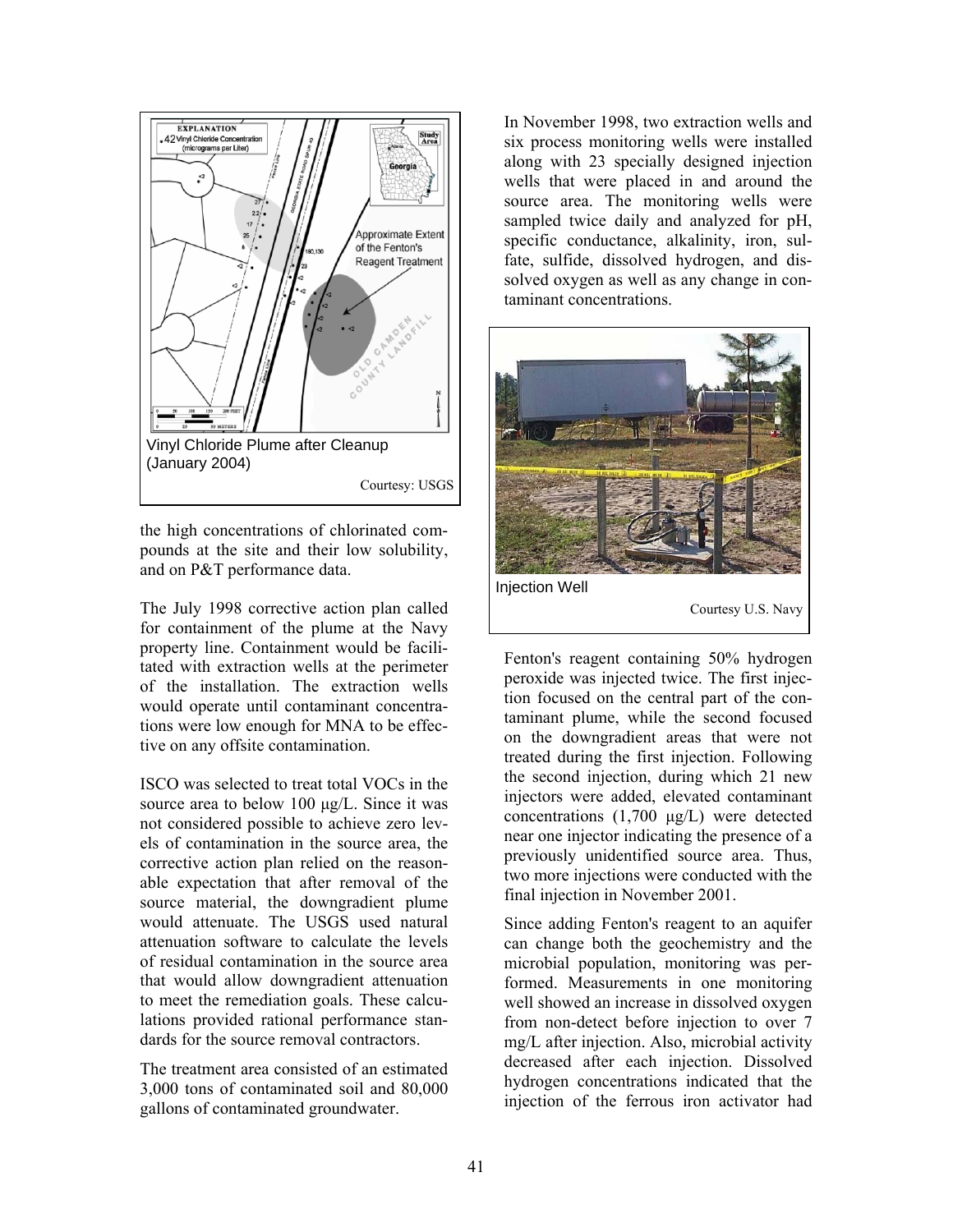Vinyl Chloride Plume after Cleanup (January 2004)

Courtesy: USGS

the high concentrations of chlorinated compounds at the site and their low solubility, and on P&T performance data.

The July 1998 corrective action plan called for containment of the plume at the Navy property line. Containment would be facilitated with extraction wells at the perimeter of the installation. The extraction wells would operate until contaminant concentrations were low enough for MNA to be effective on any offsite contamination.

ISCO was selected to treat total VOCs in the source area to below 100 µg/L. Since it was not considered possible to achieve zero levels of contamination in the source area, the corrective action plan relied on the reasonable expectation that after removal of the source material, the downgradient plume would attenuate. The USGS used natural attenuation software to calculate the levels of residual contamination in the source area that would allow downgradient attenuation to meet the remediation goals. These calculations provided rational performance standards for the source removal contractors.

The treatment area consisted of an estimated 3,000 tons of contaminated soil and 80,000 gallons of contaminated groundwater.

In November 1998, two extraction wells and six process monitoring wells were installed along with 23 specially designed injection wells that were placed in and around the source area. The monitoring wells were sampled twice daily and analyzed for pH, specific conductance, alkalinity, iron, sulfate, sulfide, dissolved hydrogen, and dissolved oxygen as well as any change in contaminant concentrations.

Injection Well

Courtesy U.S. Navy

Fenton's reagent containing 50% hydrogen peroxide was injected twice. The first injection focused on the central part of the contaminant plume, while the second focused on the downgradient areas that were not treated during the first injection. Following the second injection, during which 21 new injectors were added, elevated contaminant concentrations (1,700 µg/L) were detected near one injector indicating the presence of a previously unidentified source area. Thus, two more injections were conducted with the final injection in November 2001.

Since adding Fenton's reagent to an aquifer can change both the geochemistry and the microbial population, monitoring was performed. Measurements in one monitoring well showed an increase in dissolved oxygen from non-detect before injection to over 7 mg/L after injection. Also, microbial activity decreased after each injection. Dissolved hydrogen concentrations indicated that the injection of the ferrous iron activator had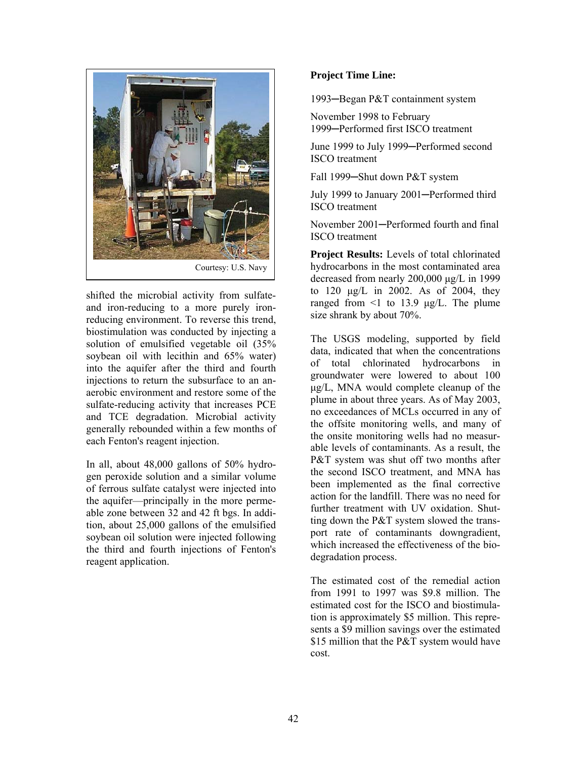Courtesy: U.S. Navy

shifted the microbial activity from sulfate- and iron-reducing to a more purely iron-reducing environment. To reverse this trend, biostimulation was conducted by injecting a solution of emulsified vegetable oil (35% soybean oil with lecithin and 65% water) into the aquifer after the third and fourth injections to return the subsurface to an anaerobic environment and restore some of the sulfate-reducing activity that increases PCE and TCE degradation. Microbial activity generally rebounded within a few months of each Fenton's reagent injection.

In all, about 48,000 gallons of 50% hydrogen peroxide solution and a similar volume of ferrous sulfate catalyst were injected into the aquifer—principally in the more permeable zone between 32 and 42 ft bgs. In addition, about 25,000 gallons of the emulsified soybean oil solution were injected following the third and fourth injections of Fenton's reagent application.

**Project Time Line:**

1993─Began P&T containment system

November 1998 to February 1999─Performed first ISCO treatment

June 1999 to July 1999─Performed second ISCO treatment

Fall 1999─Shut down P&T system

July 1999 to January 2001─Performed third ISCO treatment

November 2001─Performed fourth and final ISCO treatment

**Project Results:** Levels of total chlorinated hydrocarbons in the most contaminated area decreased from nearly 200,000 μg/L in 1999 to 120 μg/L in 2002. As of 2004, they ranged from <1 to 13.9 μg/L. The plume size shrank by about 70%.

The USGS modeling, supported by field data, indicated that when the concentrations of total chlorinated hydrocarbons in groundwater were lowered to about 100 μg/L, MNA would complete cleanup of the plume in about three years. As of May 2003, no exceedances of MCLs occurred in any of the offsite monitoring wells, and many of the onsite monitoring wells had no measurable levels of contaminants. As a result, the P&T system was shut off two months after the second ISCO treatment, and MNA has been implemented as the final corrective action for the landfill. There was no need for further treatment with UV oxidation. Shutting down the P&T system slowed the transport rate of contaminants downgradient, which increased the effectiveness of the biodegradation process.

The estimated cost of the remedial action from 1991 to 1997 was $9.8 million. The estimated cost for the ISCO and biostimulation is approximately $5 million. This represents a $9 million savings over the estimated $15 million that the P&T system would have cost.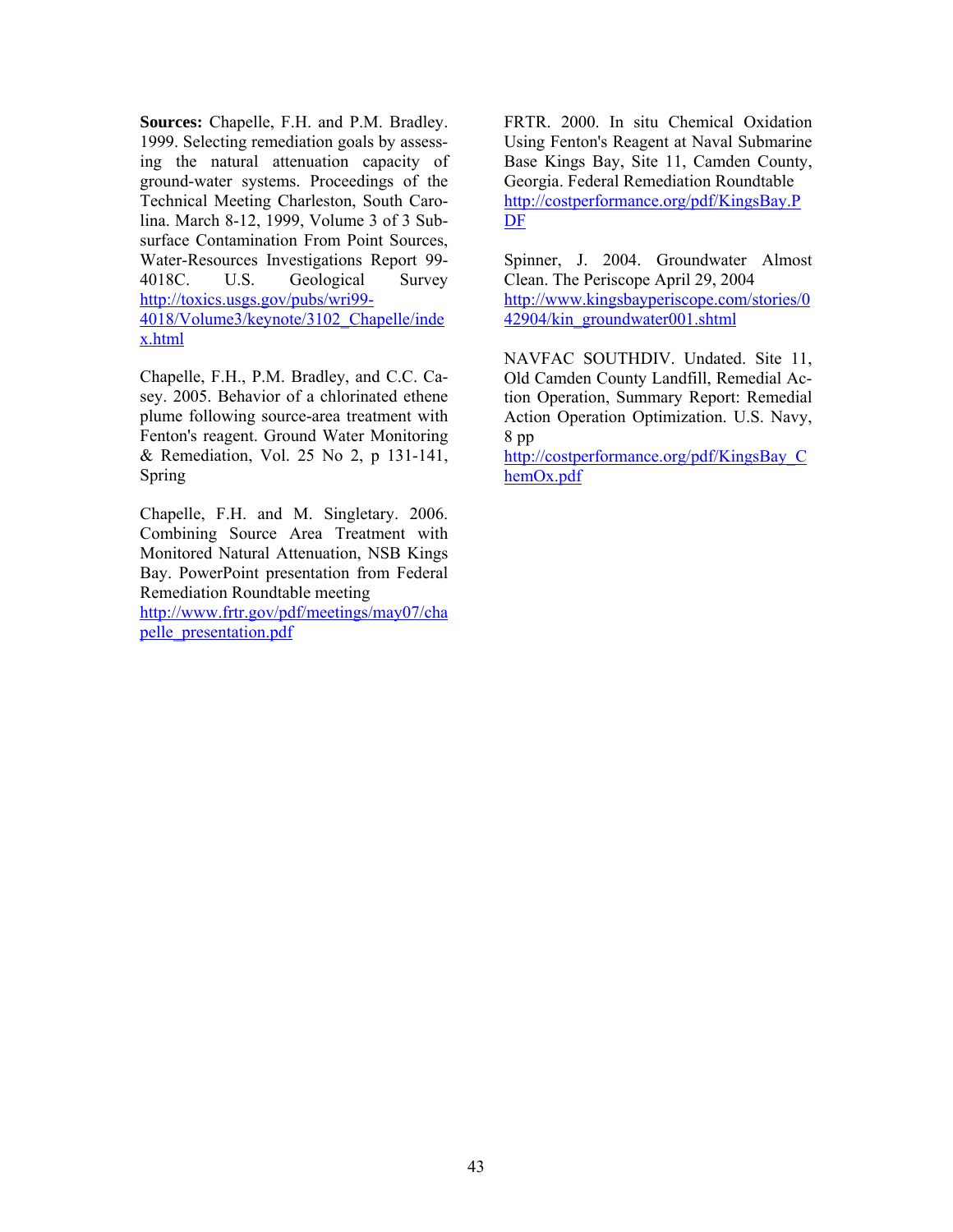**Sources:** Chapelle, F.H. and P.M. Bradley. 1999. Selecting remediation goals by assessing the natural attenuation capacity of ground-water systems. Proceedings of the Technical Meeting Charleston, South Carolina. March 8-12, 1999, Volume 3 of 3 Subsurface Contamination From Point Sources, Water-Resources Investigations Report 99-4018C. U.S. Geological Survey http://toxics.usgs.gov/pubs/wri99-4018/Volume3/keynote/3102_Chapelle/index.html

Chapelle, F.H., P.M. Bradley, and C.C. Casey. 2005. Behavior of a chlorinated ethene plume following source-area treatment with Fenton's reagent. Ground Water Monitoring & Remediation, Vol. 25 No 2, p 131-141, Spring

Chapelle, F.H. and M. Singletary. 2006. Combining Source Area Treatment with Monitored Natural Attenuation, NSB Kings Bay. PowerPoint presentation from Federal Remediation Roundtable meeting http://www.frtr.gov/pdf/meetings/may07/chapelle_presentation.pdf

FRTR. 2000. In situ Chemical Oxidation Using Fenton's Reagent at Naval Submarine Base Kings Bay, Site 11, Camden County, Georgia. Federal Remediation Roundtable http://costperformance.org/pdf/KingsBay.PDF

Spinner, J. 2004. Groundwater Almost Clean. The Periscope April 29, 2004 http://www.kingsbayperiscope.com/stories/042904/kin_groundwater001.shtml

NAVFAC SOUTHDIV. Undated. Site 11, Old Camden County Landfill, Remedial Action Operation, Summary Report: Remedial Action Operation Optimization. U.S. Navy, 8 pp http://costperformance.org/pdf/KingsBay_ChemOx.pdf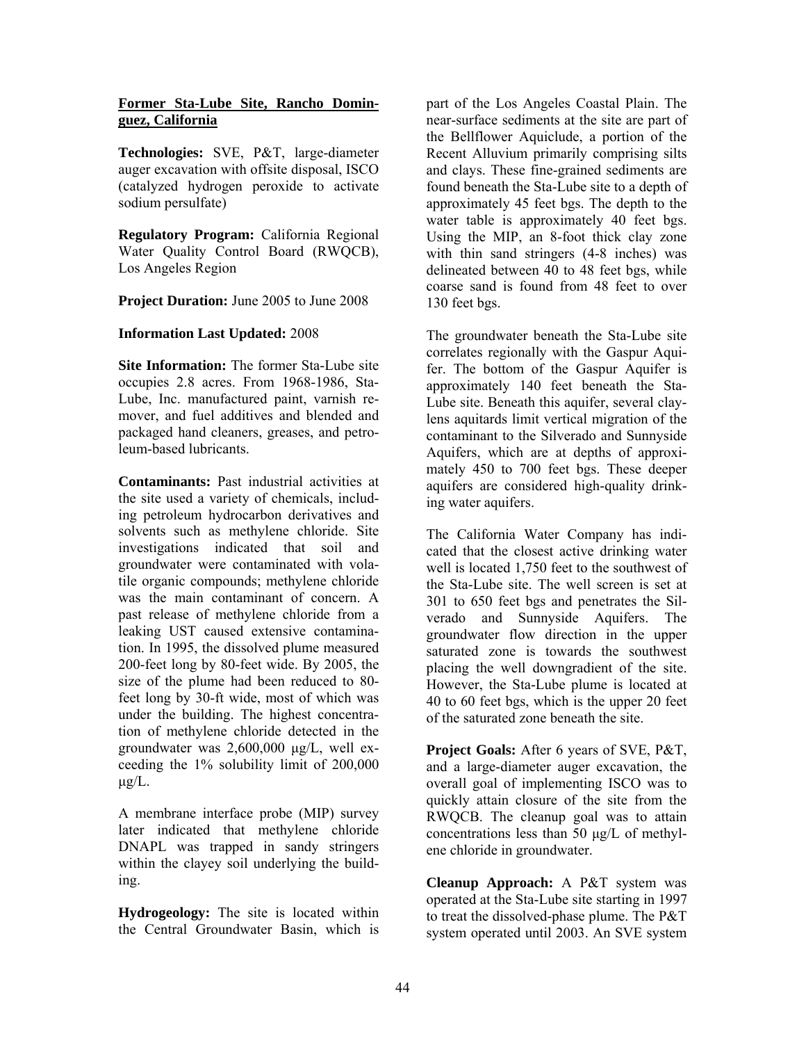**Former Sta-Lube Site, Rancho Dominguez, California**

**Technologies:** SVE, P&T, large-diameter auger excavation with offsite disposal, ISCO (catalyzed hydrogen peroxide to activate sodium persulfate)

**Regulatory Program:** California Regional Water Quality Control Board (RWQCB), Los Angeles Region

**Project Duration:** June 2005 to June 2008

**Information Last Updated:** 2008

**Site Information:** The former Sta-Lube site occupies 2.8 acres. From 1968-1986, Sta-Lube, Inc. manufactured paint, varnish remover, and fuel additives and blended and packaged hand cleaners, greases, and petroleum-based lubricants.

**Contaminants:** Past industrial activities at the site used a variety of chemicals, including petroleum hydrocarbon derivatives and solvents such as methylene chloride. Site investigations indicated that soil and groundwater were contaminated with volatile organic compounds; methylene chloride was the main contaminant of concern. A past release of methylene chloride from a leaking UST caused extensive contamination. In 1995, the dissolved plume measured 200-feet long by 80-feet wide. By 2005, the size of the plume had been reduced to 80-feet long by 30-ft wide, most of which was under the building. The highest concentration of methylene chloride detected in the groundwater was 2,600,000 μg/L, well exceeding the 1% solubility limit of 200,000 μg/L.

A membrane interface probe (MIP) survey later indicated that methylene chloride DNAPL was trapped in sandy stringers within the clayey soil underlying the building.

**Hydrogeology:** The site is located within the Central Groundwater Basin, which is part of the Los Angeles Coastal Plain. The near-surface sediments at the site are part of the Bellflower Aquiclude, a portion of the Recent Alluvium primarily comprising silts and clays. These fine-grained sediments are found beneath the Sta-Lube site to a depth of approximately 45 feet bgs. The depth to the water table is approximately 40 feet bgs. Using the MIP, an 8-foot thick clay zone with thin sand stringers (4-8 inches) was delineated between 40 to 48 feet bgs, while coarse sand is found from 48 feet to over 130 feet bgs.

The groundwater beneath the Sta-Lube site correlates regionally with the Gaspur Aquifer. The bottom of the Gaspur Aquifer is approximately 140 feet beneath the Sta-Lube site. Beneath this aquifer, several clay-lens aquitards limit vertical migration of the contaminant to the Silverado and Sunnyside Aquifers, which are at depths of approximately 450 to 700 feet bgs. These deeper aquifers are considered high-quality drinking water aquifers.

The California Water Company has indicated that the closest active drinking water well is located 1,750 feet to the southwest of the Sta-Lube site. The well screen is set at 301 to 650 feet bgs and penetrates the Silverado and Sunnyside Aquifers. The groundwater flow direction in the upper saturated zone is towards the southwest placing the well downgradient of the site. However, the Sta-Lube plume is located at 40 to 60 feet bgs, which is the upper 20 feet of the saturated zone beneath the site.

**Project Goals:** After 6 years of SVE, P&T, and a large-diameter auger excavation, the overall goal of implementing ISCO was to quickly attain closure of the site from the RWQCB. The cleanup goal was to attain concentrations less than 50 μg/L of methylene chloride in groundwater.

**Cleanup Approach:** A P&T system was operated at the Sta-Lube site starting in 1997 to treat the dissolved-phase plume. The P&T system operated until 2003. An SVE system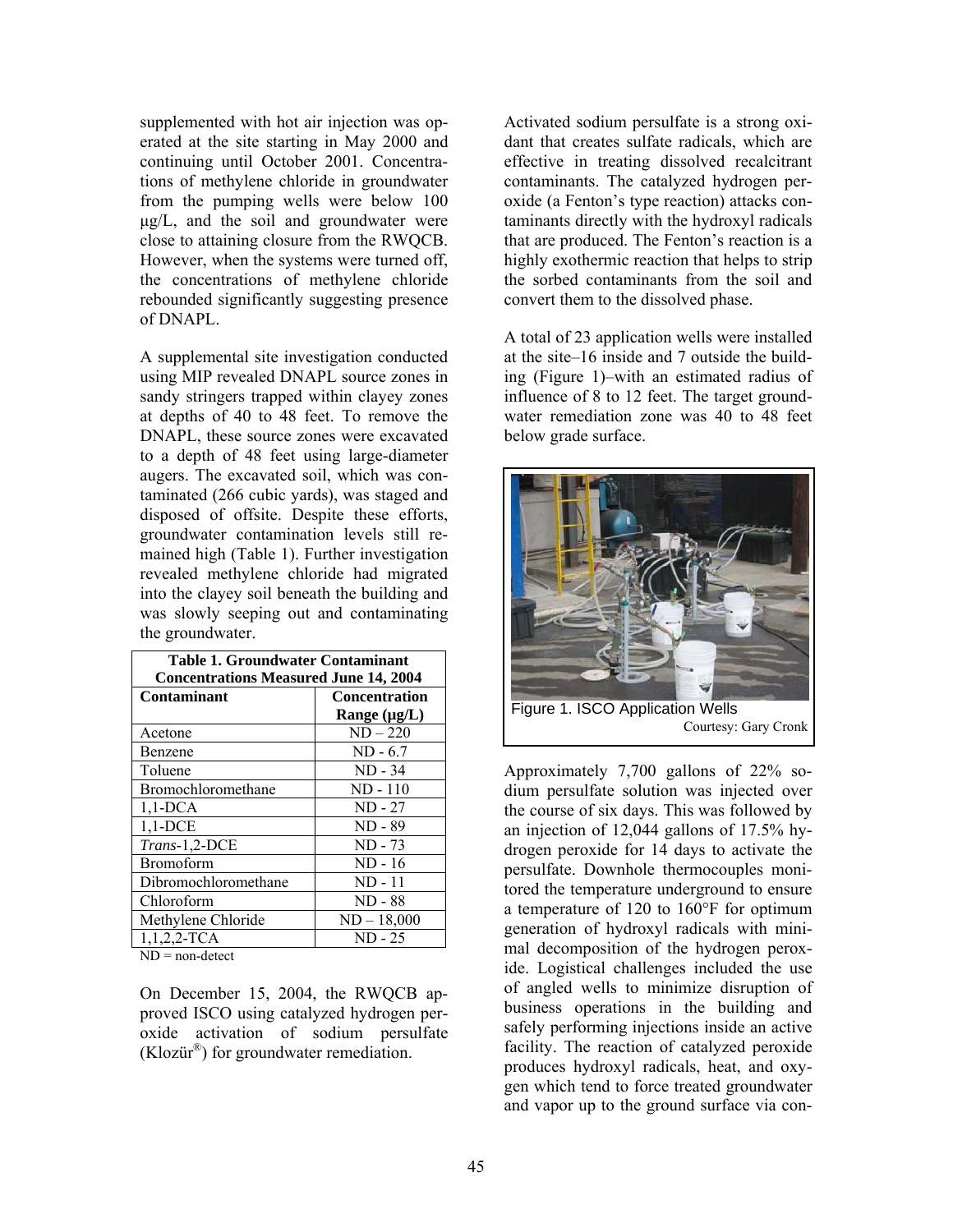supplemented with hot air injection was operated at the site starting in May 2000 and continuing until October 2001. Concentrations of methylene chloride in groundwater from the pumping wells were below 100 μg/L, and the soil and groundwater were close to attaining closure from the RWQCB. However, when the systems were turned off, the concentrations of methylene chloride rebounded significantly suggesting presence of DNAPL.

A supplemental site investigation conducted using MIP revealed DNAPL source zones in sandy stringers trapped within clayey zones at depths of 40 to 48 feet. To remove the DNAPL, these source zones were excavated to a depth of 48 feet using large-diameter augers. The excavated soil, which was contaminated (266 cubic yards), was staged and disposed of offsite. Despite these efforts, groundwater contamination levels still remained high (Table 1). Further investigation revealed methylene chloride had migrated into the clayey soil beneath the building and was slowly seeping out and contaminating the groundwater.

**Table 1. Groundwater Contaminant Concentrations Measured June 14, 2004**

| Contaminant | Concentration Range (μg/L) |
|---|---|
| Acetone | ND – 220 |
| Benzene | ND - 6.7 |
| Toluene | ND - 34 |
| Bromochloromethane | ND - 110 |
| 1,1-DCA | ND - 27 |
| 1,1-DCE | ND - 89 |
| *Trans*-1,2-DCE | ND - 73 |
| Bromoform | ND - 16 |
| Dibromochloromethane | ND - 11 |
| Chloroform | ND - 88 |
| Methylene Chloride | ND – 18,000 |
| 1,1,2,2-TCA | ND - 25 |

ND = non-detect

On December 15, 2004, the RWQCB approved ISCO using catalyzed hydrogen peroxide activation of sodium persulfate (Klozür®) for groundwater remediation.

Activated sodium persulfate is a strong oxidant that creates sulfate radicals, which are effective in treating dissolved recalcitrant contaminants. The catalyzed hydrogen peroxide (a Fenton's type reaction) attacks contaminants directly with the hydroxyl radicals that are produced. The Fenton's reaction is a highly exothermic reaction that helps to strip the sorbed contaminants from the soil and convert them to the dissolved phase.

A total of 23 application wells were installed at the site–16 inside and 7 outside the building (Figure 1)–with an estimated radius of influence of 8 to 12 feet. The target groundwater remediation zone was 40 to 48 feet below grade surface.

Figure 1. ISCO Application Wells
Courtesy: Gary Cronk

Approximately 7,700 gallons of 22% sodium persulfate solution was injected over the course of six days. This was followed by an injection of 12,044 gallons of 17.5% hydrogen peroxide for 14 days to activate the persulfate. Downhole thermocouples monitored the temperature underground to ensure a temperature of 120 to 160°F for optimum generation of hydroxyl radicals with minimal decomposition of the hydrogen peroxide. Logistical challenges included the use of angled wells to minimize disruption of business operations in the building and safely performing injections inside an active facility. The reaction of catalyzed peroxide produces hydroxyl radicals, heat, and oxygen which tend to force treated groundwater and vapor up to the ground surface via con-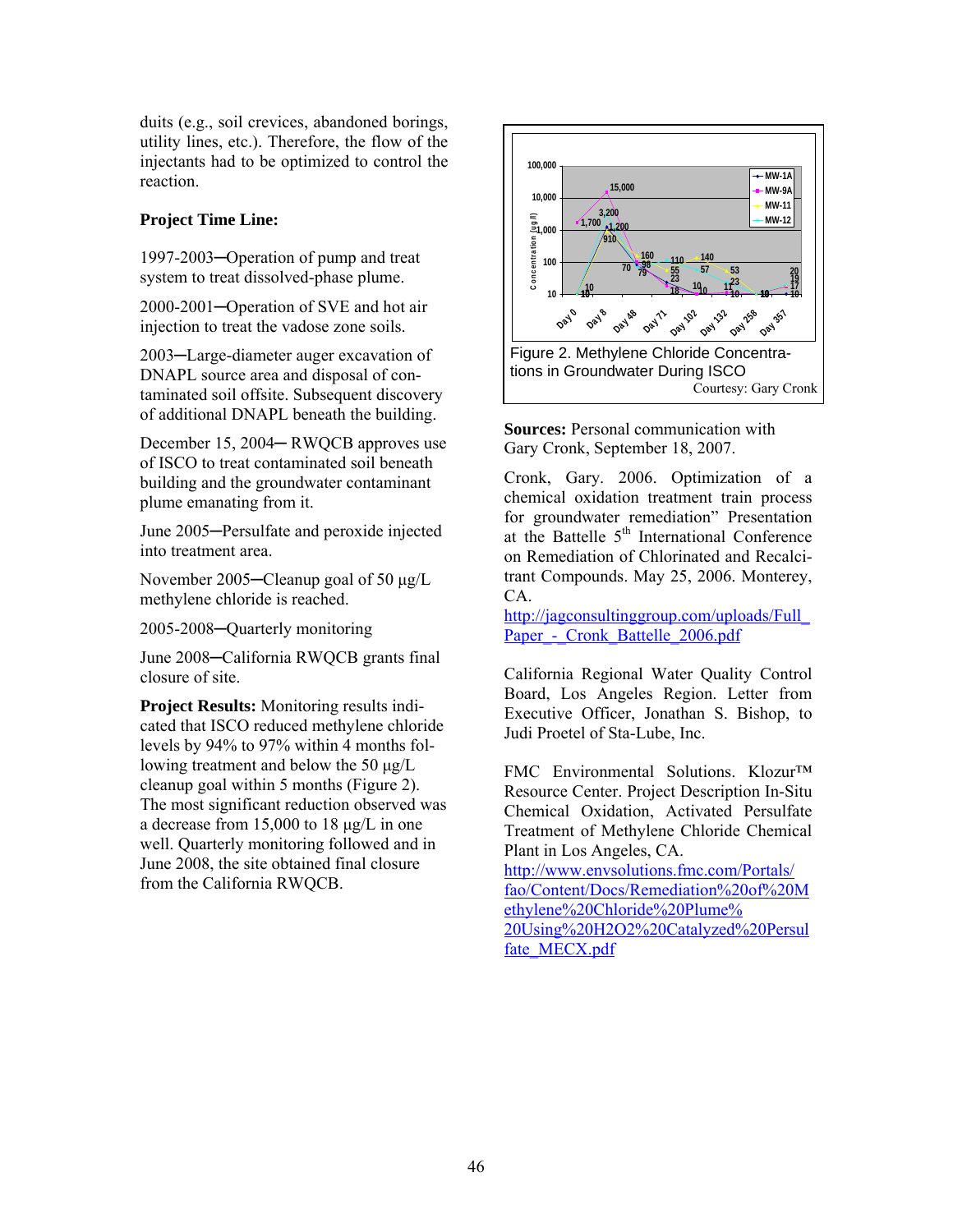duits (e.g., soil crevices, abandoned borings, utility lines, etc.). Therefore, the flow of the injectants had to be optimized to control the reaction.

**Project Time Line:**

1997-2003─Operation of pump and treat system to treat dissolved-phase plume.

2000-2001─Operation of SVE and hot air injection to treat the vadose zone soils.

2003─Large-diameter auger excavation of DNAPL source area and disposal of contaminated soil offsite. Subsequent discovery of additional DNAPL beneath the building.

December 15, 2004─ RWQCB approves use of ISCO to treat contaminated soil beneath building and the groundwater contaminant plume emanating from it.

June 2005─Persulfate and peroxide injected into treatment area.

November 2005─Cleanup goal of 50 μg/L methylene chloride is reached.

2005-2008─Quarterly monitoring

June 2008─California RWQCB grants final closure of site.

**Project Results:** Monitoring results indicated that ISCO reduced methylene chloride levels by 94% to 97% within 4 months following treatment and below the 50 μg/L cleanup goal within 5 months (Figure 2). The most significant reduction observed was a decrease from 15,000 to 18 μg/L in one well. Quarterly monitoring followed and in June 2008, the site obtained final closure from the California RWQCB.

Figure 2. Methylene Chloride Concentrations in Groundwater During ISCO

Courtesy: Gary Cronk

**Sources:** Personal communication with Gary Cronk, September 18, 2007.

Cronk, Gary. 2006. Optimization of a chemical oxidation treatment train process for groundwater remediation" Presentation at the Battelle 5th International Conference on Remediation of Chlorinated and Recalcitrant Compounds. May 25, 2006. Monterey, CA.
http://jagconsultinggroup.com/uploads/Full_Paper_-_Cronk_Battelle_2006.pdf

California Regional Water Quality Control Board, Los Angeles Region. Letter from Executive Officer, Jonathan S. Bishop, to Judi Proetel of Sta-Lube, Inc.

FMC Environmental Solutions. Klozur™ Resource Center. Project Description In-Situ Chemical Oxidation, Activated Persulfate Treatment of Methylene Chloride Chemical Plant in Los Angeles, CA.
http://www.envsolutions.fmc.com/Portals/fao/Content/Docs/Remediation%20of%20Methylene%20Chloride%20Plume%20Using%20H2O2%20Catalyzed%20Persulfate_MECX.pdf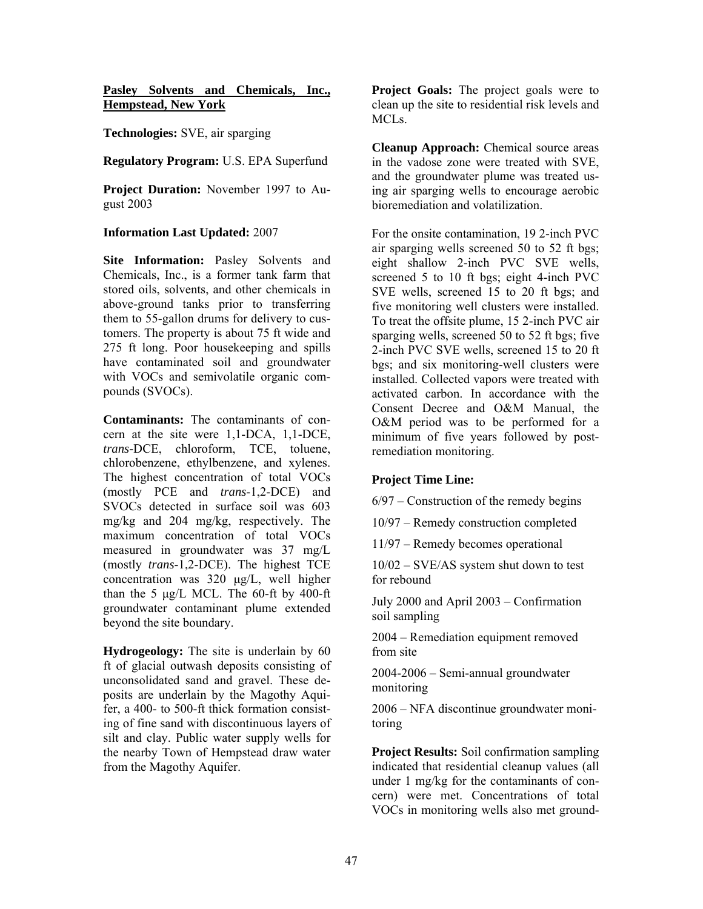**Pasley Solvents and Chemicals, Inc., Hempstead, New York**

**Technologies:** SVE, air sparging

**Regulatory Program:** U.S. EPA Superfund

**Project Duration:** November 1997 to August 2003

**Information Last Updated:** 2007

**Site Information:** Pasley Solvents and Chemicals, Inc., is a former tank farm that stored oils, solvents, and other chemicals in above-ground tanks prior to transferring them to 55-gallon drums for delivery to customers. The property is about 75 ft wide and 275 ft long. Poor housekeeping and spills have contaminated soil and groundwater with VOCs and semivolatile organic compounds (SVOCs).

**Contaminants:** The contaminants of concern at the site were 1,1-DCA, 1,1-DCE, *trans*-DCE, chloroform, TCE, toluene, chlorobenzene, ethylbenzene, and xylenes. The highest concentration of total VOCs (mostly PCE and *trans*-1,2-DCE) and SVOCs detected in surface soil was 603 mg/kg and 204 mg/kg, respectively. The maximum concentration of total VOCs measured in groundwater was 37 mg/L (mostly *trans*-1,2-DCE). The highest TCE concentration was 320 μg/L, well higher than the 5 μg/L MCL. The 60-ft by 400-ft groundwater contaminant plume extended beyond the site boundary.

**Hydrogeology:** The site is underlain by 60 ft of glacial outwash deposits consisting of unconsolidated sand and gravel. These deposits are underlain by the Magothy Aquifer, a 400- to 500-ft thick formation consisting of fine sand with discontinuous layers of silt and clay. Public water supply wells for the nearby Town of Hempstead draw water from the Magothy Aquifer.

**Project Goals:** The project goals were to clean up the site to residential risk levels and MCLs.

**Cleanup Approach:** Chemical source areas in the vadose zone were treated with SVE, and the groundwater plume was treated using air sparging wells to encourage aerobic bioremediation and volatilization.

For the onsite contamination, 19 2-inch PVC air sparging wells screened 50 to 52 ft bgs; eight shallow 2-inch PVC SVE wells, screened 5 to 10 ft bgs; eight 4-inch PVC SVE wells, screened 15 to 20 ft bgs; and five monitoring well clusters were installed. To treat the offsite plume, 15 2-inch PVC air sparging wells, screened 50 to 52 ft bgs; five 2-inch PVC SVE wells, screened 15 to 20 ft bgs; and six monitoring-well clusters were installed. Collected vapors were treated with activated carbon. In accordance with the Consent Decree and O&M Manual, the O&M period was to be performed for a minimum of five years followed by post-remediation monitoring.

**Project Time Line:**

6/97 – Construction of the remedy begins

10/97 – Remedy construction completed

11/97 – Remedy becomes operational

10/02 – SVE/AS system shut down to test for rebound

July 2000 and April 2003 – Confirmation soil sampling

2004 – Remediation equipment removed from site

2004-2006 – Semi-annual groundwater monitoring

2006 – NFA discontinue groundwater monitoring

**Project Results:** Soil confirmation sampling indicated that residential cleanup values (all under 1 mg/kg for the contaminants of concern) were met. Concentrations of total VOCs in monitoring wells also met ground-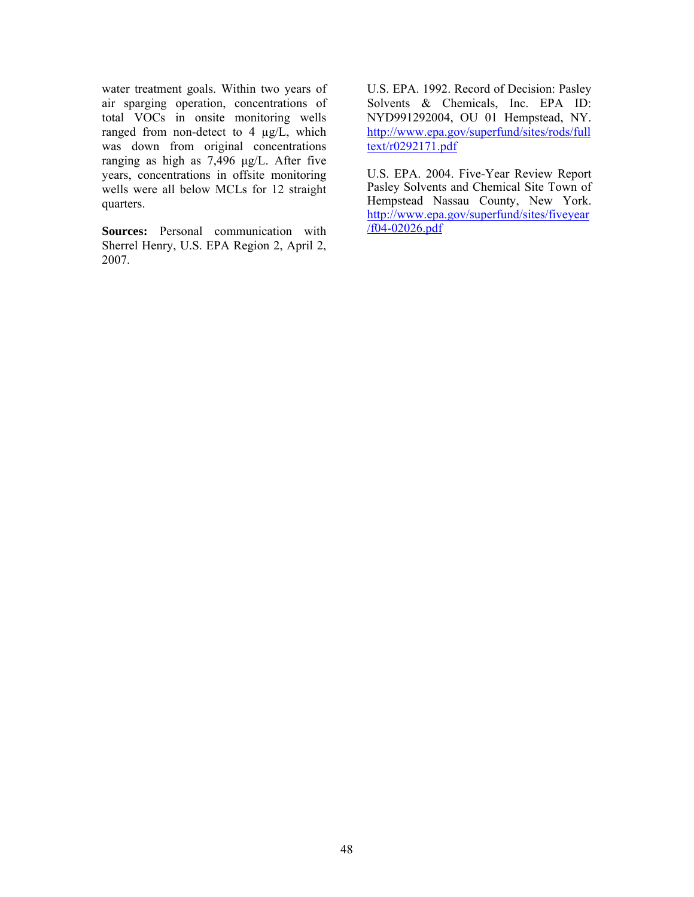water treatment goals. Within two years of air sparging operation, concentrations of total VOCs in onsite monitoring wells ranged from non-detect to 4 µg/L, which was down from original concentrations ranging as high as 7,496 µg/L. After five years, concentrations in offsite monitoring wells were all below MCLs for 12 straight quarters.

**Sources:** Personal communication with Sherrel Henry, U.S. EPA Region 2, April 2, 2007.

U.S. EPA. 1992. Record of Decision: Pasley Solvents & Chemicals, Inc. EPA ID: NYD991292004, OU 01 Hempstead, NY. http://www.epa.gov/superfund/sites/rods/fulltext/r0292171.pdf

U.S. EPA. 2004. Five-Year Review Report Pasley Solvents and Chemical Site Town of Hempstead Nassau County, New York. http://www.epa.gov/superfund/sites/fiveyear/f04-02026.pdf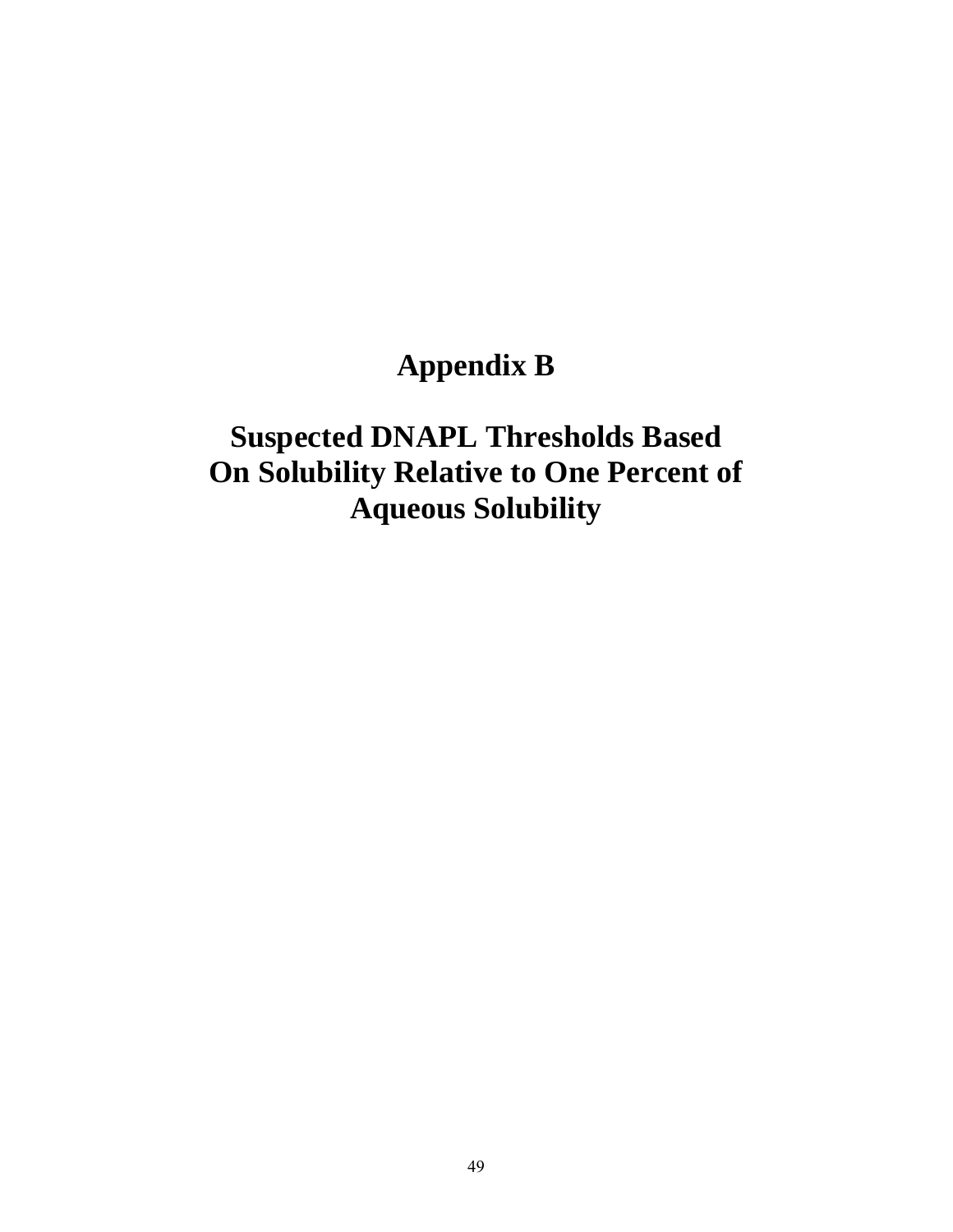# Appendix B

## Suspected DNAPL Thresholds Based On Solubility Relative to One Percent of Aqueous Solubility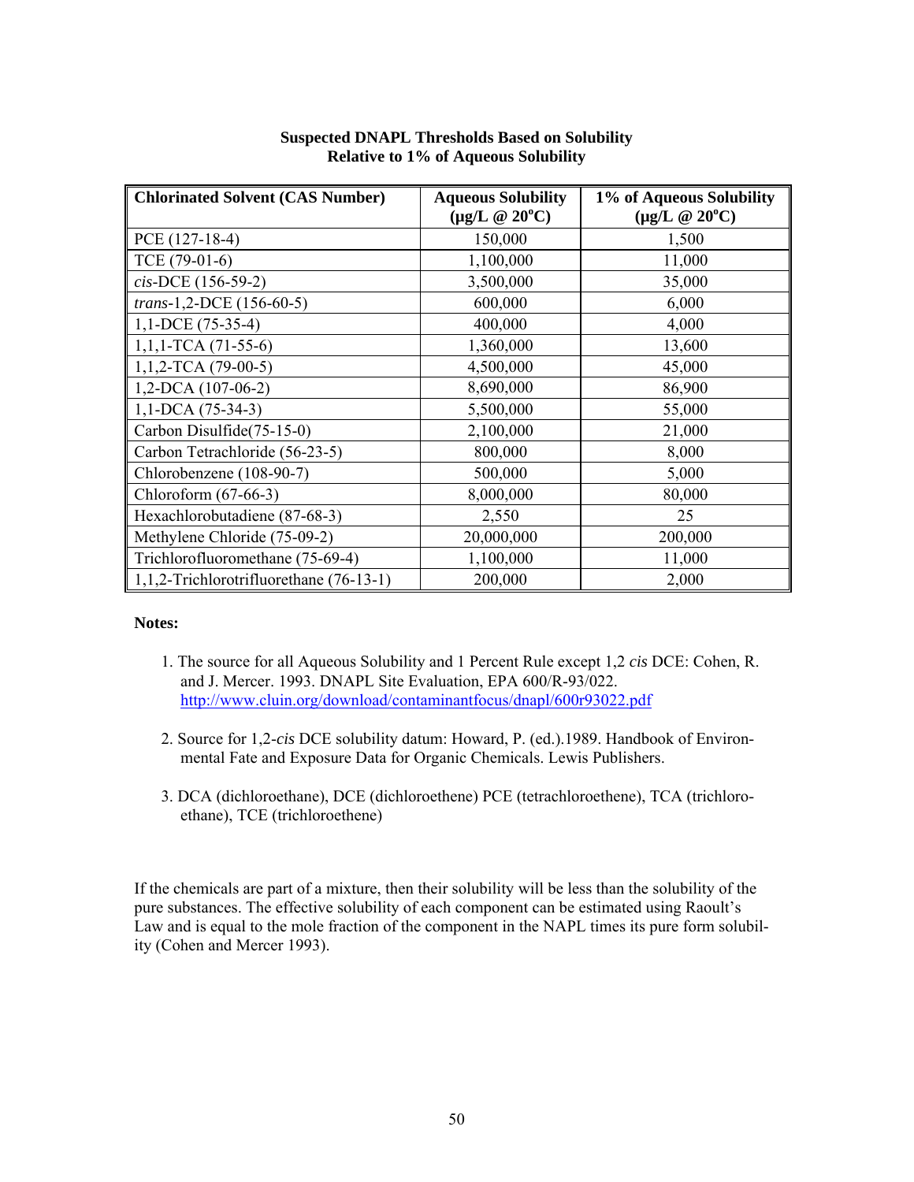**Suspected DNAPL Thresholds Based on Solubility**
**Relative to 1% of Aqueous Solubility**

| Chlorinated Solvent (CAS Number) | Aqueous Solubility (μg/L @ 20°C) | 1% of Aqueous Solubility (μg/L @ 20°C) |
|---|---|---|
| PCE (127-18-4) | 150,000 | 1,500 |
| TCE (79-01-6) | 1,100,000 | 11,000 |
| *cis*-DCE (156-59-2) | 3,500,000 | 35,000 |
| *trans*-1,2-DCE (156-60-5) | 600,000 | 6,000 |
| 1,1-DCE (75-35-4) | 400,000 | 4,000 |
| 1,1,1-TCA (71-55-6) | 1,360,000 | 13,600 |
| 1,1,2-TCA (79-00-5) | 4,500,000 | 45,000 |
| 1,2-DCA (107-06-2) | 8,690,000 | 86,900 |
| 1,1-DCA (75-34-3) | 5,500,000 | 55,000 |
| Carbon Disulfide(75-15-0) | 2,100,000 | 21,000 |
| Carbon Tetrachloride (56-23-5) | 800,000 | 8,000 |
| Chlorobenzene (108-90-7) | 500,000 | 5,000 |
| Chloroform (67-66-3) | 8,000,000 | 80,000 |
| Hexachlorobutadiene (87-68-3) | 2,550 | 25 |
| Methylene Chloride (75-09-2) | 20,000,000 | 200,000 |
| Trichlorofluoromethane (75-69-4) | 1,100,000 | 11,000 |
| 1,1,2-Trichlorotrifluorethane (76-13-1) | 200,000 | 2,000 |

**Notes:**

1. The source for all Aqueous Solubility and 1 Percent Rule except 1,2 *cis* DCE: Cohen, R. and J. Mercer. 1993. DNAPL Site Evaluation, EPA 600/R-93/022. http://www.cluin.org/download/contaminantfocus/dnapl/600r93022.pdf

2. Source for 1,2-*cis* DCE solubility datum: Howard, P. (ed.).1989. Handbook of Environmental Fate and Exposure Data for Organic Chemicals. Lewis Publishers.

3. DCA (dichloroethane), DCE (dichloroethene) PCE (tetrachloroethene), TCA (trichloroethane), TCE (trichloroethene)

If the chemicals are part of a mixture, then their solubility will be less than the solubility of the pure substances. The effective solubility of each component can be estimated using Raoult's Law and is equal to the mole fraction of the component in the NAPL times its pure form solubility (Cohen and Mercer 1993).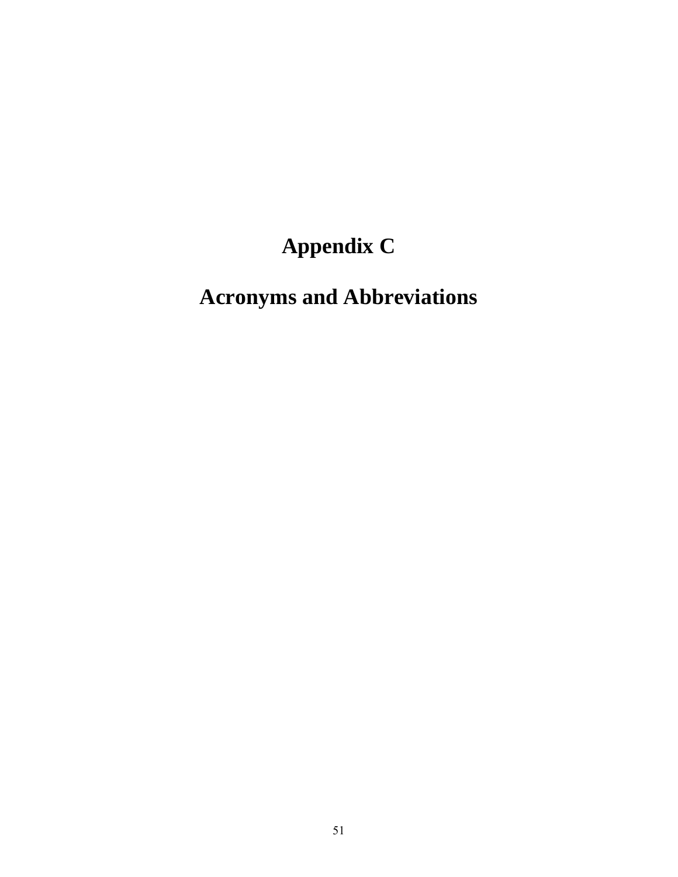# Appendix C

# Acronyms and Abbreviations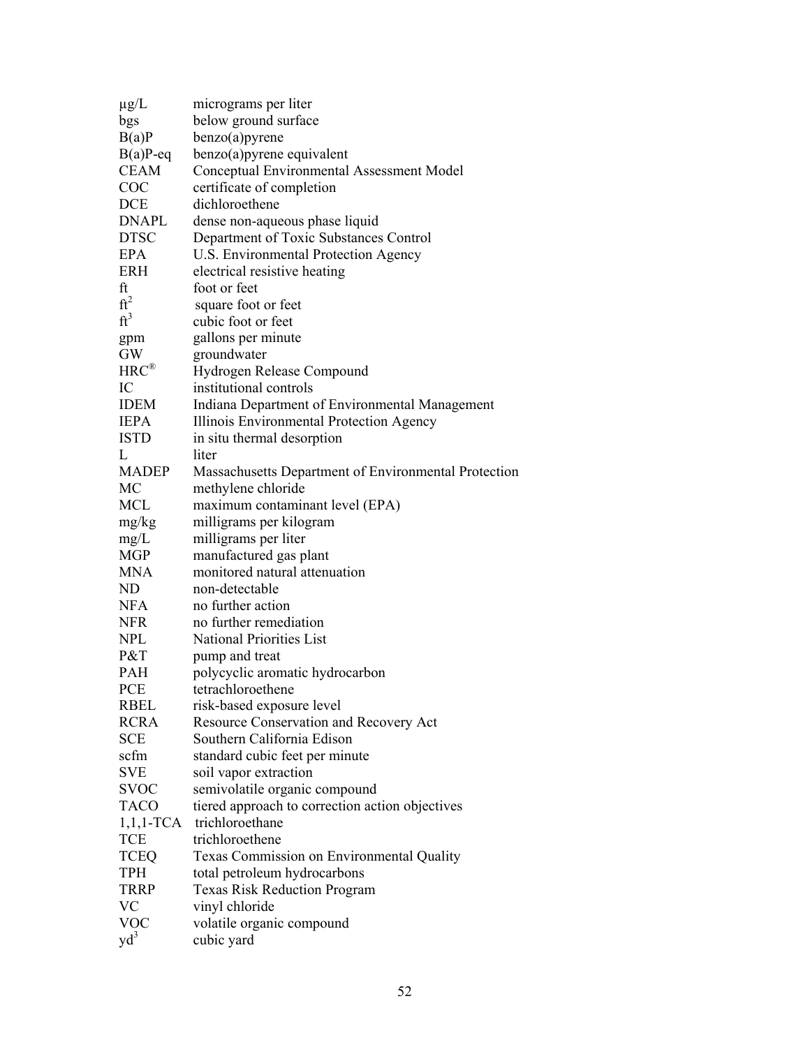| | |
|---|---|
| µg/L | micrograms per liter |
| bgs | below ground surface |
| B(a)P | benzo(a)pyrene |
| B(a)P-eq | benzo(a)pyrene equivalent |
| CEAM | Conceptual Environmental Assessment Model |
| COC | certificate of completion |
| DCE | dichloroethene |
| DNAPL | dense non-aqueous phase liquid |
| DTSC | Department of Toxic Substances Control |
| EPA | U.S. Environmental Protection Agency |
| ERH | electrical resistive heating |
| ft | foot or feet |
| $ft^2$ | square foot or feet |
| $ft^3$ | cubic foot or feet |
| gpm | gallons per minute |
| GW | groundwater |
| HRC® | Hydrogen Release Compound |
| IC | institutional controls |
| IDEM | Indiana Department of Environmental Management |
| IEPA | Illinois Environmental Protection Agency |
| ISTD | in situ thermal desorption |
| L | liter |
| MADEP | Massachusetts Department of Environmental Protection |
| MC | methylene chloride |
| MCL | maximum contaminant level (EPA) |
| mg/kg | milligrams per kilogram |
| mg/L | milligrams per liter |
| MGP | manufactured gas plant |
| MNA | monitored natural attenuation |
| ND | non-detectable |
| NFA | no further action |
| NFR | no further remediation |
| NPL | National Priorities List |
| P&T | pump and treat |
| PAH | polycyclic aromatic hydrocarbon |
| PCE | tetrachloroethene |
| RBEL | risk-based exposure level |
| RCRA | Resource Conservation and Recovery Act |
| SCE | Southern California Edison |
| scfm | standard cubic feet per minute |
| SVE | soil vapor extraction |
| SVOC | semivolatile organic compound |
| TACO | tiered approach to correction action objectives |
| 1,1,1-TCA | trichloroethane |
| TCE | trichloroethene |
| TCEQ | Texas Commission on Environmental Quality |
| TPH | total petroleum hydrocarbons |
| TRRP | Texas Risk Reduction Program |
| VC | vinyl chloride |
| VOC | volatile organic compound |
| $yd^3$ | cubic yard |